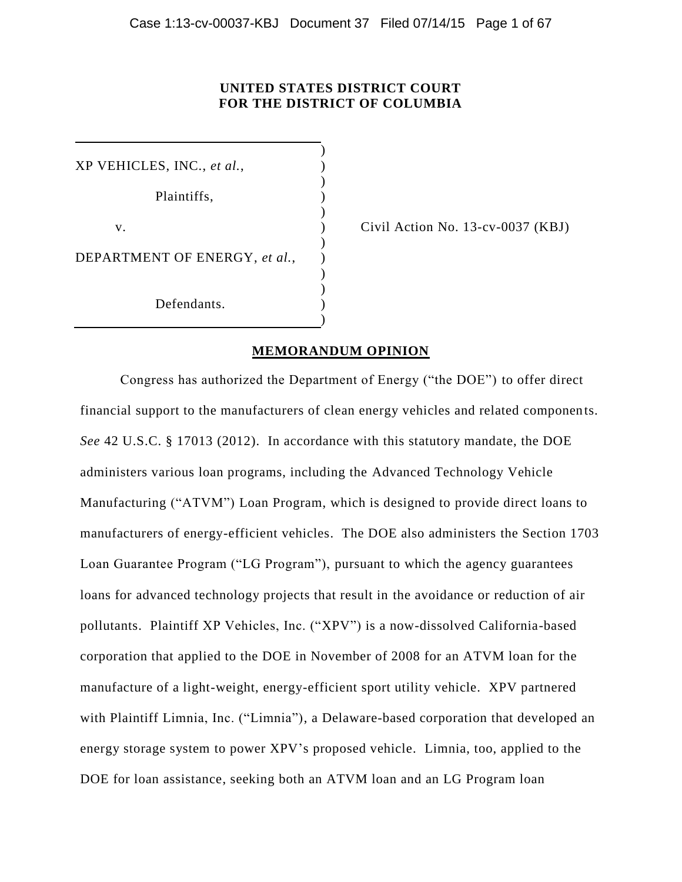**UNITED STATES DISTRICT COURT**
**FOR THE DISTRICT OF COLUMBIA**

XP VEHICLES, INC., *et al.*,

Plaintiffs,

v.

DEPARTMENT OF ENERGY, *et al.*,

Defendants.

Civil Action No. 13-cv-0037 (KBJ)

## MEMORANDUM OPINION

Congress has authorized the Department of Energy ("the DOE") to offer direct financial support to the manufacturers of clean energy vehicles and related components. *See* 42 U.S.C. § 17013 (2012). In accordance with this statutory mandate, the DOE administers various loan programs, including the Advanced Technology Vehicle Manufacturing ("ATVM") Loan Program, which is designed to provide direct loans to manufacturers of energy-efficient vehicles. The DOE also administers the Section 1703 Loan Guarantee Program ("LG Program"), pursuant to which the agency guarantees loans for advanced technology projects that result in the avoidance or reduction of air pollutants. Plaintiff XP Vehicles, Inc. ("XPV") is a now-dissolved California-based corporation that applied to the DOE in November of 2008 for an ATVM loan for the manufacture of a light-weight, energy-efficient sport utility vehicle. XPV partnered with Plaintiff Limnia, Inc. ("Limnia"), a Delaware-based corporation that developed an energy storage system to power XPV's proposed vehicle. Limnia, too, applied to the DOE for loan assistance, seeking both an ATVM loan and an LG Program loan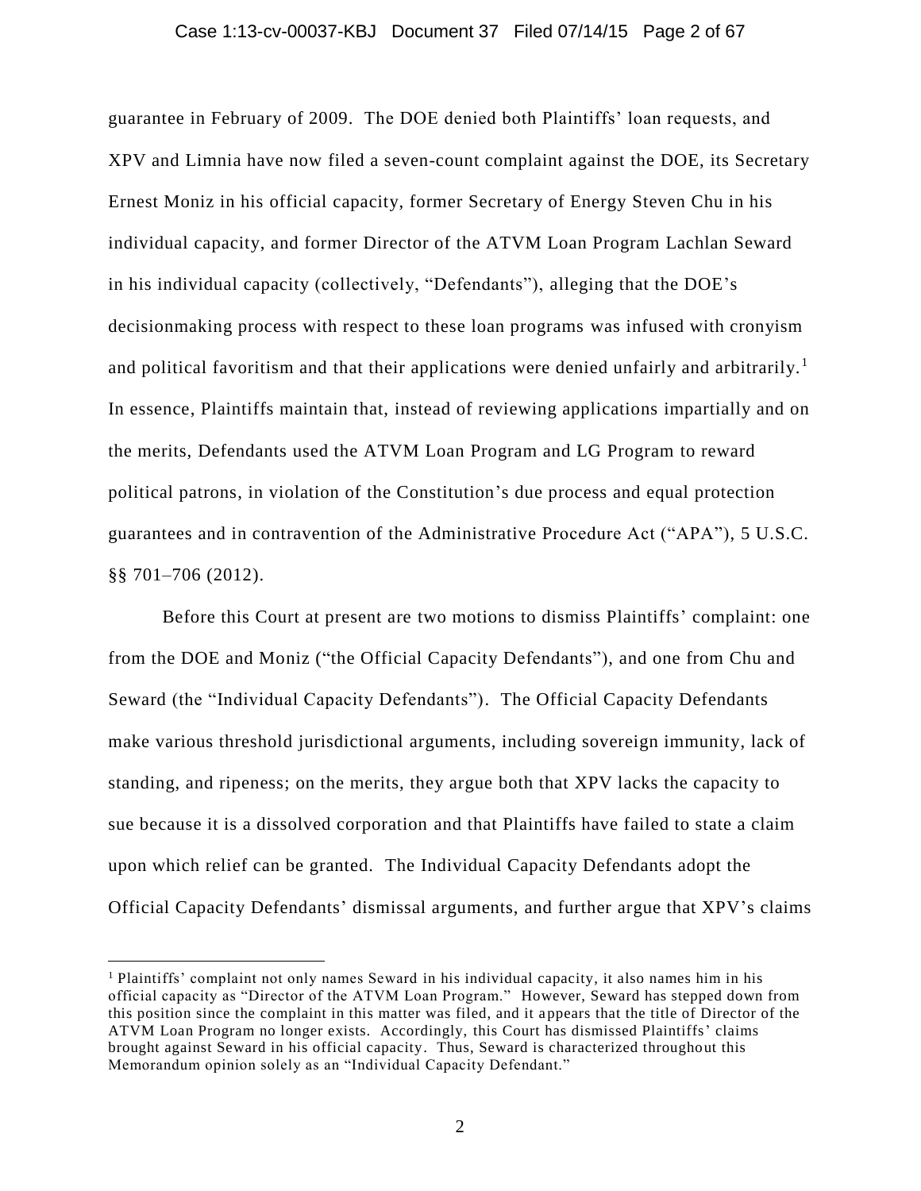guarantee in February of 2009. The DOE denied both Plaintiffs' loan requests, and XPV and Limnia have now filed a seven-count complaint against the DOE, its Secretary Ernest Moniz in his official capacity, former Secretary of Energy Steven Chu in his individual capacity, and former Director of the ATVM Loan Program Lachlan Seward in his individual capacity (collectively, "Defendants"), alleging that the DOE's decisionmaking process with respect to these loan programs was infused with cronyism and political favoritism and that their applications were denied unfairly and arbitrarily.[1] In essence, Plaintiffs maintain that, instead of reviewing applications impartially and on the merits, Defendants used the ATVM Loan Program and LG Program to reward political patrons, in violation of the Constitution's due process and equal protection guarantees and in contravention of the Administrative Procedure Act ("APA"), 5 U.S.C. §§ 701–706 (2012).

Before this Court at present are two motions to dismiss Plaintiffs' complaint: one from the DOE and Moniz ("the Official Capacity Defendants"), and one from Chu and Seward (the "Individual Capacity Defendants"). The Official Capacity Defendants make various threshold jurisdictional arguments, including sovereign immunity, lack of standing, and ripeness; on the merits, they argue both that XPV lacks the capacity to sue because it is a dissolved corporation and that Plaintiffs have failed to state a claim upon which relief can be granted. The Individual Capacity Defendants adopt the Official Capacity Defendants' dismissal arguments, and further argue that XPV's claims

[1] Plaintiffs' complaint not only names Seward in his individual capacity, it also names him in his official capacity as "Director of the ATVM Loan Program." However, Seward has stepped down from this position since the complaint in this matter was filed, and it appears that the title of Director of the ATVM Loan Program no longer exists. Accordingly, this Court has dismissed Plaintiffs' claims brought against Seward in his official capacity. Thus, Seward is characterized throughout this Memorandum opinion solely as an "Individual Capacity Defendant."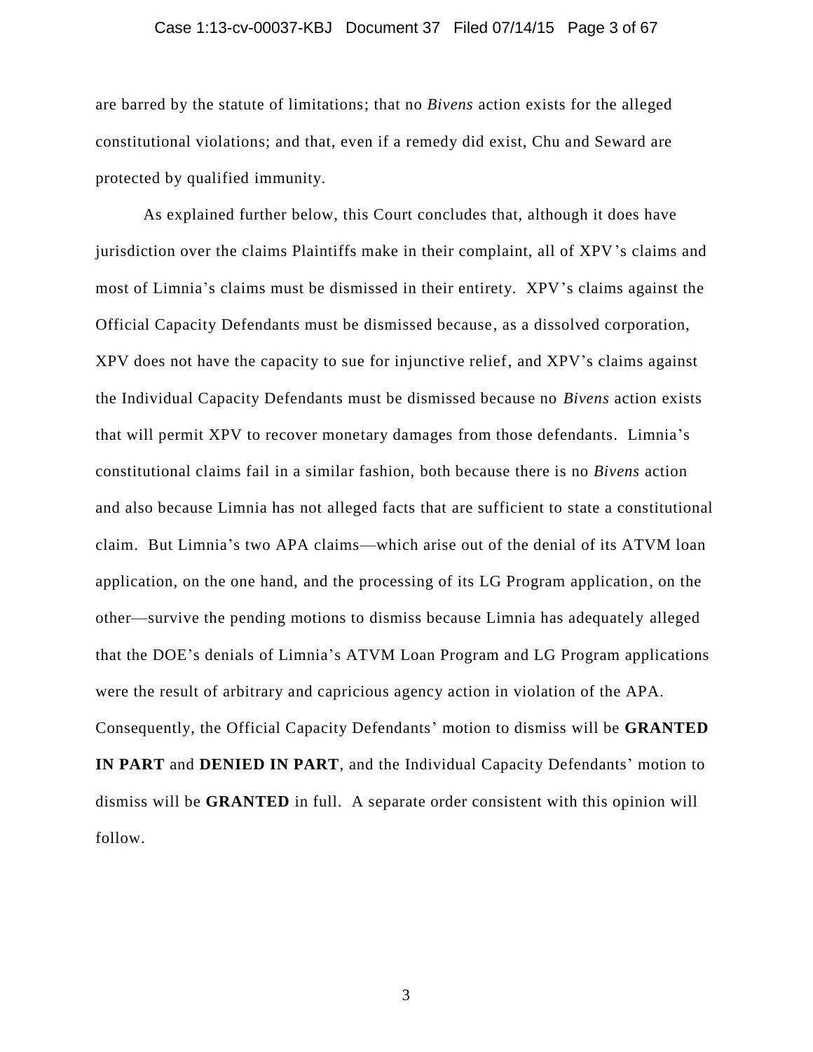are barred by the statute of limitations; that no *Bivens* action exists for the alleged constitutional violations; and that, even if a remedy did exist, Chu and Seward are protected by qualified immunity.

As explained further below, this Court concludes that, although it does have jurisdiction over the claims Plaintiffs make in their complaint, all of XPV's claims and most of Limnia's claims must be dismissed in their entirety. XPV's claims against the Official Capacity Defendants must be dismissed because, as a dissolved corporation, XPV does not have the capacity to sue for injunctive relief, and XPV's claims against the Individual Capacity Defendants must be dismissed because no *Bivens* action exists that will permit XPV to recover monetary damages from those defendants. Limnia's constitutional claims fail in a similar fashion, both because there is no *Bivens* action and also because Limnia has not alleged facts that are sufficient to state a constitutional claim. But Limnia's two APA claims—which arise out of the denial of its ATVM loan application, on the one hand, and the processing of its LG Program application, on the other—survive the pending motions to dismiss because Limnia has adequately alleged that the DOE's denials of Limnia's ATVM Loan Program and LG Program applications were the result of arbitrary and capricious agency action in violation of the APA. Consequently, the Official Capacity Defendants' motion to dismiss will be **GRANTED IN PART** and **DENIED IN PART**, and the Individual Capacity Defendants' motion to dismiss will be **GRANTED** in full. A separate order consistent with this opinion will follow.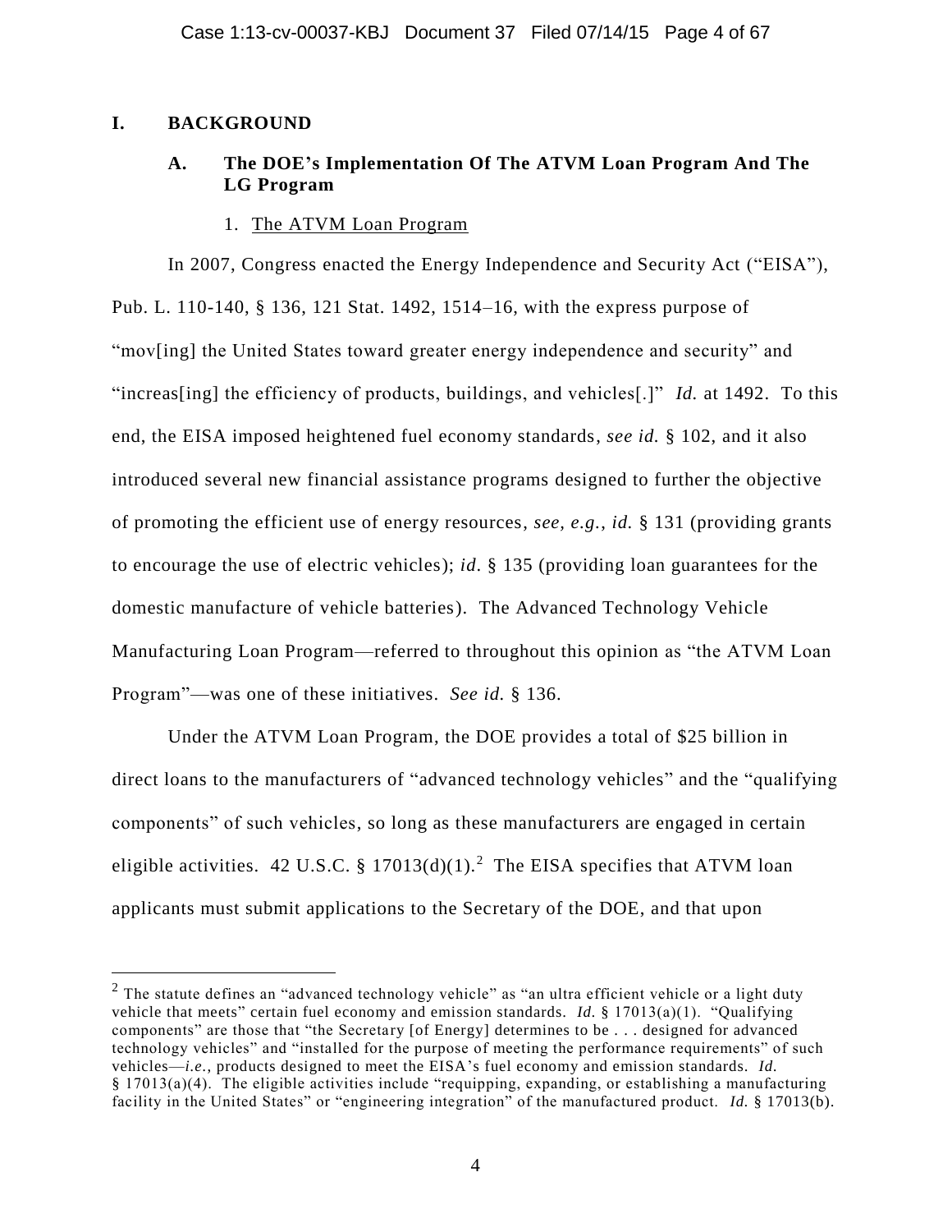## I. BACKGROUND

### A. The DOE's Implementation Of The ATVM Loan Program And The LG Program

#### 1. The ATVM Loan Program

In 2007, Congress enacted the Energy Independence and Security Act ("EISA"), Pub. L. 110-140, § 136, 121 Stat. 1492, 1514–16, with the express purpose of "mov[ing] the United States toward greater energy independence and security" and "increas[ing] the efficiency of products, buildings, and vehicles[.]" *Id.* at 1492. To this end, the EISA imposed heightened fuel economy standards, *see id.* § 102, and it also introduced several new financial assistance programs designed to further the objective of promoting the efficient use of energy resources, *see, e.g.*, *id.* § 131 (providing grants to encourage the use of electric vehicles); *id*. § 135 (providing loan guarantees for the domestic manufacture of vehicle batteries). The Advanced Technology Vehicle Manufacturing Loan Program—referred to throughout this opinion as "the ATVM Loan Program"—was one of these initiatives. *See id.* § 136.

Under the ATVM Loan Program, the DOE provides a total of $25 billion in direct loans to the manufacturers of "advanced technology vehicles" and the "qualifying components" of such vehicles, so long as these manufacturers are engaged in certain eligible activities. 42 U.S.C. § 17013(d)(1).[2] The EISA specifies that ATVM loan applicants must submit applications to the Secretary of the DOE, and that upon

---

[2] The statute defines an "advanced technology vehicle" as "an ultra efficient vehicle or a light duty vehicle that meets" certain fuel economy and emission standards. *Id.* § 17013(a)(1). "Qualifying components" are those that "the Secretary [of Energy] determines to be . . . designed for advanced technology vehicles" and "installed for the purpose of meeting the performance requirements" of such vehicles—*i.e.*, products designed to meet the EISA's fuel economy and emission standards. *Id.* § 17013(a)(4). The eligible activities include "requipping, expanding, or establishing a manufacturing facility in the United States" or "engineering integration" of the manufactured product. *Id.* § 17013(b).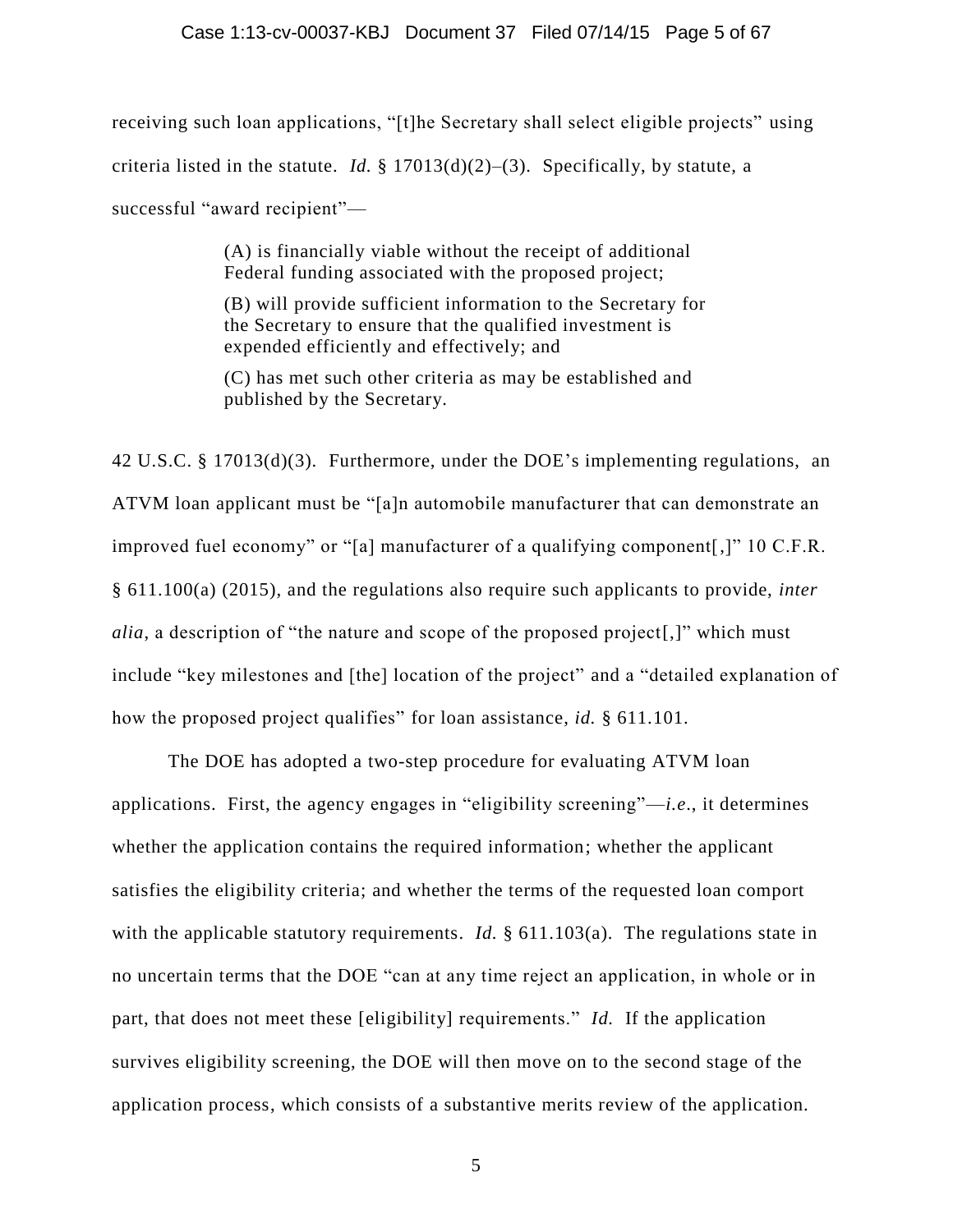receiving such loan applications, "[t]he Secretary shall select eligible projects" using criteria listed in the statute. *Id.* § 17013(d)(2)–(3). Specifically, by statute, a successful "award recipient"—

> (A) is financially viable without the receipt of additional Federal funding associated with the proposed project;
>
> (B) will provide sufficient information to the Secretary for the Secretary to ensure that the qualified investment is expended efficiently and effectively; and
>
> (C) has met such other criteria as may be established and published by the Secretary.

42 U.S.C. § 17013(d)(3). Furthermore, under the DOE's implementing regulations, an ATVM loan applicant must be "[a]n automobile manufacturer that can demonstrate an improved fuel economy" or "[a] manufacturer of a qualifying component[,]" 10 C.F.R. § 611.100(a) (2015), and the regulations also require such applicants to provide, *inter alia*, a description of "the nature and scope of the proposed project[,]" which must include "key milestones and [the] location of the project" and a "detailed explanation of how the proposed project qualifies" for loan assistance, *id.* § 611.101.

The DOE has adopted a two-step procedure for evaluating ATVM loan applications. First, the agency engages in "eligibility screening"—*i.e.*, it determines whether the application contains the required information; whether the applicant satisfies the eligibility criteria; and whether the terms of the requested loan comport with the applicable statutory requirements. *Id.* § 611.103(a). The regulations state in no uncertain terms that the DOE "can at any time reject an application, in whole or in part, that does not meet these [eligibility] requirements." *Id.* If the application survives eligibility screening, the DOE will then move on to the second stage of the application process, which consists of a substantive merits review of the application.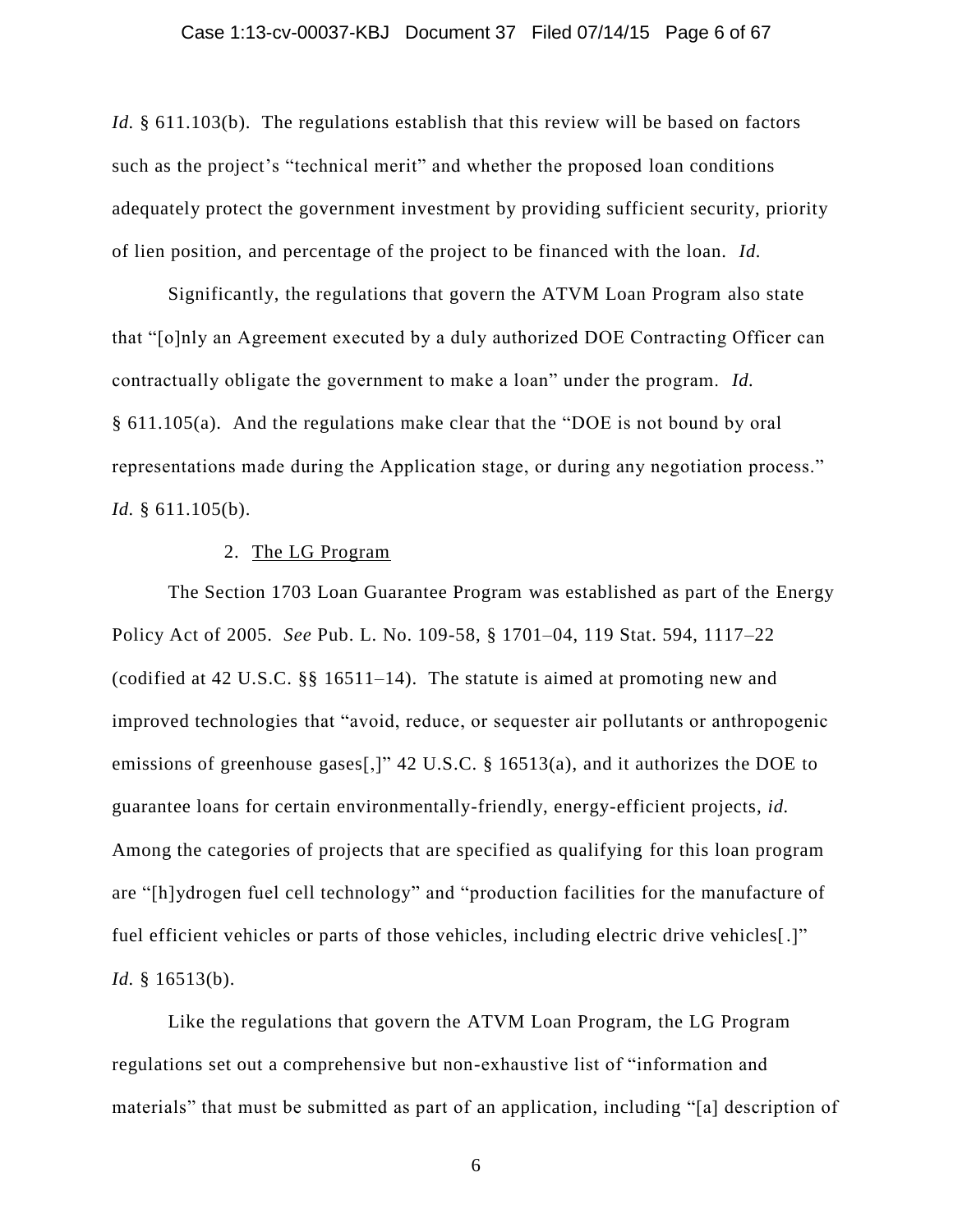*Id.* § 611.103(b). The regulations establish that this review will be based on factors such as the project's "technical merit" and whether the proposed loan conditions adequately protect the government investment by providing sufficient security, priority of lien position, and percentage of the project to be financed with the loan. *Id.*

Significantly, the regulations that govern the ATVM Loan Program also state that "[o]nly an Agreement executed by a duly authorized DOE Contracting Officer can contractually obligate the government to make a loan" under the program. *Id.* § 611.105(a). And the regulations make clear that the "DOE is not bound by oral representations made during the Application stage, or during any negotiation process." *Id.* § 611.105(b).

2. <u>The LG Program</u>

The Section 1703 Loan Guarantee Program was established as part of the Energy Policy Act of 2005. *See* Pub. L. No. 109-58, § 1701–04, 119 Stat. 594, 1117–22 (codified at 42 U.S.C. §§ 16511–14). The statute is aimed at promoting new and improved technologies that "avoid, reduce, or sequester air pollutants or anthropogenic emissions of greenhouse gases[,]" 42 U.S.C. § 16513(a), and it authorizes the DOE to guarantee loans for certain environmentally-friendly, energy-efficient projects, *id.* Among the categories of projects that are specified as qualifying for this loan program are "[h]ydrogen fuel cell technology" and "production facilities for the manufacture of fuel efficient vehicles or parts of those vehicles, including electric drive vehicles[.]" *Id.* § 16513(b).

Like the regulations that govern the ATVM Loan Program, the LG Program regulations set out a comprehensive but non-exhaustive list of "information and materials" that must be submitted as part of an application, including "[a] description of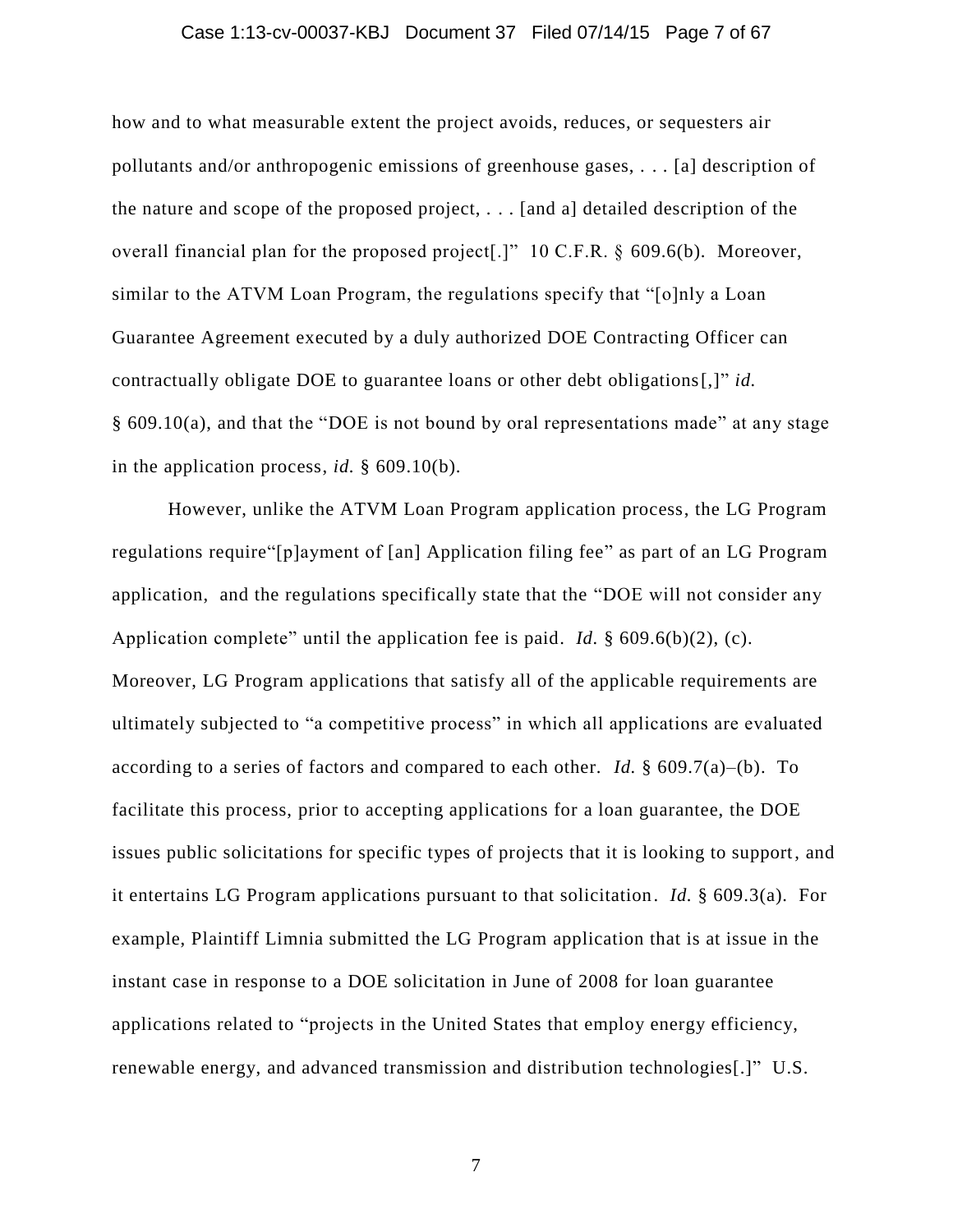how and to what measurable extent the project avoids, reduces, or sequesters air pollutants and/or anthropogenic emissions of greenhouse gases, . . . [a] description of the nature and scope of the proposed project, . . . [and a] detailed description of the overall financial plan for the proposed project[.]" 10 C.F.R. § 609.6(b). Moreover, similar to the ATVM Loan Program, the regulations specify that "[o]nly a Loan Guarantee Agreement executed by a duly authorized DOE Contracting Officer can contractually obligate DOE to guarantee loans or other debt obligations[,]" *id.* § 609.10(a), and that the "DOE is not bound by oral representations made" at any stage in the application process, *id.* § 609.10(b).

However, unlike the ATVM Loan Program application process, the LG Program regulations require"[p]ayment of [an] Application filing fee" as part of an LG Program application, and the regulations specifically state that the "DOE will not consider any Application complete" until the application fee is paid. *Id.* § 609.6(b)(2), (c). Moreover, LG Program applications that satisfy all of the applicable requirements are ultimately subjected to "a competitive process" in which all applications are evaluated according to a series of factors and compared to each other. *Id.* § 609.7(a)–(b). To facilitate this process, prior to accepting applications for a loan guarantee, the DOE issues public solicitations for specific types of projects that it is looking to support, and it entertains LG Program applications pursuant to that solicitation. *Id.* § 609.3(a). For example, Plaintiff Limnia submitted the LG Program application that is at issue in the instant case in response to a DOE solicitation in June of 2008 for loan guarantee applications related to "projects in the United States that employ energy efficiency, renewable energy, and advanced transmission and distribution technologies[.]" U.S.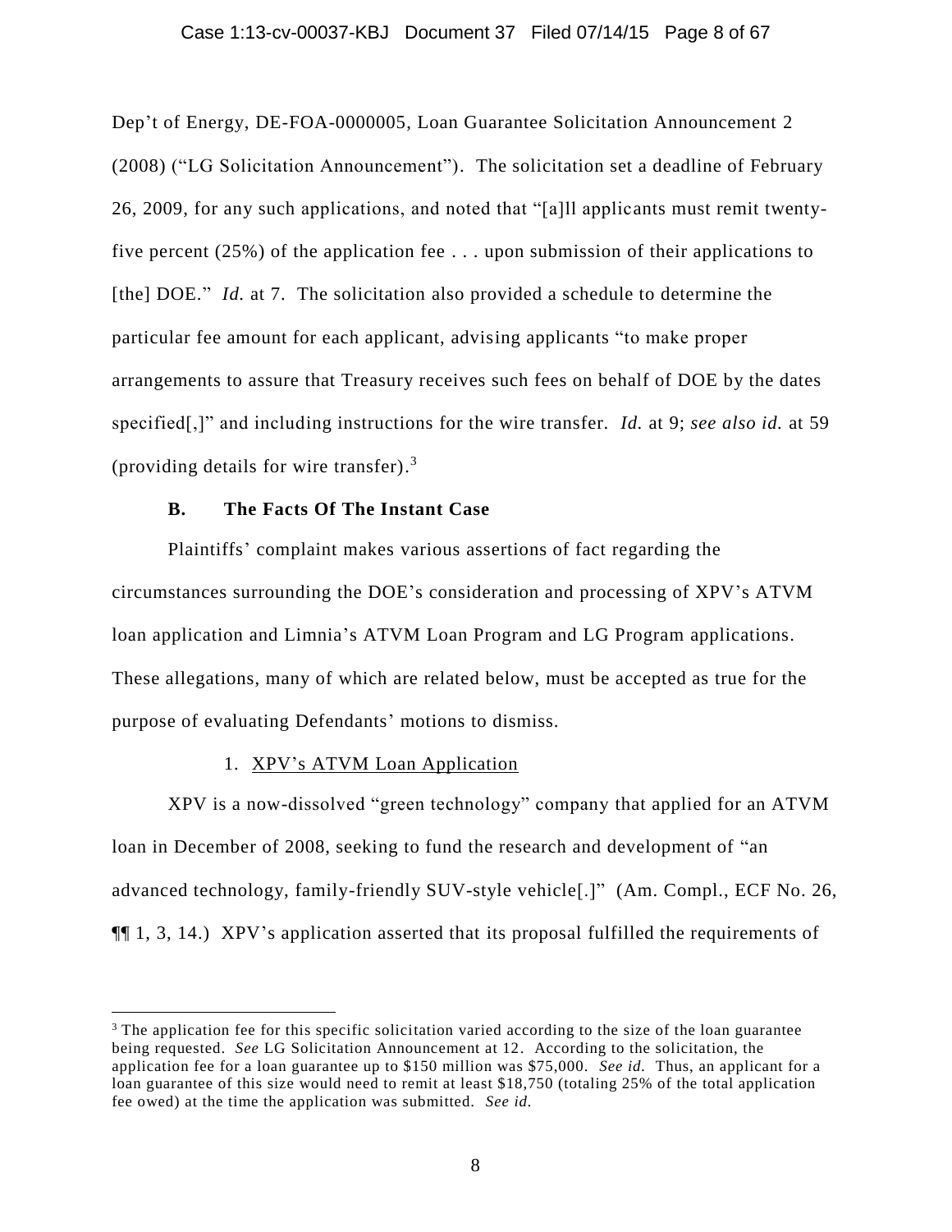Dep't of Energy, DE-FOA-0000005, Loan Guarantee Solicitation Announcement 2 (2008) ("LG Solicitation Announcement"). The solicitation set a deadline of February 26, 2009, for any such applications, and noted that "[a]ll applicants must remit twenty-five percent (25%) of the application fee . . . upon submission of their applications to [the] DOE." *Id.* at 7. The solicitation also provided a schedule to determine the particular fee amount for each applicant, advising applicants "to make proper arrangements to assure that Treasury receives such fees on behalf of DOE by the dates specified[,]" and including instructions for the wire transfer. *Id.* at 9; *see also id.* at 59 (providing details for wire transfer).[3]

### B. The Facts Of The Instant Case

Plaintiffs' complaint makes various assertions of fact regarding the circumstances surrounding the DOE's consideration and processing of XPV's ATVM loan application and Limnia's ATVM Loan Program and LG Program applications. These allegations, many of which are related below, must be accepted as true for the purpose of evaluating Defendants' motions to dismiss.

#### 1. XPV's ATVM Loan Application

XPV is a now-dissolved "green technology" company that applied for an ATVM loan in December of 2008, seeking to fund the research and development of "an advanced technology, family-friendly SUV-style vehicle[.]" (Am. Compl., ECF No. 26, ¶¶ 1, 3, 14.) XPV's application asserted that its proposal fulfilled the requirements of

---

[3] The application fee for this specific solicitation varied according to the size of the loan guarantee being requested. *See* LG Solicitation Announcement at 12. According to the solicitation, the application fee for a loan guarantee up to $150 million was $75,000. *See id.* Thus, an applicant for a loan guarantee of this size would need to remit at least $18,750 (totaling 25% of the total application fee owed) at the time the application was submitted. *See id.*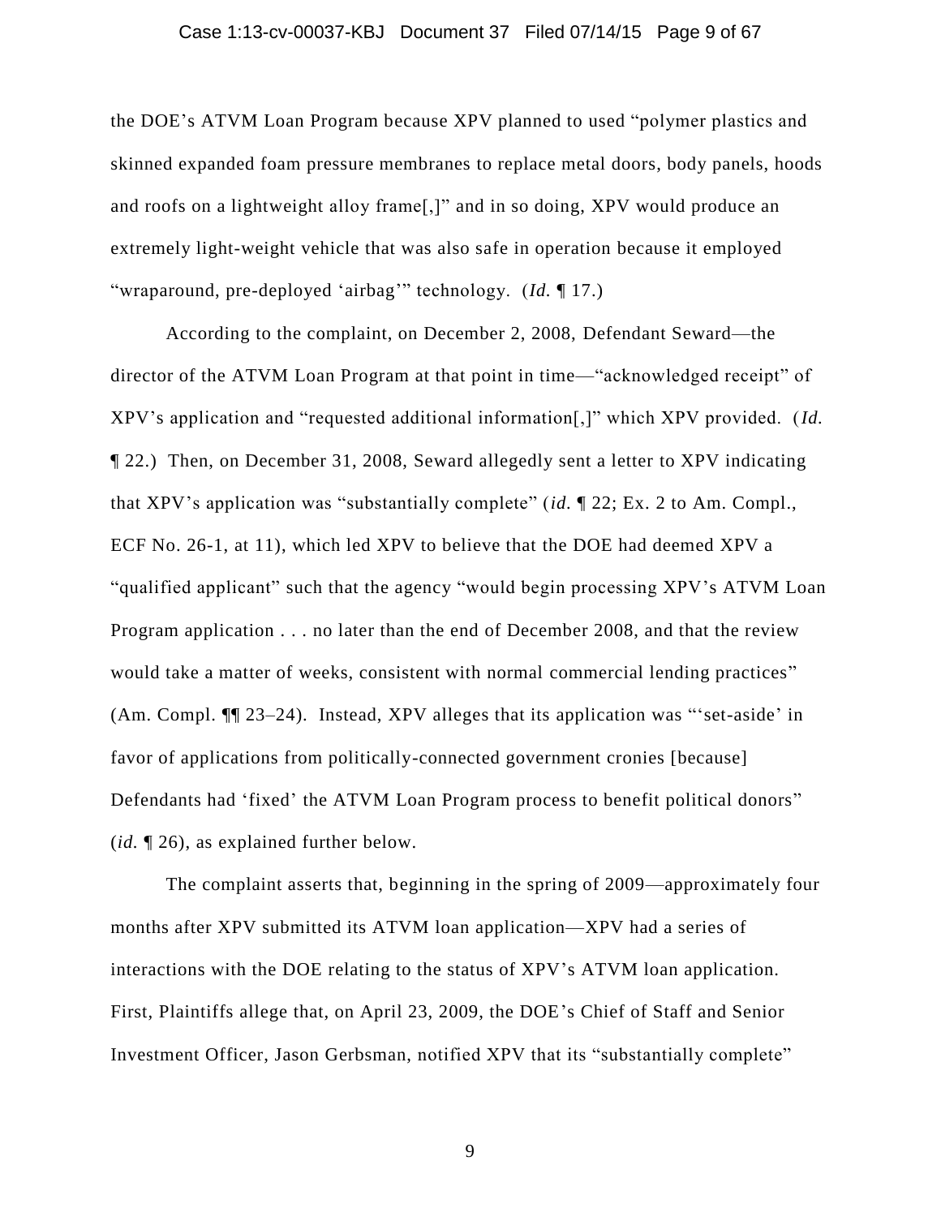the DOE's ATVM Loan Program because XPV planned to used "polymer plastics and skinned expanded foam pressure membranes to replace metal doors, body panels, hoods and roofs on a lightweight alloy frame[,]" and in so doing, XPV would produce an extremely light-weight vehicle that was also safe in operation because it employed "wraparound, pre-deployed 'airbag'" technology. (*Id.* ¶ 17.)

According to the complaint, on December 2, 2008, Defendant Seward—the director of the ATVM Loan Program at that point in time—"acknowledged receipt" of XPV's application and "requested additional information[,]" which XPV provided. (*Id.* ¶ 22.) Then, on December 31, 2008, Seward allegedly sent a letter to XPV indicating that XPV's application was "substantially complete" (*id.* ¶ 22; Ex. 2 to Am. Compl., ECF No. 26-1, at 11), which led XPV to believe that the DOE had deemed XPV a "qualified applicant" such that the agency "would begin processing XPV's ATVM Loan Program application . . . no later than the end of December 2008, and that the review would take a matter of weeks, consistent with normal commercial lending practices" (Am. Compl. ¶¶ 23–24). Instead, XPV alleges that its application was "'set-aside' in favor of applications from politically-connected government cronies [because] Defendants had 'fixed' the ATVM Loan Program process to benefit political donors" (*id.* ¶ 26), as explained further below.

The complaint asserts that, beginning in the spring of 2009—approximately four months after XPV submitted its ATVM loan application—XPV had a series of interactions with the DOE relating to the status of XPV's ATVM loan application. First, Plaintiffs allege that, on April 23, 2009, the DOE's Chief of Staff and Senior Investment Officer, Jason Gerbsman, notified XPV that its "substantially complete"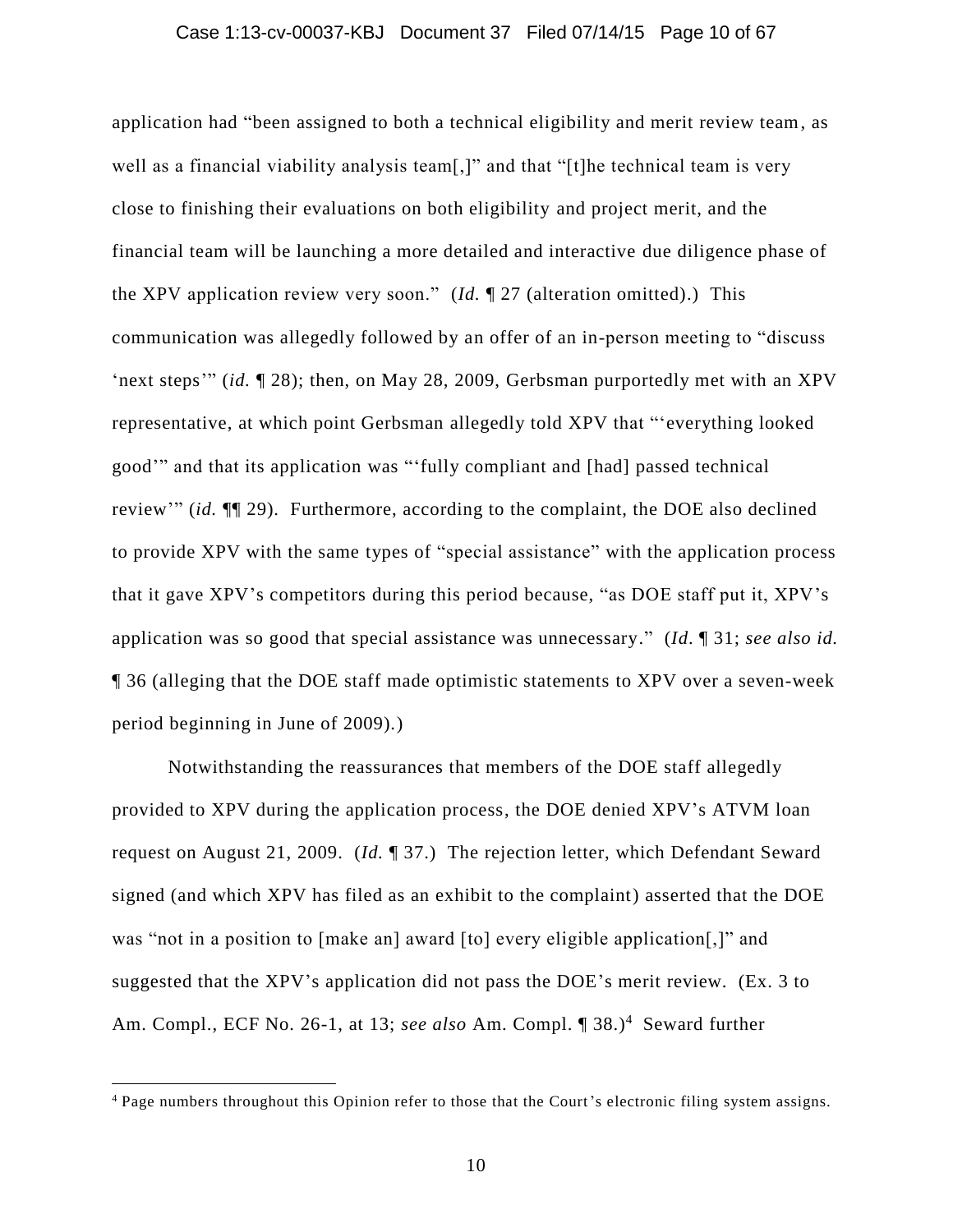application had "been assigned to both a technical eligibility and merit review team, as well as a financial viability analysis team[,]" and that "[t]he technical team is very close to finishing their evaluations on both eligibility and project merit, and the financial team will be launching a more detailed and interactive due diligence phase of the XPV application review very soon." (*Id.* ¶ 27 (alteration omitted).) This communication was allegedly followed by an offer of an in-person meeting to "discuss 'next steps'" (*id.* ¶ 28); then, on May 28, 2009, Gerbsman purportedly met with an XPV representative, at which point Gerbsman allegedly told XPV that "'everything looked good'" and that its application was "'fully compliant and [had] passed technical review'" (*id.* ¶¶ 29). Furthermore, according to the complaint, the DOE also declined to provide XPV with the same types of "special assistance" with the application process that it gave XPV's competitors during this period because, "as DOE staff put it, XPV's application was so good that special assistance was unnecessary." (*Id*. ¶ 31; *see also id.* ¶ 36 (alleging that the DOE staff made optimistic statements to XPV over a seven-week period beginning in June of 2009).)

Notwithstanding the reassurances that members of the DOE staff allegedly provided to XPV during the application process, the DOE denied XPV's ATVM loan request on August 21, 2009. (*Id.* ¶ 37.) The rejection letter, which Defendant Seward signed (and which XPV has filed as an exhibit to the complaint) asserted that the DOE was "not in a position to [make an] award [to] every eligible application[,]" and suggested that the XPV's application did not pass the DOE's merit review. (Ex. 3 to Am. Compl., ECF No. 26-1, at 13; *see also* Am. Compl. ¶ 38.)[4] Seward further

[4] Page numbers throughout this Opinion refer to those that the Court's electronic filing system assigns.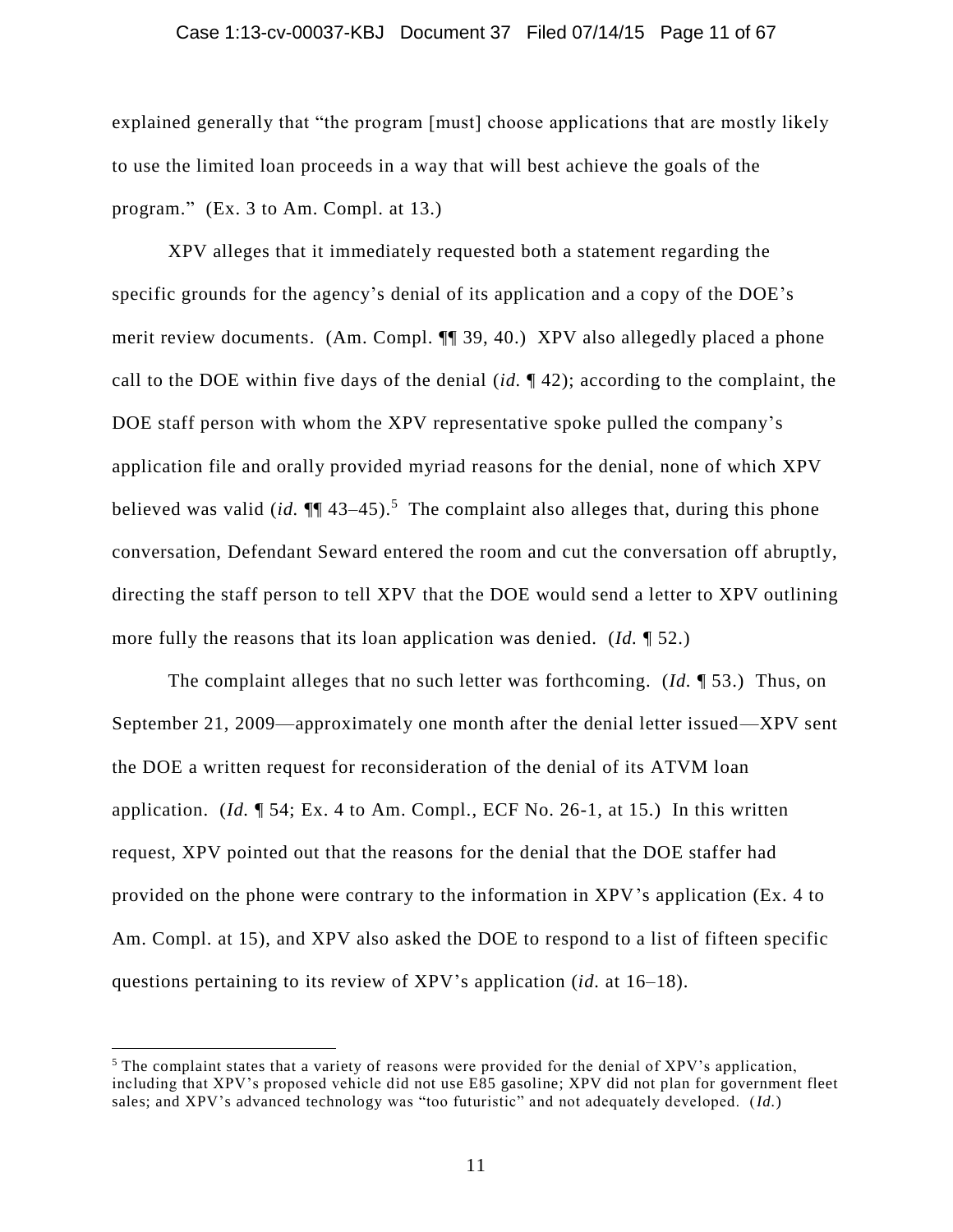explained generally that "the program [must] choose applications that are mostly likely to use the limited loan proceeds in a way that will best achieve the goals of the program." (Ex. 3 to Am. Compl. at 13.)

XPV alleges that it immediately requested both a statement regarding the specific grounds for the agency's denial of its application and a copy of the DOE's merit review documents. (Am. Compl. ¶¶ 39, 40.) XPV also allegedly placed a phone call to the DOE within five days of the denial (*id.* ¶ 42); according to the complaint, the DOE staff person with whom the XPV representative spoke pulled the company's application file and orally provided myriad reasons for the denial, none of which XPV believed was valid (*id.* ¶¶ 43–45).[5] The complaint also alleges that, during this phone conversation, Defendant Seward entered the room and cut the conversation off abruptly, directing the staff person to tell XPV that the DOE would send a letter to XPV outlining more fully the reasons that its loan application was denied. (*Id.* ¶ 52.)

The complaint alleges that no such letter was forthcoming. (*Id.* ¶ 53.) Thus, on September 21, 2009—approximately one month after the denial letter issued—XPV sent the DOE a written request for reconsideration of the denial of its ATVM loan application. (*Id.* ¶ 54; Ex. 4 to Am. Compl., ECF No. 26-1, at 15.) In this written request, XPV pointed out that the reasons for the denial that the DOE staffer had provided on the phone were contrary to the information in XPV's application (Ex. 4 to Am. Compl. at 15), and XPV also asked the DOE to respond to a list of fifteen specific questions pertaining to its review of XPV's application (*id.* at 16–18).

---

[5] The complaint states that a variety of reasons were provided for the denial of XPV's application, including that XPV's proposed vehicle did not use E85 gasoline; XPV did not plan for government fleet sales; and XPV's advanced technology was "too futuristic" and not adequately developed. (*Id.*)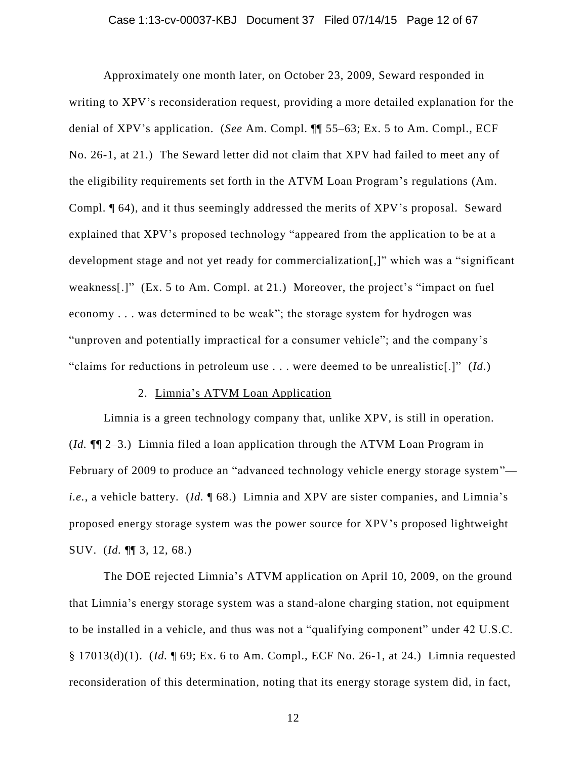Approximately one month later, on October 23, 2009, Seward responded in writing to XPV's reconsideration request, providing a more detailed explanation for the denial of XPV's application. (*See* Am. Compl. ¶¶ 55–63; Ex. 5 to Am. Compl., ECF No. 26-1, at 21.) The Seward letter did not claim that XPV had failed to meet any of the eligibility requirements set forth in the ATVM Loan Program's regulations (Am. Compl. ¶ 64), and it thus seemingly addressed the merits of XPV's proposal. Seward explained that XPV's proposed technology "appeared from the application to be at a development stage and not yet ready for commercialization[,]" which was a "significant weakness[.]" (Ex. 5 to Am. Compl. at 21.) Moreover, the project's "impact on fuel economy . . . was determined to be weak"; the storage system for hydrogen was "unproven and potentially impractical for a consumer vehicle"; and the company's "claims for reductions in petroleum use . . . were deemed to be unrealistic[.]" (*Id.*)

2. Limnia's ATVM Loan Application

Limnia is a green technology company that, unlike XPV, is still in operation. (*Id.* ¶¶ 2–3.) Limnia filed a loan application through the ATVM Loan Program in February of 2009 to produce an "advanced technology vehicle energy storage system"—*i.e.*, a vehicle battery. (*Id.* ¶ 68.) Limnia and XPV are sister companies, and Limnia's proposed energy storage system was the power source for XPV's proposed lightweight SUV. (*Id.* ¶¶ 3, 12, 68.)

The DOE rejected Limnia's ATVM application on April 10, 2009, on the ground that Limnia's energy storage system was a stand-alone charging station, not equipment to be installed in a vehicle, and thus was not a "qualifying component" under 42 U.S.C. § 17013(d)(1). (*Id.* ¶ 69; Ex. 6 to Am. Compl., ECF No. 26-1, at 24.) Limnia requested reconsideration of this determination, noting that its energy storage system did, in fact,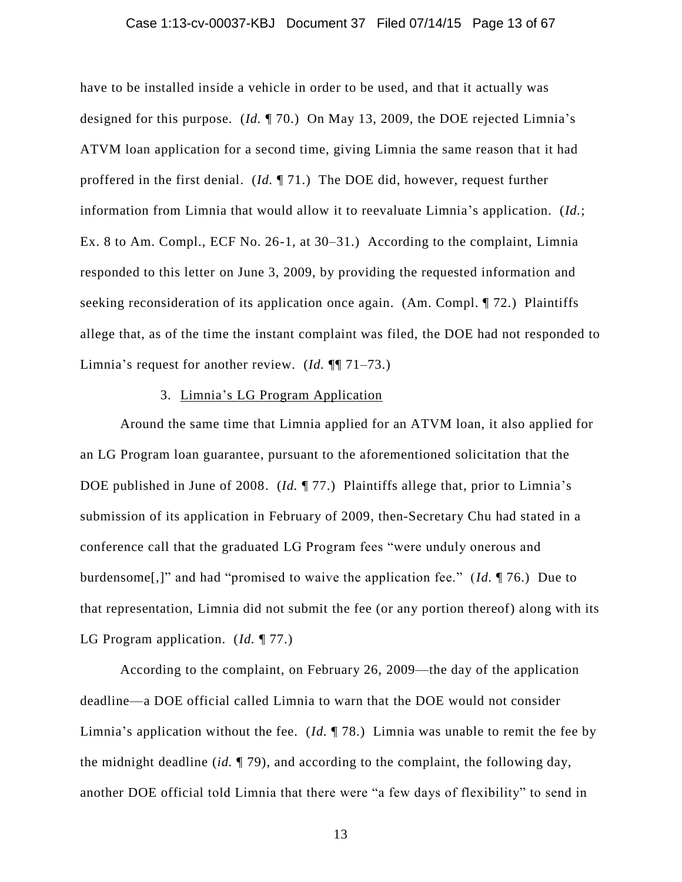have to be installed inside a vehicle in order to be used, and that it actually was designed for this purpose. (*Id.* ¶ 70.) On May 13, 2009, the DOE rejected Limnia's ATVM loan application for a second time, giving Limnia the same reason that it had proffered in the first denial. (*Id.* ¶ 71.) The DOE did, however, request further information from Limnia that would allow it to reevaluate Limnia's application. (*Id.*; Ex. 8 to Am. Compl., ECF No. 26-1, at 30–31.) According to the complaint, Limnia responded to this letter on June 3, 2009, by providing the requested information and seeking reconsideration of its application once again. (Am. Compl. ¶ 72.) Plaintiffs allege that, as of the time the instant complaint was filed, the DOE had not responded to Limnia's request for another review. (*Id.* ¶¶ 71–73.)

3. Limnia's LG Program Application

Around the same time that Limnia applied for an ATVM loan, it also applied for an LG Program loan guarantee, pursuant to the aforementioned solicitation that the DOE published in June of 2008. (*Id.* ¶ 77.) Plaintiffs allege that, prior to Limnia's submission of its application in February of 2009, then-Secretary Chu had stated in a conference call that the graduated LG Program fees "were unduly onerous and burdensome[,]" and had "promised to waive the application fee." (*Id.* ¶ 76.) Due to that representation, Limnia did not submit the fee (or any portion thereof) along with its LG Program application. (*Id.* ¶ 77.)

According to the complaint, on February 26, 2009—the day of the application deadline—a DOE official called Limnia to warn that the DOE would not consider Limnia's application without the fee. (*Id.* ¶ 78.) Limnia was unable to remit the fee by the midnight deadline (*id.* ¶ 79), and according to the complaint, the following day, another DOE official told Limnia that there were "a few days of flexibility" to send in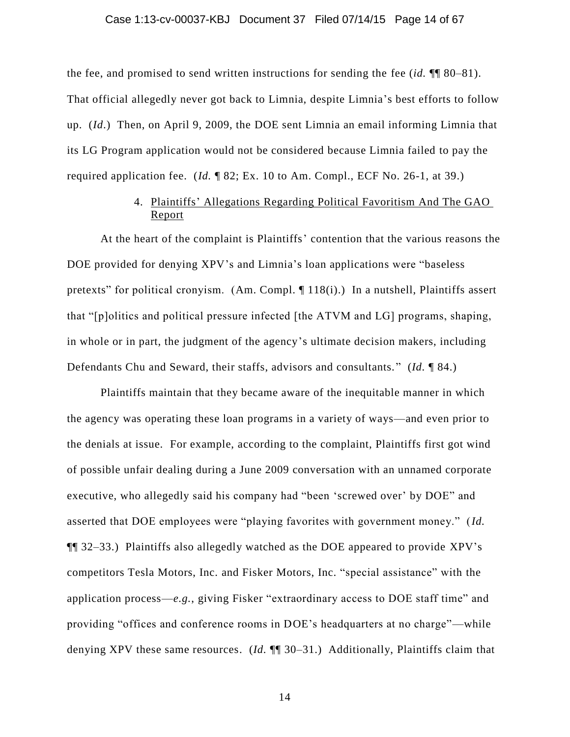the fee, and promised to send written instructions for sending the fee (*id.* ¶¶ 80–81). That official allegedly never got back to Limnia, despite Limnia's best efforts to follow up. (*Id.*) Then, on April 9, 2009, the DOE sent Limnia an email informing Limnia that its LG Program application would not be considered because Limnia failed to pay the required application fee. (*Id.* ¶ 82; Ex. 10 to Am. Compl., ECF No. 26-1, at 39.)

4. <u>Plaintiffs' Allegations Regarding Political Favoritism And The GAO Report</u>

At the heart of the complaint is Plaintiffs' contention that the various reasons the DOE provided for denying XPV's and Limnia's loan applications were "baseless pretexts" for political cronyism. (Am. Compl. ¶ 118(i).) In a nutshell, Plaintiffs assert that "[p]olitics and political pressure infected [the ATVM and LG] programs, shaping, in whole or in part, the judgment of the agency's ultimate decision makers, including Defendants Chu and Seward, their staffs, advisors and consultants." (*Id.* ¶ 84.)

Plaintiffs maintain that they became aware of the inequitable manner in which the agency was operating these loan programs in a variety of ways—and even prior to the denials at issue. For example, according to the complaint, Plaintiffs first got wind of possible unfair dealing during a June 2009 conversation with an unnamed corporate executive, who allegedly said his company had "been 'screwed over' by DOE" and asserted that DOE employees were "playing favorites with government money." (*Id.* ¶¶ 32–33.) Plaintiffs also allegedly watched as the DOE appeared to provide XPV's competitors Tesla Motors, Inc. and Fisker Motors, Inc. "special assistance" with the application process—*e.g.*, giving Fisker "extraordinary access to DOE staff time" and providing "offices and conference rooms in DOE's headquarters at no charge"—while denying XPV these same resources. (*Id.* ¶¶ 30–31.) Additionally, Plaintiffs claim that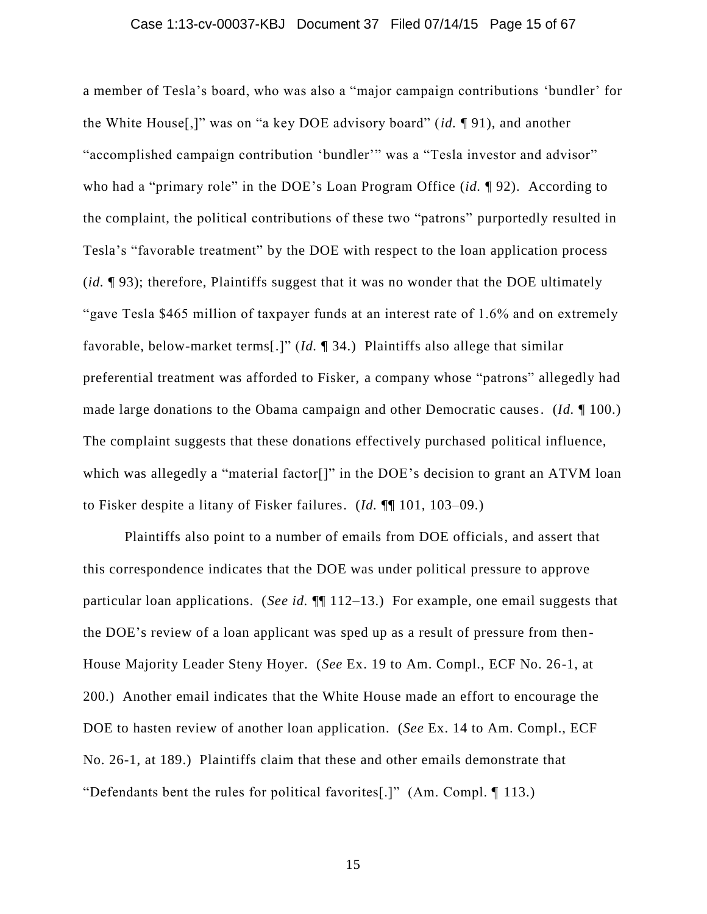a member of Tesla's board, who was also a "major campaign contributions 'bundler' for the White House[,]" was on "a key DOE advisory board" (*id.* ¶ 91), and another "accomplished campaign contribution 'bundler'" was a "Tesla investor and advisor" who had a "primary role" in the DOE's Loan Program Office (*id.* ¶ 92). According to the complaint, the political contributions of these two "patrons" purportedly resulted in Tesla's "favorable treatment" by the DOE with respect to the loan application process (*id.* ¶ 93); therefore, Plaintiffs suggest that it was no wonder that the DOE ultimately "gave Tesla $465 million of taxpayer funds at an interest rate of 1.6% and on extremely favorable, below-market terms[.]" (*Id.* ¶ 34.) Plaintiffs also allege that similar preferential treatment was afforded to Fisker, a company whose "patrons" allegedly had made large donations to the Obama campaign and other Democratic causes. (*Id.* ¶ 100.) The complaint suggests that these donations effectively purchased political influence, which was allegedly a "material factor[]" in the DOE's decision to grant an ATVM loan to Fisker despite a litany of Fisker failures. (*Id.* ¶¶ 101, 103–09.)

Plaintiffs also point to a number of emails from DOE officials, and assert that this correspondence indicates that the DOE was under political pressure to approve particular loan applications. (*See id.* ¶¶ 112–13.) For example, one email suggests that the DOE's review of a loan applicant was sped up as a result of pressure from then-House Majority Leader Steny Hoyer. (*See* Ex. 19 to Am. Compl., ECF No. 26-1, at 200.) Another email indicates that the White House made an effort to encourage the DOE to hasten review of another loan application. (*See* Ex. 14 to Am. Compl., ECF No. 26-1, at 189.) Plaintiffs claim that these and other emails demonstrate that "Defendants bent the rules for political favorites[.]" (Am. Compl. ¶ 113.)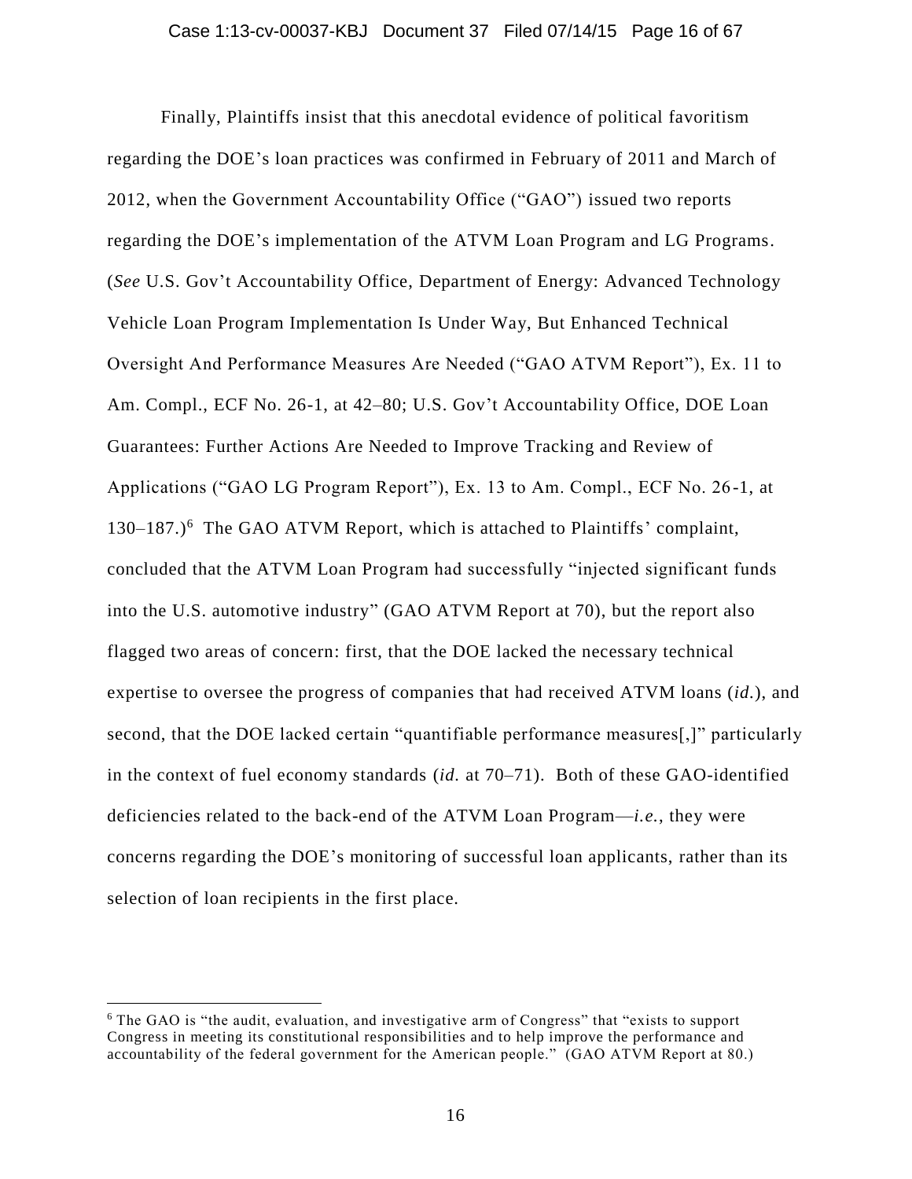Finally, Plaintiffs insist that this anecdotal evidence of political favoritism regarding the DOE's loan practices was confirmed in February of 2011 and March of 2012, when the Government Accountability Office ("GAO") issued two reports regarding the DOE's implementation of the ATVM Loan Program and LG Programs. (*See* U.S. Gov't Accountability Office, Department of Energy: Advanced Technology Vehicle Loan Program Implementation Is Under Way, But Enhanced Technical Oversight And Performance Measures Are Needed ("GAO ATVM Report"), Ex. 11 to Am. Compl., ECF No. 26-1, at 42–80; U.S. Gov't Accountability Office, DOE Loan Guarantees: Further Actions Are Needed to Improve Tracking and Review of Applications ("GAO LG Program Report"), Ex. 13 to Am. Compl., ECF No. 26-1, at 130–187.)[6] The GAO ATVM Report, which is attached to Plaintiffs' complaint, concluded that the ATVM Loan Program had successfully "injected significant funds into the U.S. automotive industry" (GAO ATVM Report at 70), but the report also flagged two areas of concern: first, that the DOE lacked the necessary technical expertise to oversee the progress of companies that had received ATVM loans (*id.*), and second, that the DOE lacked certain "quantifiable performance measures[,]" particularly in the context of fuel economy standards (*id.* at 70–71). Both of these GAO-identified deficiencies related to the back-end of the ATVM Loan Program—*i.e.*, they were concerns regarding the DOE's monitoring of successful loan applicants, rather than its selection of loan recipients in the first place.

---

[6] The GAO is "the audit, evaluation, and investigative arm of Congress" that "exists to support Congress in meeting its constitutional responsibilities and to help improve the performance and accountability of the federal government for the American people." (GAO ATVM Report at 80.)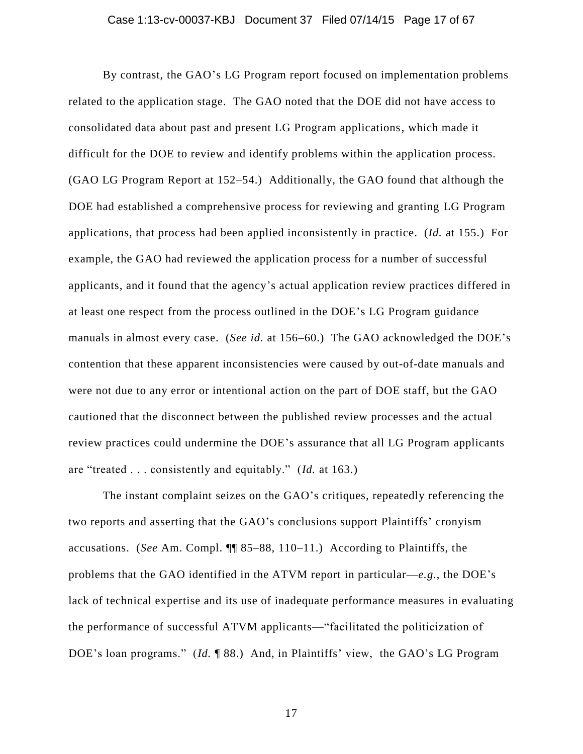By contrast, the GAO's LG Program report focused on implementation problems related to the application stage. The GAO noted that the DOE did not have access to consolidated data about past and present LG Program applications, which made it difficult for the DOE to review and identify problems within the application process. (GAO LG Program Report at 152–54.) Additionally, the GAO found that although the DOE had established a comprehensive process for reviewing and granting LG Program applications, that process had been applied inconsistently in practice. (*Id.* at 155.) For example, the GAO had reviewed the application process for a number of successful applicants, and it found that the agency's actual application review practices differed in at least one respect from the process outlined in the DOE's LG Program guidance manuals in almost every case. (*See id.* at 156–60.) The GAO acknowledged the DOE's contention that these apparent inconsistencies were caused by out-of-date manuals and were not due to any error or intentional action on the part of DOE staff, but the GAO cautioned that the disconnect between the published review processes and the actual review practices could undermine the DOE's assurance that all LG Program applicants are "treated . . . consistently and equitably." (*Id.* at 163.)

The instant complaint seizes on the GAO's critiques, repeatedly referencing the two reports and asserting that the GAO's conclusions support Plaintiffs' cronyism accusations. (*See* Am. Compl. ¶¶ 85–88, 110–11.) According to Plaintiffs, the problems that the GAO identified in the ATVM report in particular—*e.g.*, the DOE's lack of technical expertise and its use of inadequate performance measures in evaluating the performance of successful ATVM applicants—"facilitated the politicization of DOE's loan programs." (*Id.* ¶ 88.) And, in Plaintiffs' view, the GAO's LG Program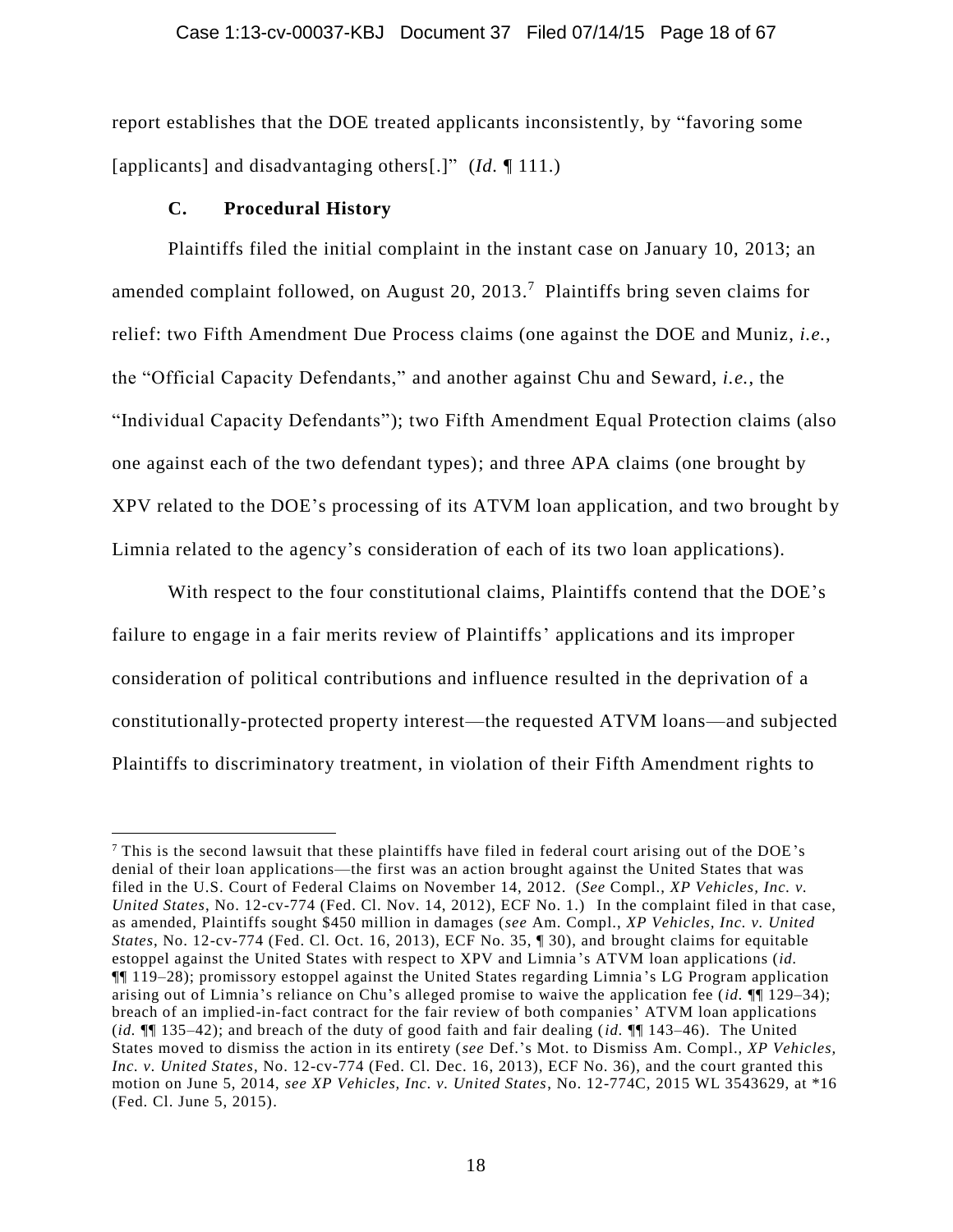report establishes that the DOE treated applicants inconsistently, by "favoring some [applicants] and disadvantaging others[.]" (*Id.* ¶ 111.)

### C. Procedural History

Plaintiffs filed the initial complaint in the instant case on January 10, 2013; an amended complaint followed, on August 20, 2013.[7] Plaintiffs bring seven claims for relief: two Fifth Amendment Due Process claims (one against the DOE and Muniz, *i.e.*, the "Official Capacity Defendants," and another against Chu and Seward, *i.e.*, the "Individual Capacity Defendants"); two Fifth Amendment Equal Protection claims (also one against each of the two defendant types); and three APA claims (one brought by XPV related to the DOE's processing of its ATVM loan application, and two brought by Limnia related to the agency's consideration of each of its two loan applications).

With respect to the four constitutional claims, Plaintiffs contend that the DOE's failure to engage in a fair merits review of Plaintiffs' applications and its improper consideration of political contributions and influence resulted in the deprivation of a constitutionally-protected property interest—the requested ATVM loans—and subjected Plaintiffs to discriminatory treatment, in violation of their Fifth Amendment rights to

---

[7] This is the second lawsuit that these plaintiffs have filed in federal court arising out of the DOE's denial of their loan applications—the first was an action brought against the United States that was filed in the U.S. Court of Federal Claims on November 14, 2012. (*See* Compl., *XP Vehicles, Inc. v. United States*, No. 12-cv-774 (Fed. Cl. Nov. 14, 2012), ECF No. 1.) In the complaint filed in that case, as amended, Plaintiffs sought $450 million in damages (*see* Am. Compl., *XP Vehicles, Inc. v. United States*, No. 12-cv-774 (Fed. Cl. Oct. 16, 2013), ECF No. 35, ¶ 30), and brought claims for equitable estoppel against the United States with respect to XPV and Limnia's ATVM loan applications (*id.* ¶¶ 119–28); promissory estoppel against the United States regarding Limnia's LG Program application arising out of Limnia's reliance on Chu's alleged promise to waive the application fee (*id.* ¶¶ 129–34); breach of an implied-in-fact contract for the fair review of both companies' ATVM loan applications (*id.* ¶¶ 135–42); and breach of the duty of good faith and fair dealing (*id.* ¶¶ 143–46). The United States moved to dismiss the action in its entirety (*see* Def.'s Mot. to Dismiss Am. Compl., *XP Vehicles, Inc. v. United States*, No. 12-cv-774 (Fed. Cl. Dec. 16, 2013), ECF No. 36), and the court granted this motion on June 5, 2014, *see XP Vehicles, Inc. v. United States*, No. 12-774C, 2015 WL 3543629, at *16 (Fed. Cl. June 5, 2015).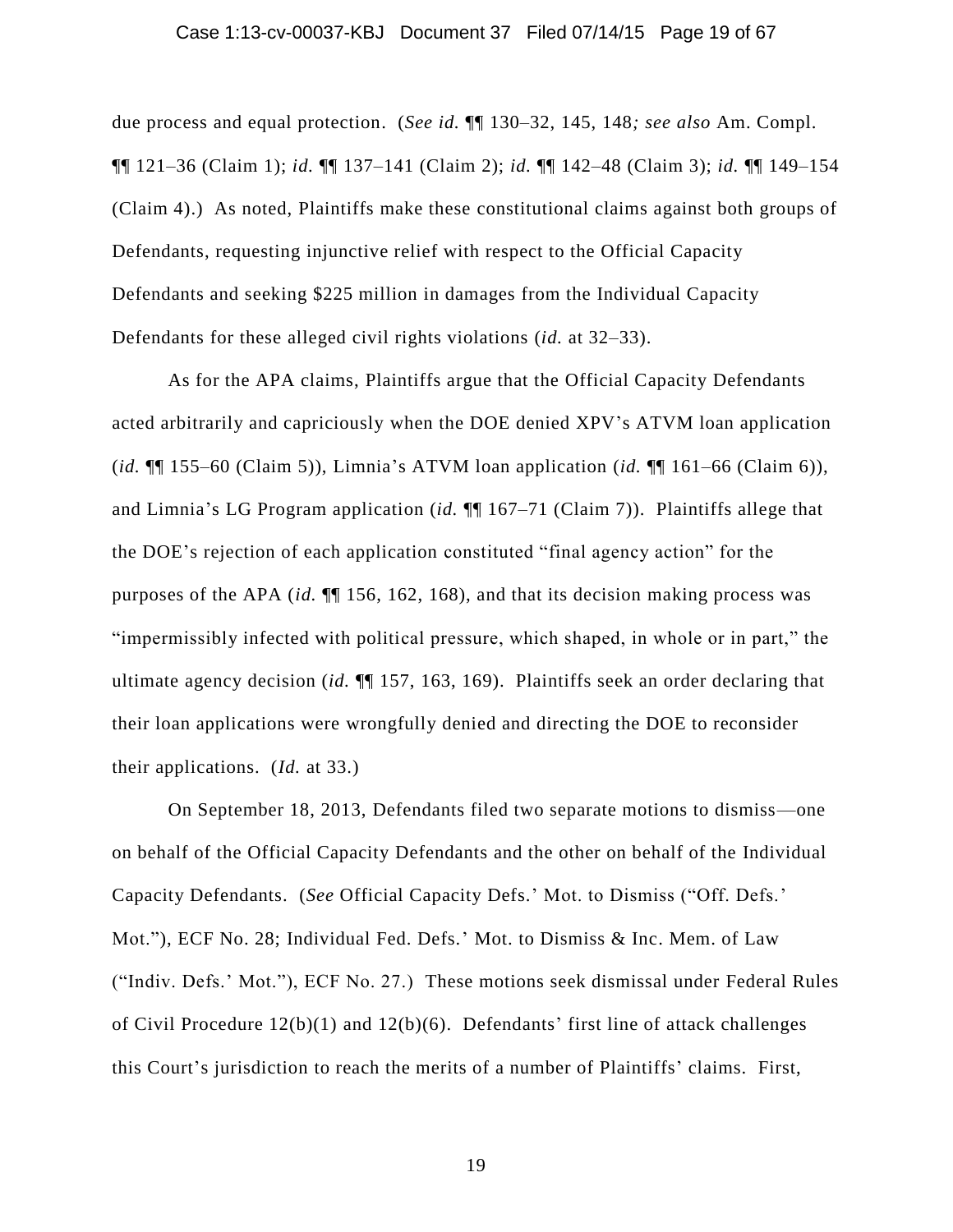due process and equal protection. (*See id.* ¶¶ 130–32, 145, 148*; see also* Am. Compl. ¶¶ 121–36 (Claim 1); *id.* ¶¶ 137–141 (Claim 2); *id.* ¶¶ 142–48 (Claim 3); *id.* ¶¶ 149–154 (Claim 4).) As noted, Plaintiffs make these constitutional claims against both groups of Defendants, requesting injunctive relief with respect to the Official Capacity Defendants and seeking $225 million in damages from the Individual Capacity Defendants for these alleged civil rights violations (*id.* at 32–33).

As for the APA claims, Plaintiffs argue that the Official Capacity Defendants acted arbitrarily and capriciously when the DOE denied XPV's ATVM loan application (*id.* ¶¶ 155–60 (Claim 5)), Limnia's ATVM loan application (*id.* ¶¶ 161–66 (Claim 6)), and Limnia's LG Program application (*id.* ¶¶ 167–71 (Claim 7)). Plaintiffs allege that the DOE's rejection of each application constituted "final agency action" for the purposes of the APA (*id.* ¶¶ 156, 162, 168), and that its decision making process was "impermissibly infected with political pressure, which shaped, in whole or in part," the ultimate agency decision (*id.* ¶¶ 157, 163, 169). Plaintiffs seek an order declaring that their loan applications were wrongfully denied and directing the DOE to reconsider their applications. (*Id.* at 33.)

On September 18, 2013, Defendants filed two separate motions to dismiss—one on behalf of the Official Capacity Defendants and the other on behalf of the Individual Capacity Defendants. (*See* Official Capacity Defs.' Mot. to Dismiss ("Off. Defs.' Mot."), ECF No. 28; Individual Fed. Defs.' Mot. to Dismiss & Inc. Mem. of Law ("Indiv. Defs.' Mot."), ECF No. 27.) These motions seek dismissal under Federal Rules of Civil Procedure 12(b)(1) and 12(b)(6). Defendants' first line of attack challenges this Court's jurisdiction to reach the merits of a number of Plaintiffs' claims. First,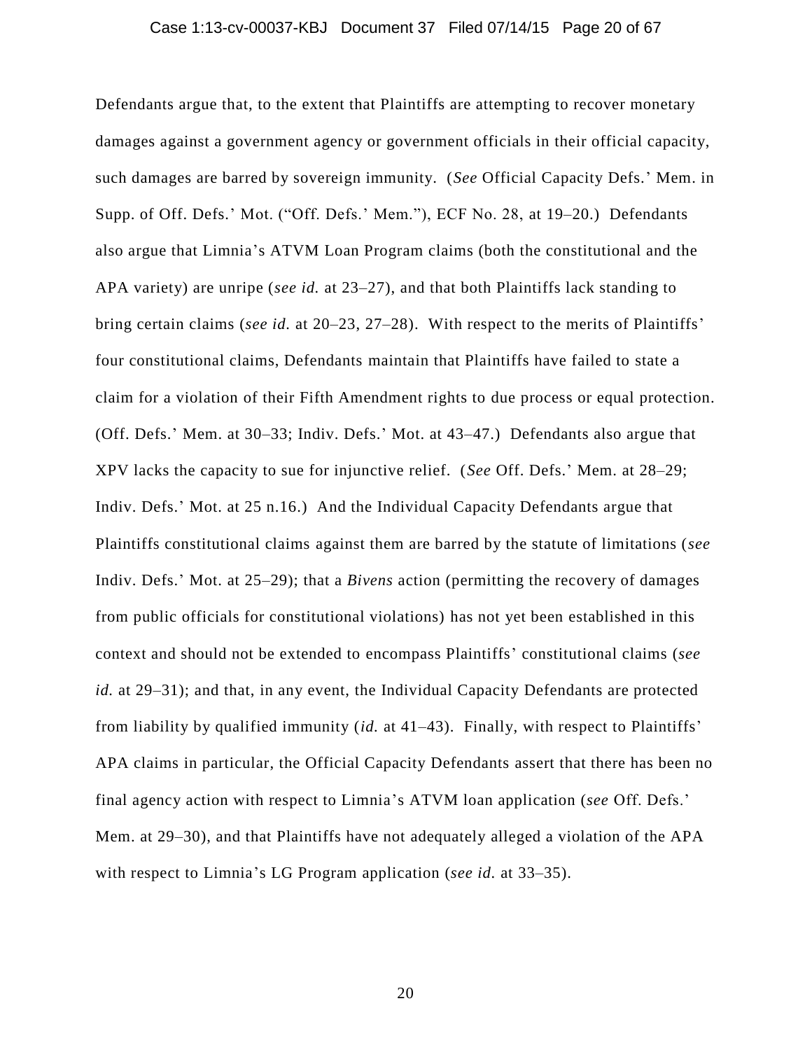Defendants argue that, to the extent that Plaintiffs are attempting to recover monetary damages against a government agency or government officials in their official capacity, such damages are barred by sovereign immunity. (*See* Official Capacity Defs.' Mem. in Supp. of Off. Defs.' Mot. ("Off. Defs.' Mem."), ECF No. 28, at 19–20.) Defendants also argue that Limnia's ATVM Loan Program claims (both the constitutional and the APA variety) are unripe (*see id.* at 23–27), and that both Plaintiffs lack standing to bring certain claims (*see id.* at 20–23, 27–28). With respect to the merits of Plaintiffs' four constitutional claims, Defendants maintain that Plaintiffs have failed to state a claim for a violation of their Fifth Amendment rights to due process or equal protection. (Off. Defs.' Mem. at 30–33; Indiv. Defs.' Mot. at 43–47.) Defendants also argue that XPV lacks the capacity to sue for injunctive relief. (*See* Off. Defs.' Mem. at 28–29; Indiv. Defs.' Mot. at 25 n.16.) And the Individual Capacity Defendants argue that Plaintiffs constitutional claims against them are barred by the statute of limitations (*see* Indiv. Defs.' Mot. at 25–29); that a *Bivens* action (permitting the recovery of damages from public officials for constitutional violations) has not yet been established in this context and should not be extended to encompass Plaintiffs' constitutional claims (*see id.* at 29–31); and that, in any event, the Individual Capacity Defendants are protected from liability by qualified immunity (*id.* at 41–43). Finally, with respect to Plaintiffs' APA claims in particular, the Official Capacity Defendants assert that there has been no final agency action with respect to Limnia's ATVM loan application (*see* Off. Defs.' Mem. at 29–30), and that Plaintiffs have not adequately alleged a violation of the APA with respect to Limnia's LG Program application (*see id.* at 33–35).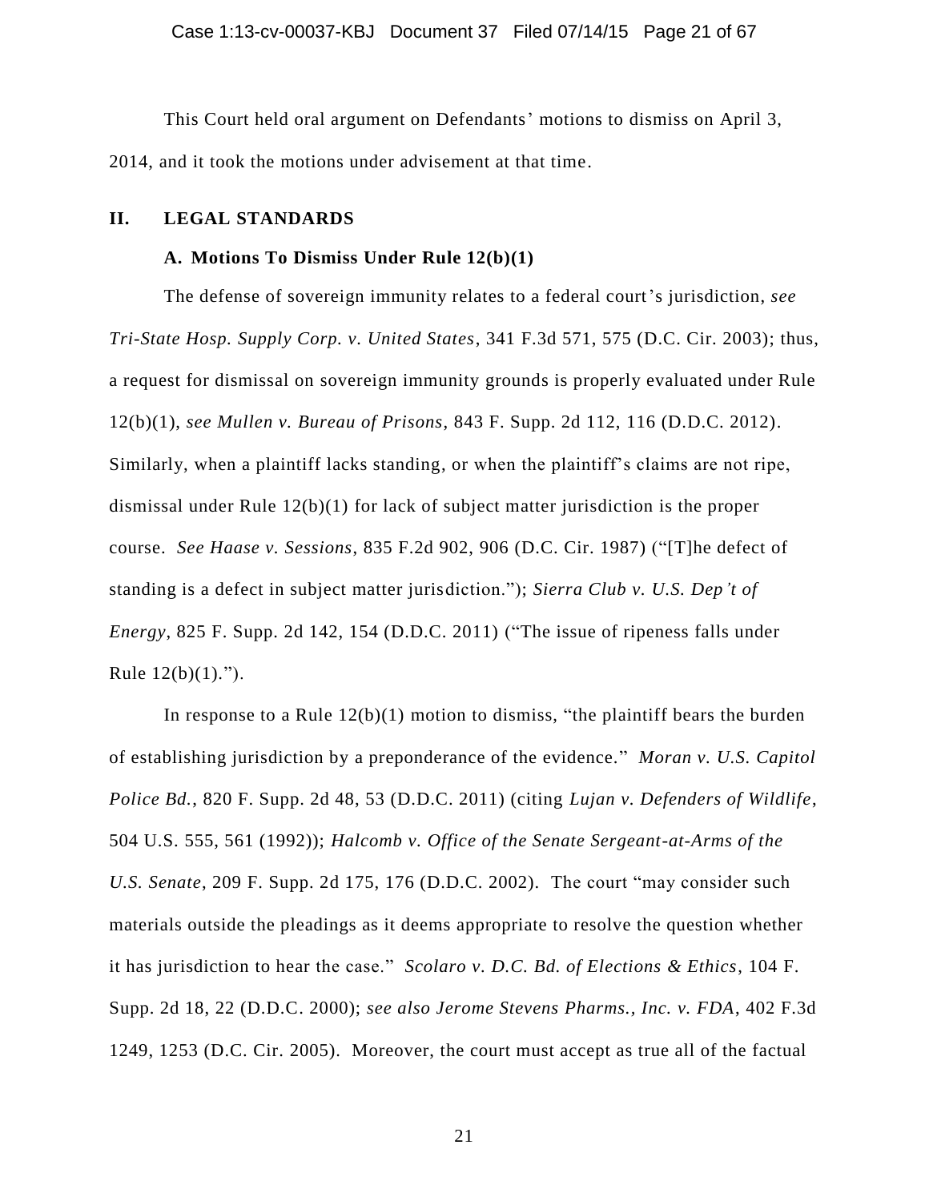This Court held oral argument on Defendants' motions to dismiss on April 3, 2014, and it took the motions under advisement at that time.

## II. LEGAL STANDARDS

### A. Motions To Dismiss Under Rule 12(b)(1)

The defense of sovereign immunity relates to a federal court's jurisdiction, *see Tri-State Hosp. Supply Corp. v. United States*, 341 F.3d 571, 575 (D.C. Cir. 2003); thus, a request for dismissal on sovereign immunity grounds is properly evaluated under Rule 12(b)(1), *see Mullen v. Bureau of Prisons*, 843 F. Supp. 2d 112, 116 (D.D.C. 2012). Similarly, when a plaintiff lacks standing, or when the plaintiff's claims are not ripe, dismissal under Rule 12(b)(1) for lack of subject matter jurisdiction is the proper course. *See Haase v. Sessions*, 835 F.2d 902, 906 (D.C. Cir. 1987) ("[T]he defect of standing is a defect in subject matter jurisdiction."); *Sierra Club v. U.S. Dep't of Energy*, 825 F. Supp. 2d 142, 154 (D.D.C. 2011) ("The issue of ripeness falls under Rule 12(b)(1).").

In response to a Rule 12(b)(1) motion to dismiss, "the plaintiff bears the burden of establishing jurisdiction by a preponderance of the evidence." *Moran v. U.S. Capitol Police Bd.*, 820 F. Supp. 2d 48, 53 (D.D.C. 2011) (citing *Lujan v. Defenders of Wildlife*, 504 U.S. 555, 561 (1992)); *Halcomb v. Office of the Senate Sergeant-at-Arms of the U.S. Senate*, 209 F. Supp. 2d 175, 176 (D.D.C. 2002). The court "may consider such materials outside the pleadings as it deems appropriate to resolve the question whether it has jurisdiction to hear the case." *Scolaro v. D.C. Bd. of Elections & Ethics*, 104 F. Supp. 2d 18, 22 (D.D.C. 2000); *see also Jerome Stevens Pharms., Inc. v. FDA*, 402 F.3d 1249, 1253 (D.C. Cir. 2005). Moreover, the court must accept as true all of the factual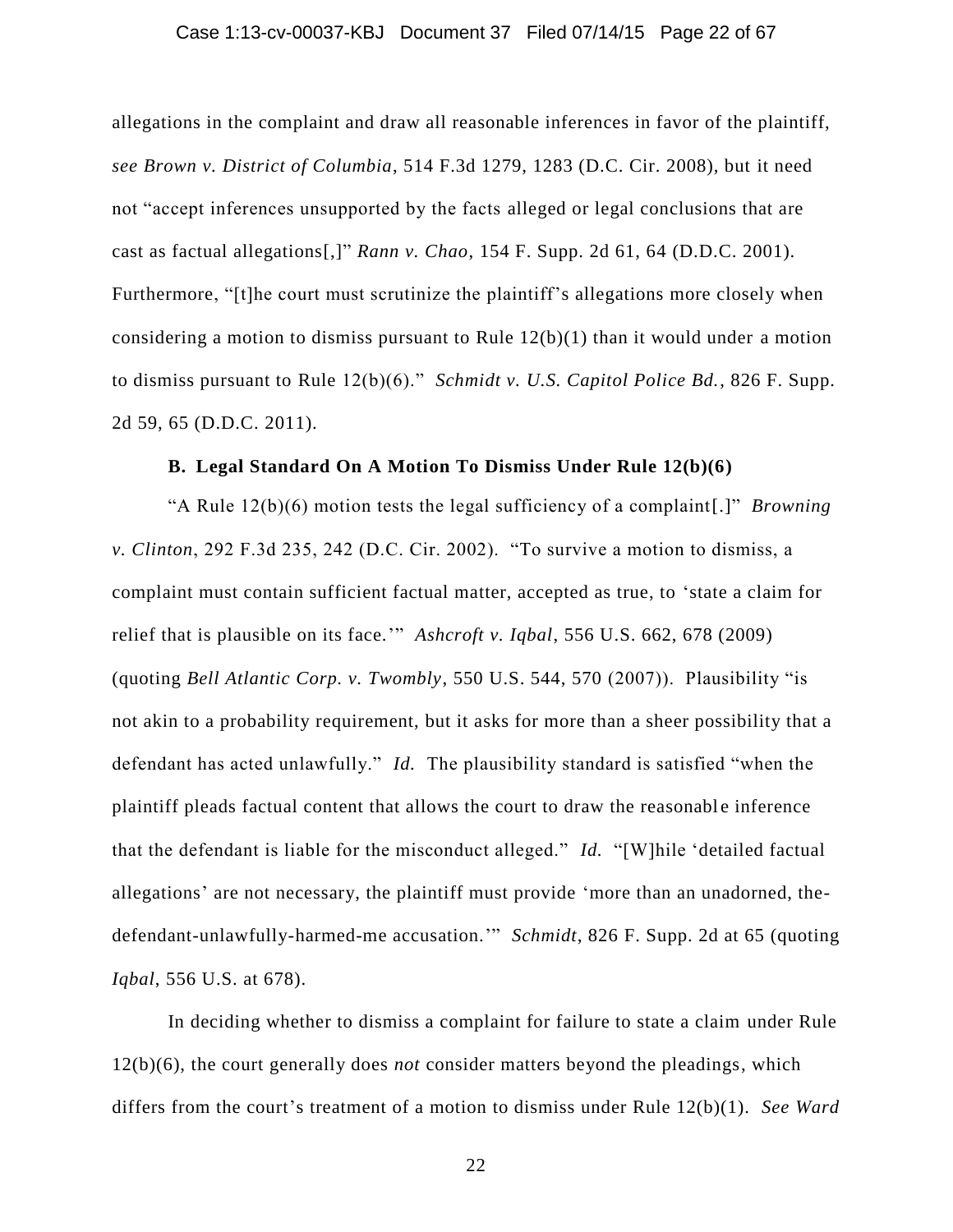allegations in the complaint and draw all reasonable inferences in favor of the plaintiff, *see Brown v. District of Columbia*, 514 F.3d 1279, 1283 (D.C. Cir. 2008), but it need not "accept inferences unsupported by the facts alleged or legal conclusions that are cast as factual allegations[,]" *Rann v. Chao*, 154 F. Supp. 2d 61, 64 (D.D.C. 2001). Furthermore, "[t]he court must scrutinize the plaintiff's allegations more closely when considering a motion to dismiss pursuant to Rule 12(b)(1) than it would under a motion to dismiss pursuant to Rule 12(b)(6)." *Schmidt v. U.S. Capitol Police Bd.*, 826 F. Supp. 2d 59, 65 (D.D.C. 2011).

### B. Legal Standard On A Motion To Dismiss Under Rule 12(b)(6)

"A Rule 12(b)(6) motion tests the legal sufficiency of a complaint[.]" *Browning v. Clinton*, 292 F.3d 235, 242 (D.C. Cir. 2002). "To survive a motion to dismiss, a complaint must contain sufficient factual matter, accepted as true, to 'state a claim for relief that is plausible on its face.'" *Ashcroft v. Iqbal*, 556 U.S. 662, 678 (2009) (quoting *Bell Atlantic Corp. v. Twombly*, 550 U.S. 544, 570 (2007)). Plausibility "is not akin to a probability requirement, but it asks for more than a sheer possibility that a defendant has acted unlawfully." *Id.* The plausibility standard is satisfied "when the plaintiff pleads factual content that allows the court to draw the reasonable inference that the defendant is liable for the misconduct alleged." *Id.* "[W]hile 'detailed factual allegations' are not necessary, the plaintiff must provide 'more than an unadorned, the-defendant-unlawfully-harmed-me accusation.'" *Schmidt*, 826 F. Supp. 2d at 65 (quoting *Iqbal*, 556 U.S. at 678).

In deciding whether to dismiss a complaint for failure to state a claim under Rule 12(b)(6), the court generally does *not* consider matters beyond the pleadings, which differs from the court's treatment of a motion to dismiss under Rule 12(b)(1). *See Ward*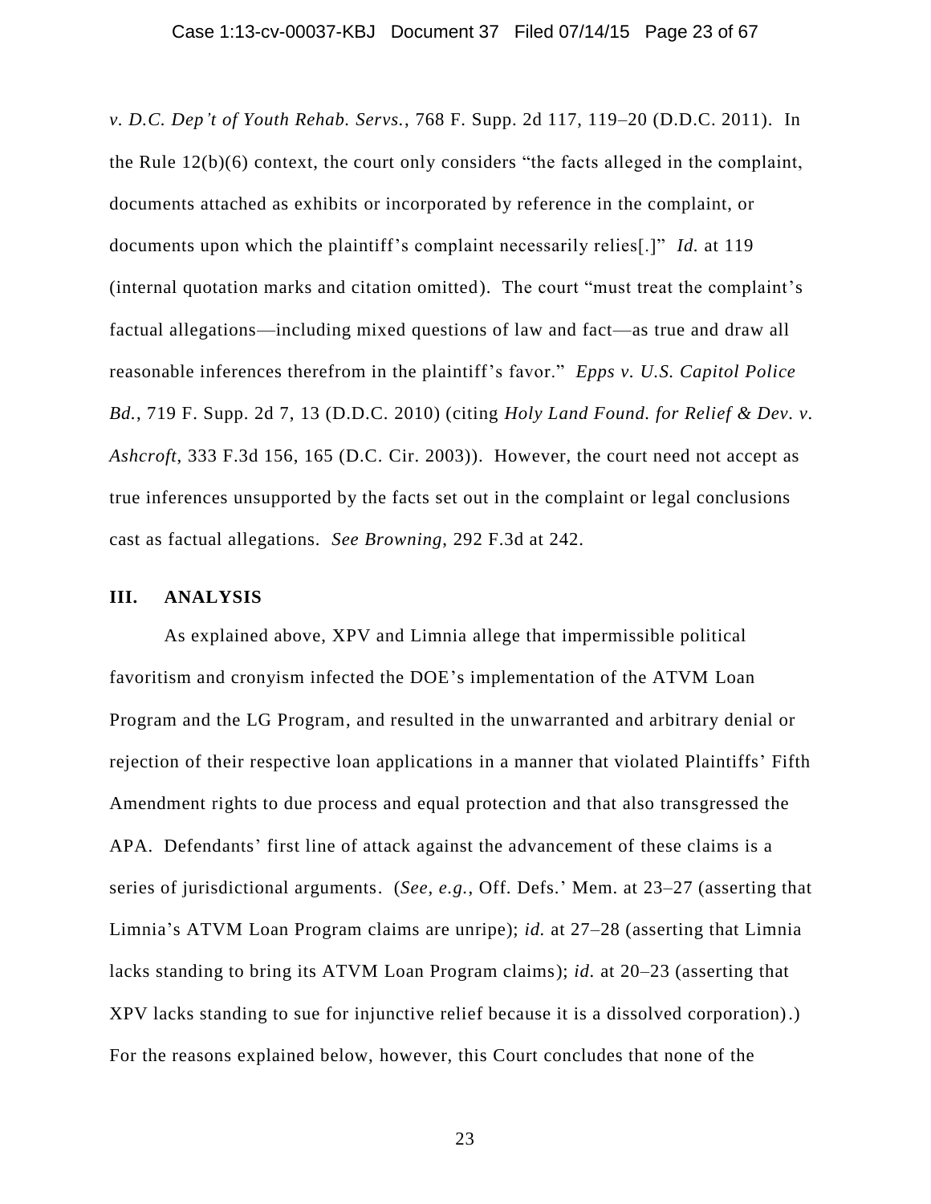*v. D.C. Dep't of Youth Rehab. Servs.*, 768 F. Supp. 2d 117, 119–20 (D.D.C. 2011). In the Rule 12(b)(6) context, the court only considers "the facts alleged in the complaint, documents attached as exhibits or incorporated by reference in the complaint, or documents upon which the plaintiff's complaint necessarily relies[.]" *Id.* at 119 (internal quotation marks and citation omitted). The court "must treat the complaint's factual allegations—including mixed questions of law and fact—as true and draw all reasonable inferences therefrom in the plaintiff's favor." *Epps v. U.S. Capitol Police Bd.*, 719 F. Supp. 2d 7, 13 (D.D.C. 2010) (citing *Holy Land Found. for Relief & Dev. v. Ashcroft*, 333 F.3d 156, 165 (D.C. Cir. 2003)). However, the court need not accept as true inferences unsupported by the facts set out in the complaint or legal conclusions cast as factual allegations. *See Browning*, 292 F.3d at 242.

## III. ANALYSIS

As explained above, XPV and Limnia allege that impermissible political favoritism and cronyism infected the DOE's implementation of the ATVM Loan Program and the LG Program, and resulted in the unwarranted and arbitrary denial or rejection of their respective loan applications in a manner that violated Plaintiffs' Fifth Amendment rights to due process and equal protection and that also transgressed the APA. Defendants' first line of attack against the advancement of these claims is a series of jurisdictional arguments. (*See, e.g.*, Off. Defs.' Mem. at 23–27 (asserting that Limnia's ATVM Loan Program claims are unripe); *id.* at 27–28 (asserting that Limnia lacks standing to bring its ATVM Loan Program claims); *id.* at 20–23 (asserting that XPV lacks standing to sue for injunctive relief because it is a dissolved corporation).) For the reasons explained below, however, this Court concludes that none of the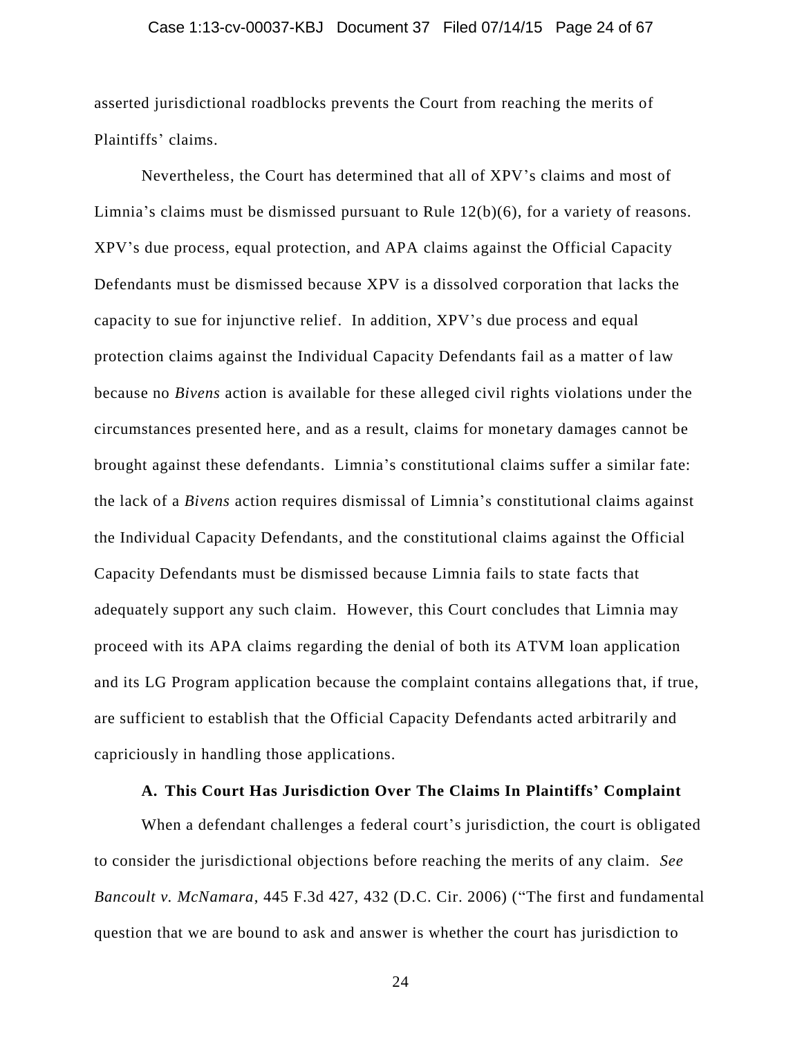asserted jurisdictional roadblocks prevents the Court from reaching the merits of Plaintiffs' claims.

Nevertheless, the Court has determined that all of XPV's claims and most of Limnia's claims must be dismissed pursuant to Rule 12(b)(6), for a variety of reasons. XPV's due process, equal protection, and APA claims against the Official Capacity Defendants must be dismissed because XPV is a dissolved corporation that lacks the capacity to sue for injunctive relief. In addition, XPV's due process and equal protection claims against the Individual Capacity Defendants fail as a matter of law because no *Bivens* action is available for these alleged civil rights violations under the circumstances presented here, and as a result, claims for monetary damages cannot be brought against these defendants. Limnia's constitutional claims suffer a similar fate: the lack of a *Bivens* action requires dismissal of Limnia's constitutional claims against the Individual Capacity Defendants, and the constitutional claims against the Official Capacity Defendants must be dismissed because Limnia fails to state facts that adequately support any such claim. However, this Court concludes that Limnia may proceed with its APA claims regarding the denial of both its ATVM loan application and its LG Program application because the complaint contains allegations that, if true, are sufficient to establish that the Official Capacity Defendants acted arbitrarily and capriciously in handling those applications.

### A. This Court Has Jurisdiction Over The Claims In Plaintiffs' Complaint

When a defendant challenges a federal court's jurisdiction, the court is obligated to consider the jurisdictional objections before reaching the merits of any claim. *See Bancoult v. McNamara*, 445 F.3d 427, 432 (D.C. Cir. 2006) ("The first and fundamental question that we are bound to ask and answer is whether the court has jurisdiction to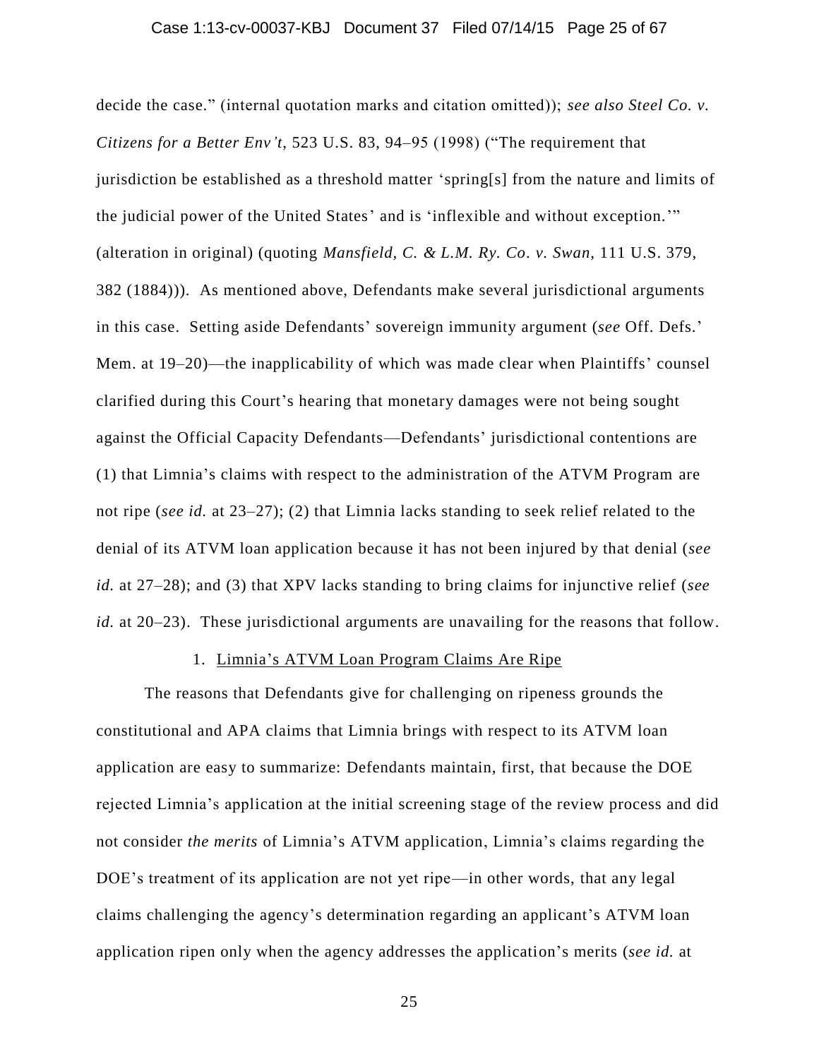decide the case." (internal quotation marks and citation omitted)); *see also Steel Co. v. Citizens for a Better Env't*, 523 U.S. 83, 94–95 (1998) ("The requirement that jurisdiction be established as a threshold matter 'spring[s] from the nature and limits of the judicial power of the United States' and is 'inflexible and without exception.'" (alteration in original) (quoting *Mansfield, C. & L.M. Ry. Co. v. Swan*, 111 U.S. 379, 382 (1884))). As mentioned above, Defendants make several jurisdictional arguments in this case. Setting aside Defendants' sovereign immunity argument (*see* Off. Defs.' Mem. at 19–20)—the inapplicability of which was made clear when Plaintiffs' counsel clarified during this Court's hearing that monetary damages were not being sought against the Official Capacity Defendants—Defendants' jurisdictional contentions are (1) that Limnia's claims with respect to the administration of the ATVM Program are not ripe (*see id.* at 23–27); (2) that Limnia lacks standing to seek relief related to the denial of its ATVM loan application because it has not been injured by that denial (*see id.* at 27–28); and (3) that XPV lacks standing to bring claims for injunctive relief (*see id.* at 20–23). These jurisdictional arguments are unavailing for the reasons that follow.

1. Limnia's ATVM Loan Program Claims Are Ripe

The reasons that Defendants give for challenging on ripeness grounds the constitutional and APA claims that Limnia brings with respect to its ATVM loan application are easy to summarize: Defendants maintain, first, that because the DOE rejected Limnia's application at the initial screening stage of the review process and did not consider *the merits* of Limnia's ATVM application, Limnia's claims regarding the DOE's treatment of its application are not yet ripe—in other words, that any legal claims challenging the agency's determination regarding an applicant's ATVM loan application ripen only when the agency addresses the application's merits (*see id.* at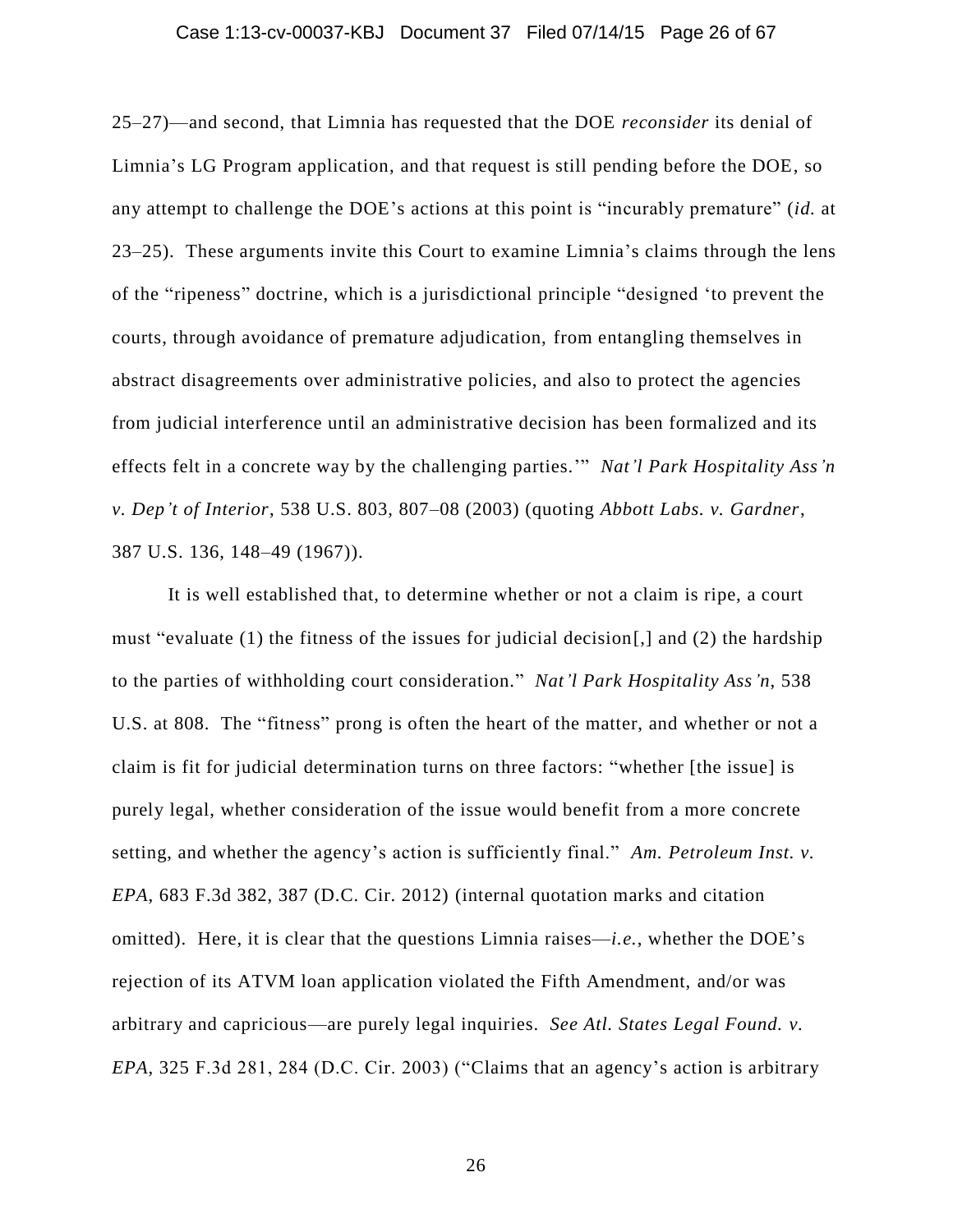25–27)—and second, that Limnia has requested that the DOE *reconsider* its denial of Limnia's LG Program application, and that request is still pending before the DOE, so any attempt to challenge the DOE's actions at this point is "incurably premature" (*id.* at 23–25). These arguments invite this Court to examine Limnia's claims through the lens of the "ripeness" doctrine, which is a jurisdictional principle "designed 'to prevent the courts, through avoidance of premature adjudication, from entangling themselves in abstract disagreements over administrative policies, and also to protect the agencies from judicial interference until an administrative decision has been formalized and its effects felt in a concrete way by the challenging parties.'" *Nat'l Park Hospitality Ass'n v. Dep't of Interior*, 538 U.S. 803, 807–08 (2003) (quoting *Abbott Labs. v. Gardner*, 387 U.S. 136, 148–49 (1967)).

It is well established that, to determine whether or not a claim is ripe, a court must "evaluate (1) the fitness of the issues for judicial decision[,] and (2) the hardship to the parties of withholding court consideration." *Nat'l Park Hospitality Ass'n*, 538 U.S. at 808. The "fitness" prong is often the heart of the matter, and whether or not a claim is fit for judicial determination turns on three factors: "whether [the issue] is purely legal, whether consideration of the issue would benefit from a more concrete setting, and whether the agency's action is sufficiently final." *Am. Petroleum Inst. v. EPA*, 683 F.3d 382, 387 (D.C. Cir. 2012) (internal quotation marks and citation omitted). Here, it is clear that the questions Limnia raises—*i.e.*, whether the DOE's rejection of its ATVM loan application violated the Fifth Amendment, and/or was arbitrary and capricious—are purely legal inquiries. *See Atl. States Legal Found. v. EPA*, 325 F.3d 281, 284 (D.C. Cir. 2003) ("Claims that an agency's action is arbitrary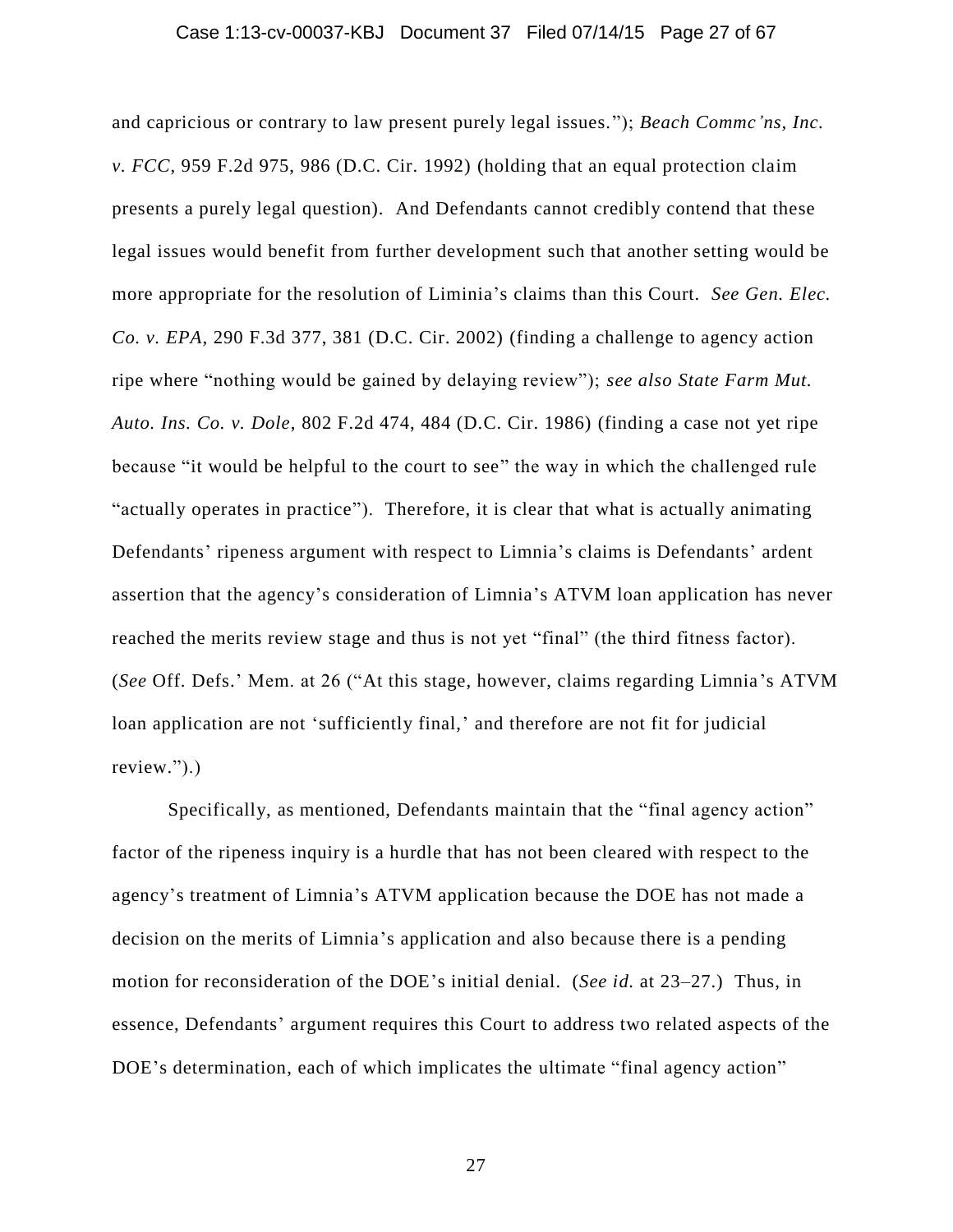and capricious or contrary to law present purely legal issues."); *Beach Commc'ns, Inc. v. FCC*, 959 F.2d 975, 986 (D.C. Cir. 1992) (holding that an equal protection claim presents a purely legal question). And Defendants cannot credibly contend that these legal issues would benefit from further development such that another setting would be more appropriate for the resolution of Liminia's claims than this Court. *See Gen. Elec. Co. v. EPA*, 290 F.3d 377, 381 (D.C. Cir. 2002) (finding a challenge to agency action ripe where "nothing would be gained by delaying review"); *see also State Farm Mut. Auto. Ins. Co. v. Dole*, 802 F.2d 474, 484 (D.C. Cir. 1986) (finding a case not yet ripe because "it would be helpful to the court to see" the way in which the challenged rule "actually operates in practice"). Therefore, it is clear that what is actually animating Defendants' ripeness argument with respect to Limnia's claims is Defendants' ardent assertion that the agency's consideration of Limnia's ATVM loan application has never reached the merits review stage and thus is not yet "final" (the third fitness factor). (*See* Off. Defs.' Mem. at 26 ("At this stage, however, claims regarding Limnia's ATVM loan application are not 'sufficiently final,' and therefore are not fit for judicial review.").)

Specifically, as mentioned, Defendants maintain that the "final agency action" factor of the ripeness inquiry is a hurdle that has not been cleared with respect to the agency's treatment of Limnia's ATVM application because the DOE has not made a decision on the merits of Limnia's application and also because there is a pending motion for reconsideration of the DOE's initial denial. (*See id.* at 23–27.) Thus, in essence, Defendants' argument requires this Court to address two related aspects of the DOE's determination, each of which implicates the ultimate "final agency action"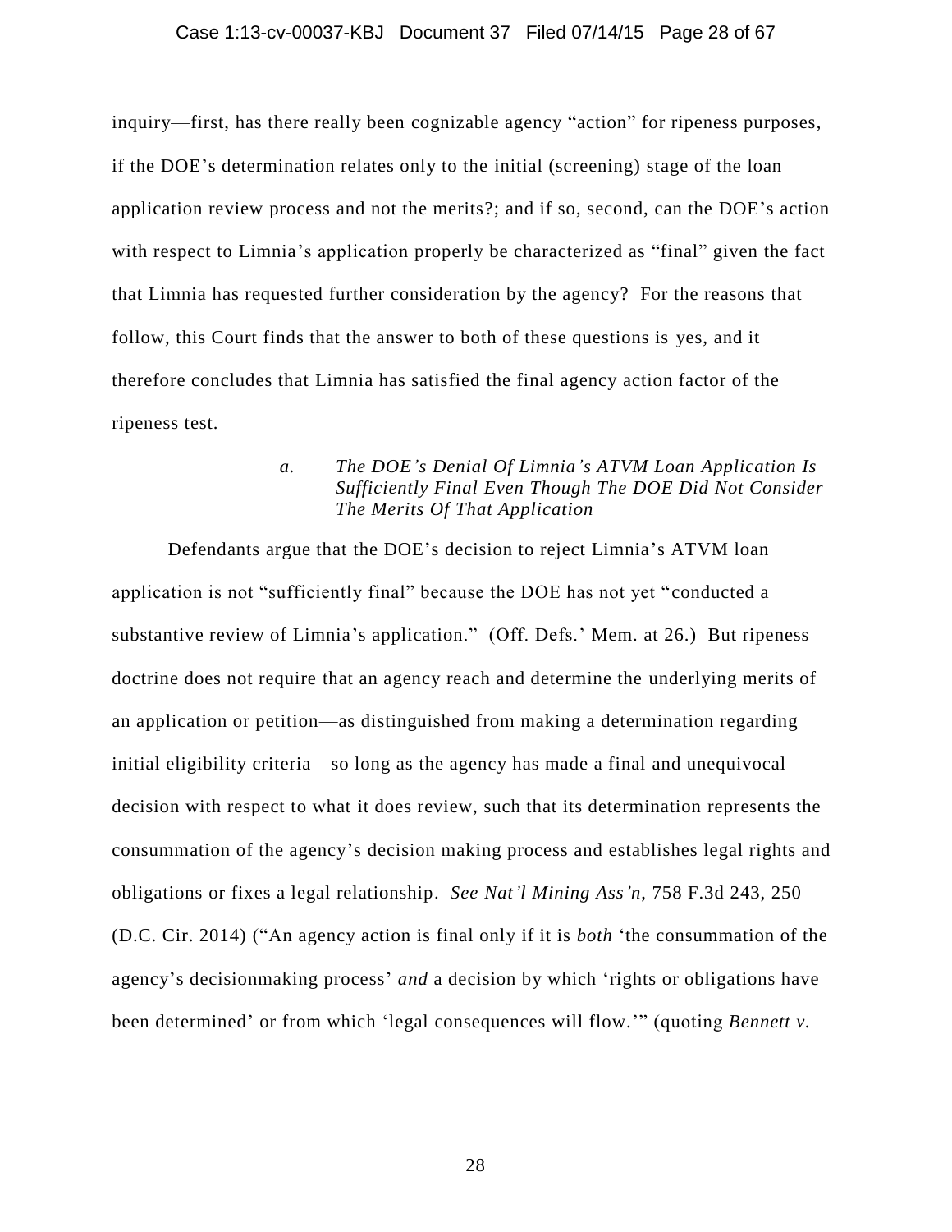inquiry—first, has there really been cognizable agency "action" for ripeness purposes, if the DOE's determination relates only to the initial (screening) stage of the loan application review process and not the merits?; and if so, second, can the DOE's action with respect to Limnia's application properly be characterized as "final" given the fact that Limnia has requested further consideration by the agency? For the reasons that follow, this Court finds that the answer to both of these questions is yes, and it therefore concludes that Limnia has satisfied the final agency action factor of the ripeness test.

*a. The DOE's Denial Of Limnia's ATVM Loan Application Is Sufficiently Final Even Though The DOE Did Not Consider The Merits Of That Application*

Defendants argue that the DOE's decision to reject Limnia's ATVM loan application is not "sufficiently final" because the DOE has not yet "conducted a substantive review of Limnia's application." (Off. Defs.' Mem. at 26.) But ripeness doctrine does not require that an agency reach and determine the underlying merits of an application or petition—as distinguished from making a determination regarding initial eligibility criteria—so long as the agency has made a final and unequivocal decision with respect to what it does review, such that its determination represents the consummation of the agency's decision making process and establishes legal rights and obligations or fixes a legal relationship. *See Nat'l Mining Ass'n*, 758 F.3d 243, 250 (D.C. Cir. 2014) ("An agency action is final only if it is *both* 'the consummation of the agency's decisionmaking process' *and* a decision by which 'rights or obligations have been determined' or from which 'legal consequences will flow.'" (quoting *Bennett v.*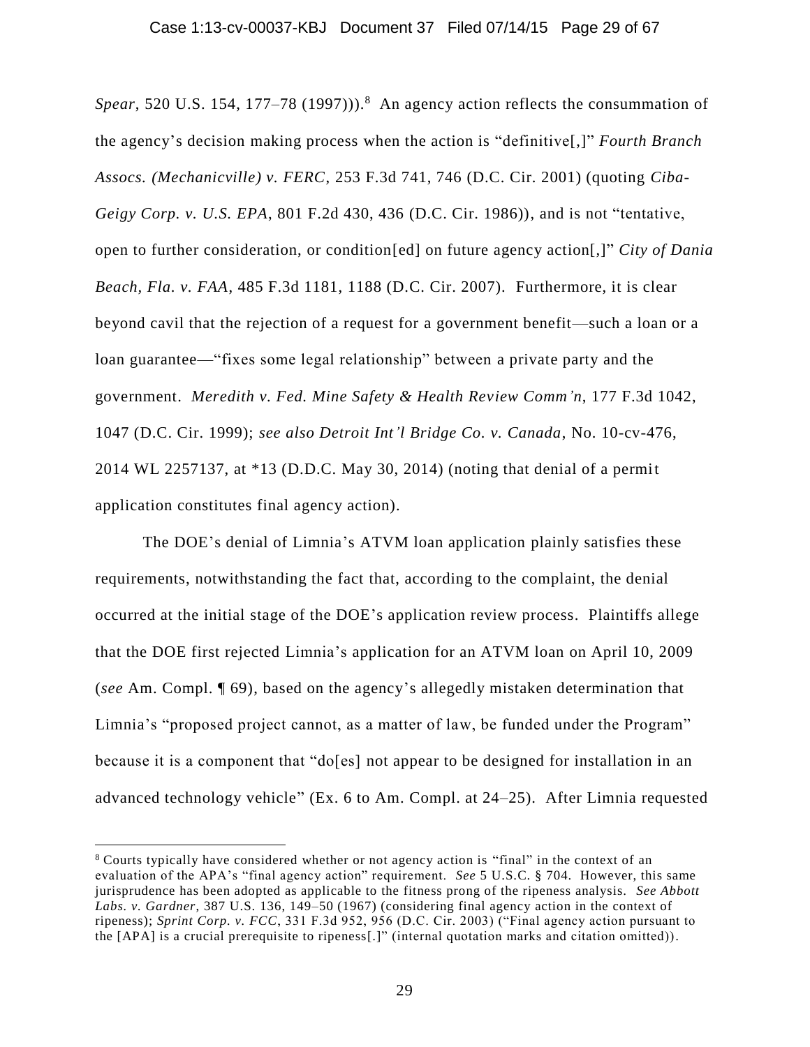*Spear*, 520 U.S. 154, 177–78 (1997))).[8] An agency action reflects the consummation of the agency's decision making process when the action is "definitive[,]" *Fourth Branch Assocs. (Mechanicville) v. FERC*, 253 F.3d 741, 746 (D.C. Cir. 2001) (quoting *Ciba-Geigy Corp. v. U.S. EPA*, 801 F.2d 430, 436 (D.C. Cir. 1986)), and is not "tentative, open to further consideration, or condition[ed] on future agency action[,]" *City of Dania Beach, Fla. v. FAA*, 485 F.3d 1181, 1188 (D.C. Cir. 2007). Furthermore, it is clear beyond cavil that the rejection of a request for a government benefit—such a loan or a loan guarantee—"fixes some legal relationship" between a private party and the government. *Meredith v. Fed. Mine Safety & Health Review Comm'n*, 177 F.3d 1042, 1047 (D.C. Cir. 1999); *see also Detroit Int'l Bridge Co. v. Canada*, No. 10-cv-476, 2014 WL 2257137, at *13 (D.D.C. May 30, 2014) (noting that denial of a permit application constitutes final agency action).

The DOE's denial of Limnia's ATVM loan application plainly satisfies these requirements, notwithstanding the fact that, according to the complaint, the denial occurred at the initial stage of the DOE's application review process. Plaintiffs allege that the DOE first rejected Limnia's application for an ATVM loan on April 10, 2009 (*see* Am. Compl. ¶ 69), based on the agency's allegedly mistaken determination that Limnia's "proposed project cannot, as a matter of law, be funded under the Program" because it is a component that "do[es] not appear to be designed for installation in an advanced technology vehicle" (Ex. 6 to Am. Compl. at 24–25). After Limnia requested

---

[8] Courts typically have considered whether or not agency action is "final" in the context of an evaluation of the APA's "final agency action" requirement. *See* 5 U.S.C. § 704. However, this same jurisprudence has been adopted as applicable to the fitness prong of the ripeness analysis. *See Abbott Labs. v. Gardner*, 387 U.S. 136, 149–50 (1967) (considering final agency action in the context of ripeness); *Sprint Corp. v. FCC*, 331 F.3d 952, 956 (D.C. Cir. 2003) ("Final agency action pursuant to the [APA] is a crucial prerequisite to ripeness[.]" (internal quotation marks and citation omitted)).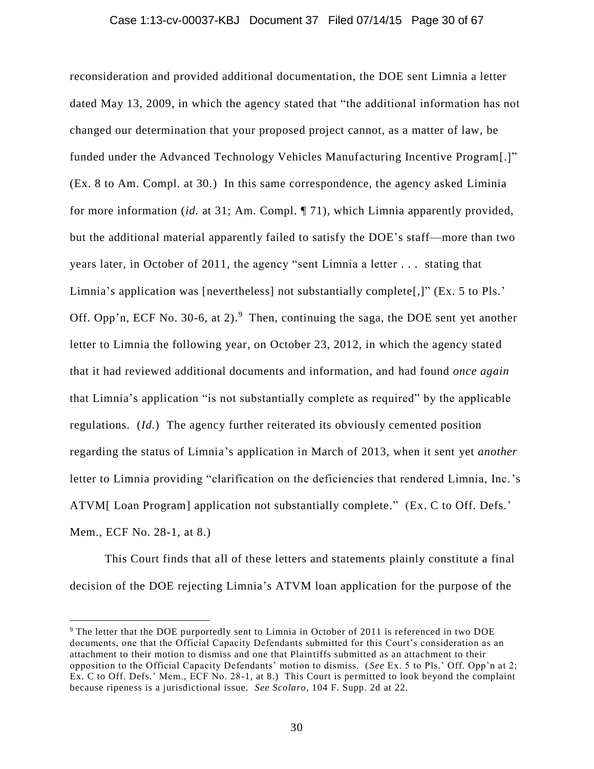reconsideration and provided additional documentation, the DOE sent Limnia a letter dated May 13, 2009, in which the agency stated that "the additional information has not changed our determination that your proposed project cannot, as a matter of law, be funded under the Advanced Technology Vehicles Manufacturing Incentive Program[.]" (Ex. 8 to Am. Compl. at 30.) In this same correspondence, the agency asked Liminia for more information (*id.* at 31; Am. Compl. ¶ 71), which Limnia apparently provided, but the additional material apparently failed to satisfy the DOE's staff—more than two years later, in October of 2011, the agency "sent Limnia a letter . . . stating that Limnia's application was [nevertheless] not substantially complete[,]" (Ex. 5 to Pls.' Off. Opp'n, ECF No. 30-6, at 2).[9] Then, continuing the saga, the DOE sent yet another letter to Limnia the following year, on October 23, 2012, in which the agency stated that it had reviewed additional documents and information, and had found *once again* that Limnia's application "is not substantially complete as required" by the applicable regulations. (*Id.*) The agency further reiterated its obviously cemented position regarding the status of Limnia's application in March of 2013, when it sent yet *another* letter to Limnia providing "clarification on the deficiencies that rendered Limnia, Inc.'s ATVM[ Loan Program] application not substantially complete." (Ex. C to Off. Defs.' Mem., ECF No. 28-1, at 8.)

This Court finds that all of these letters and statements plainly constitute a final decision of the DOE rejecting Limnia's ATVM loan application for the purpose of the

---

[9] The letter that the DOE purportedly sent to Limnia in October of 2011 is referenced in two DOE documents, one that the Official Capacity Defendants submitted for this Court's consideration as an attachment to their motion to dismiss and one that Plaintiffs submitted as an attachment to their opposition to the Official Capacity Defendants' motion to dismiss. (*See* Ex. 5 to Pls.' Off. Opp'n at 2; Ex. C to Off. Defs.' Mem., ECF No. 28-1, at 8.) This Court is permitted to look beyond the complaint because ripeness is a jurisdictional issue. *See Scolaro*, 104 F. Supp. 2d at 22.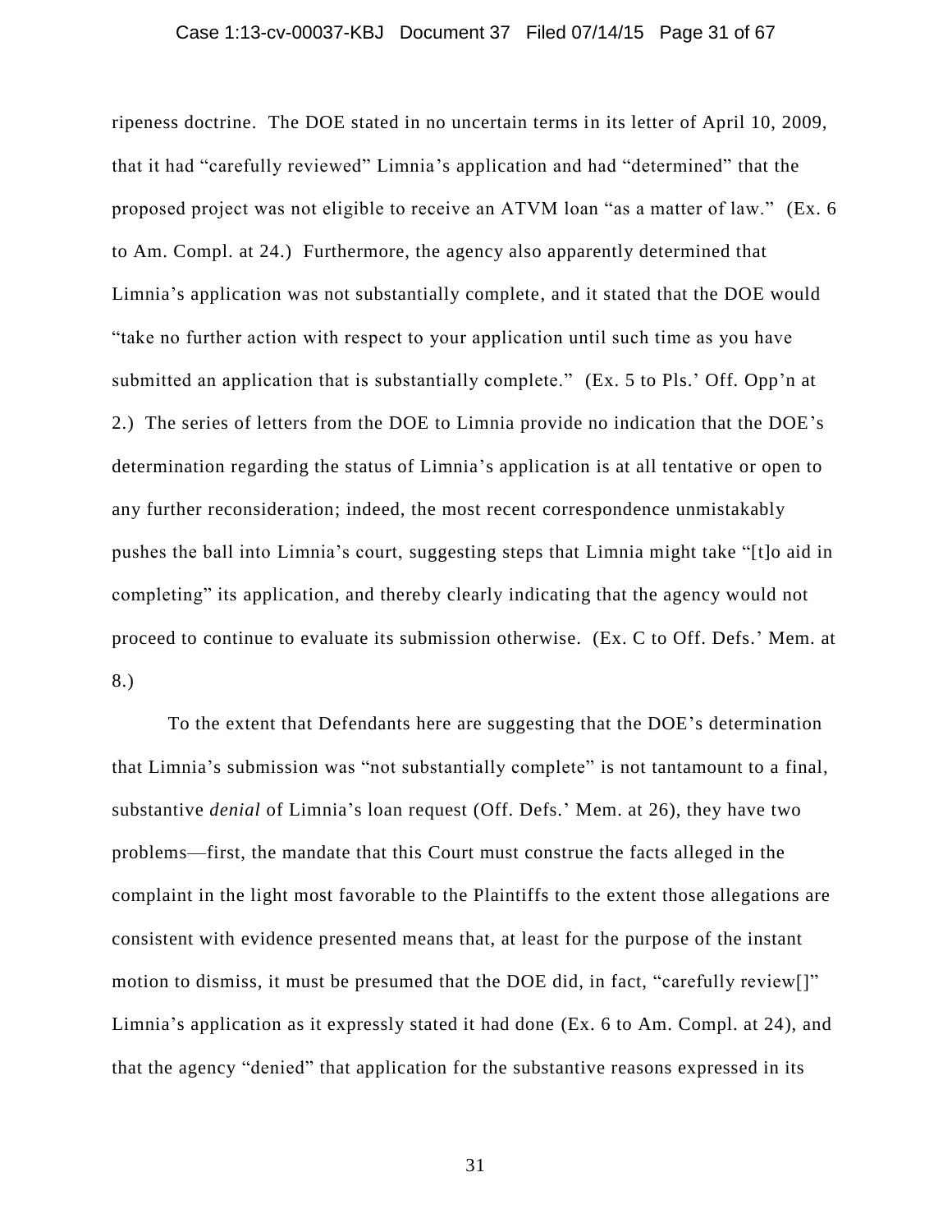ripeness doctrine. The DOE stated in no uncertain terms in its letter of April 10, 2009, that it had "carefully reviewed" Limnia's application and had "determined" that the proposed project was not eligible to receive an ATVM loan "as a matter of law." (Ex. 6 to Am. Compl. at 24.) Furthermore, the agency also apparently determined that Limnia's application was not substantially complete, and it stated that the DOE would "take no further action with respect to your application until such time as you have submitted an application that is substantially complete." (Ex. 5 to Pls.' Off. Opp'n at 2.) The series of letters from the DOE to Limnia provide no indication that the DOE's determination regarding the status of Limnia's application is at all tentative or open to any further reconsideration; indeed, the most recent correspondence unmistakably pushes the ball into Limnia's court, suggesting steps that Limnia might take "[t]o aid in completing" its application, and thereby clearly indicating that the agency would not proceed to continue to evaluate its submission otherwise. (Ex. C to Off. Defs.' Mem. at 8.)

To the extent that Defendants here are suggesting that the DOE's determination that Limnia's submission was "not substantially complete" is not tantamount to a final, substantive *denial* of Limnia's loan request (Off. Defs.' Mem. at 26), they have two problems—first, the mandate that this Court must construe the facts alleged in the complaint in the light most favorable to the Plaintiffs to the extent those allegations are consistent with evidence presented means that, at least for the purpose of the instant motion to dismiss, it must be presumed that the DOE did, in fact, "carefully review[]" Limnia's application as it expressly stated it had done (Ex. 6 to Am. Compl. at 24), and that the agency "denied" that application for the substantive reasons expressed in its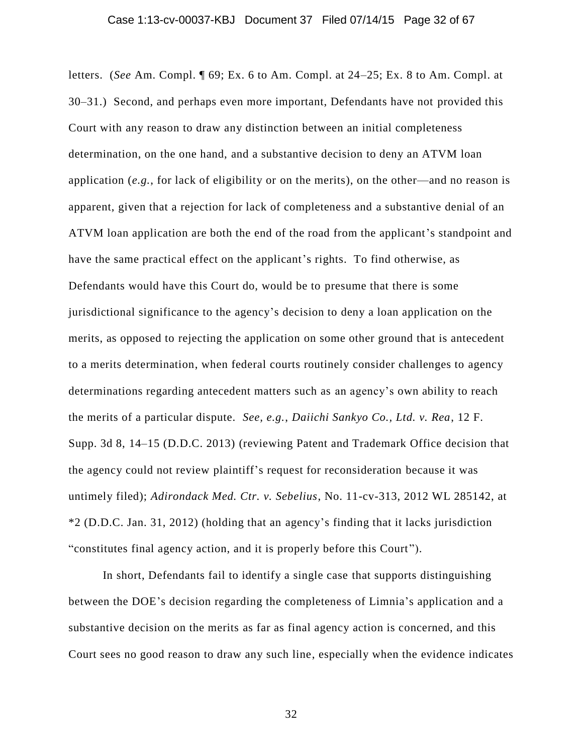letters. (*See* Am. Compl. ¶ 69; Ex. 6 to Am. Compl. at 24–25; Ex. 8 to Am. Compl. at 30–31.) Second, and perhaps even more important, Defendants have not provided this Court with any reason to draw any distinction between an initial completeness determination, on the one hand, and a substantive decision to deny an ATVM loan application (*e.g.*, for lack of eligibility or on the merits), on the other—and no reason is apparent, given that a rejection for lack of completeness and a substantive denial of an ATVM loan application are both the end of the road from the applicant's standpoint and have the same practical effect on the applicant's rights. To find otherwise, as Defendants would have this Court do, would be to presume that there is some jurisdictional significance to the agency's decision to deny a loan application on the merits, as opposed to rejecting the application on some other ground that is antecedent to a merits determination, when federal courts routinely consider challenges to agency determinations regarding antecedent matters such as an agency's own ability to reach the merits of a particular dispute. *See, e.g.*, *Daiichi Sankyo Co., Ltd. v. Rea*, 12 F. Supp. 3d 8, 14–15 (D.D.C. 2013) (reviewing Patent and Trademark Office decision that the agency could not review plaintiff's request for reconsideration because it was untimely filed); *Adirondack Med. Ctr. v. Sebelius*, No. 11-cv-313, 2012 WL 285142, at *2 (D.D.C. Jan. 31, 2012) (holding that an agency's finding that it lacks jurisdiction "constitutes final agency action, and it is properly before this Court").

In short, Defendants fail to identify a single case that supports distinguishing between the DOE's decision regarding the completeness of Limnia's application and a substantive decision on the merits as far as final agency action is concerned, and this Court sees no good reason to draw any such line, especially when the evidence indicates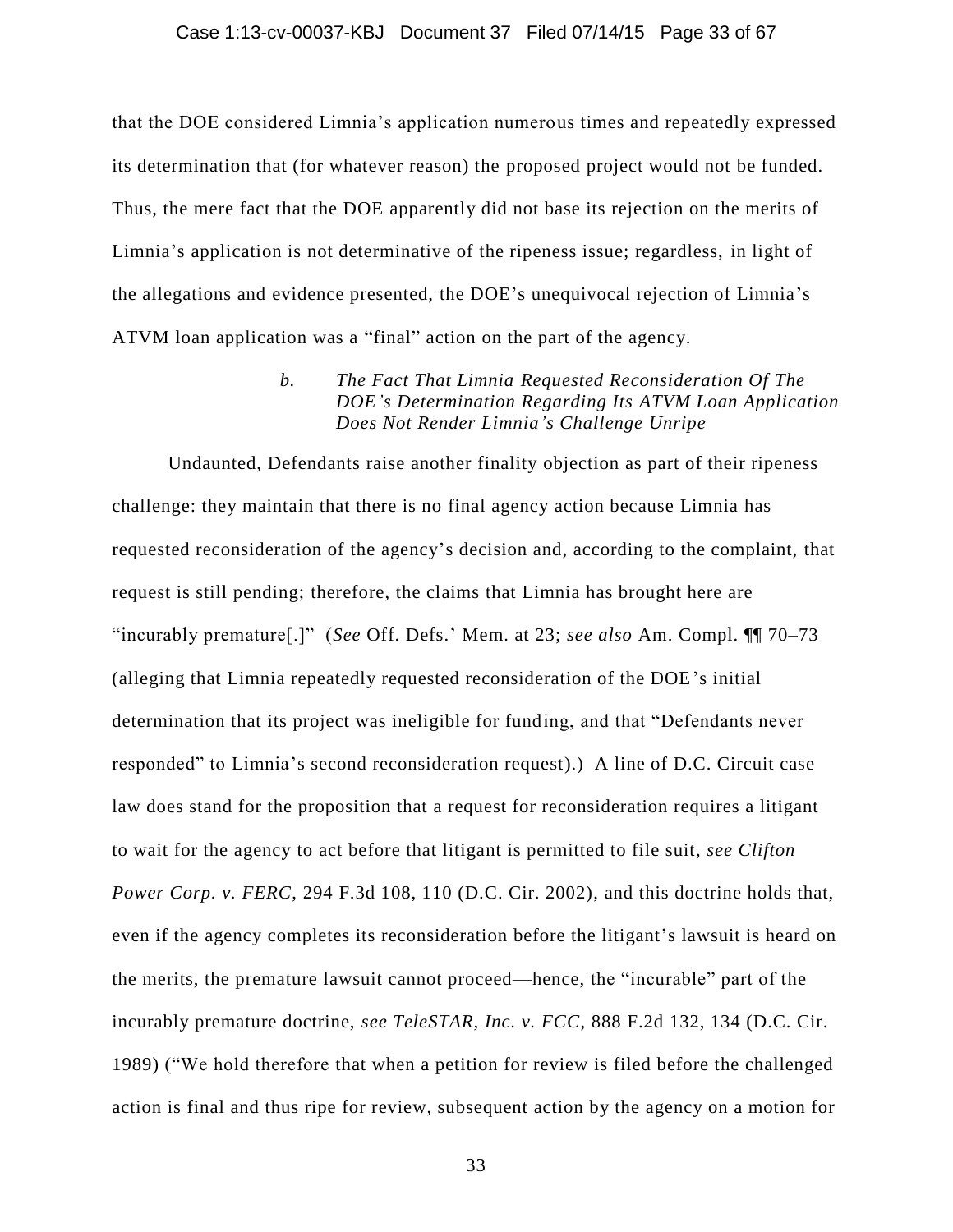that the DOE considered Limnia's application numerous times and repeatedly expressed its determination that (for whatever reason) the proposed project would not be funded. Thus, the mere fact that the DOE apparently did not base its rejection on the merits of Limnia's application is not determinative of the ripeness issue; regardless, in light of the allegations and evidence presented, the DOE's unequivocal rejection of Limnia's ATVM loan application was a "final" action on the part of the agency.

> *b. The Fact That Limnia Requested Reconsideration Of The DOE's Determination Regarding Its ATVM Loan Application Does Not Render Limnia's Challenge Unripe*

Undaunted, Defendants raise another finality objection as part of their ripeness challenge: they maintain that there is no final agency action because Limnia has requested reconsideration of the agency's decision and, according to the complaint, that request is still pending; therefore, the claims that Limnia has brought here are "incurably premature[.]" (*See* Off. Defs.' Mem. at 23; *see also* Am. Compl. ¶¶ 70–73 (alleging that Limnia repeatedly requested reconsideration of the DOE's initial determination that its project was ineligible for funding, and that "Defendants never responded" to Limnia's second reconsideration request).) A line of D.C. Circuit case law does stand for the proposition that a request for reconsideration requires a litigant to wait for the agency to act before that litigant is permitted to file suit, *see Clifton Power Corp. v. FERC*, 294 F.3d 108, 110 (D.C. Cir. 2002), and this doctrine holds that, even if the agency completes its reconsideration before the litigant's lawsuit is heard on the merits, the premature lawsuit cannot proceed—hence, the "incurable" part of the incurably premature doctrine, *see TeleSTAR, Inc. v. FCC*, 888 F.2d 132, 134 (D.C. Cir. 1989) ("We hold therefore that when a petition for review is filed before the challenged action is final and thus ripe for review, subsequent action by the agency on a motion for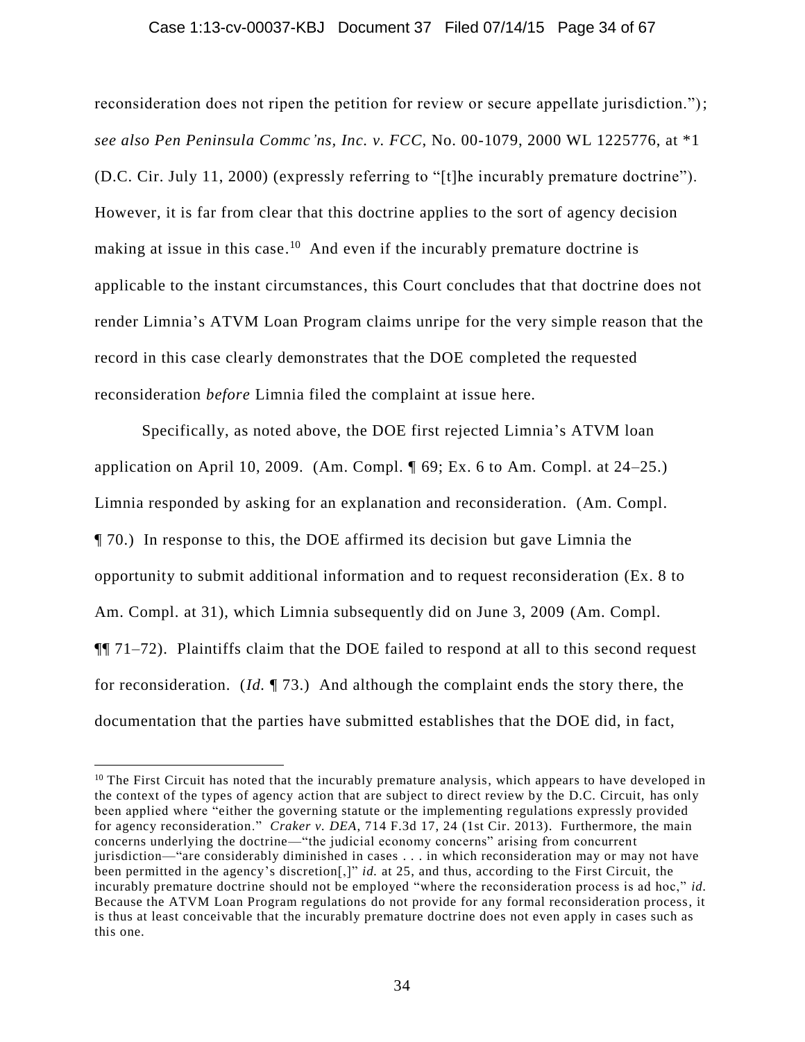reconsideration does not ripen the petition for review or secure appellate jurisdiction."); *see also Pen Peninsula Commc'ns, Inc. v. FCC*, No. 00-1079, 2000 WL 1225776, at *1 (D.C. Cir. July 11, 2000) (expressly referring to "[t]he incurably premature doctrine"). However, it is far from clear that this doctrine applies to the sort of agency decision making at issue in this case.[10] And even if the incurably premature doctrine is applicable to the instant circumstances, this Court concludes that that doctrine does not render Limnia's ATVM Loan Program claims unripe for the very simple reason that the record in this case clearly demonstrates that the DOE completed the requested reconsideration *before* Limnia filed the complaint at issue here.

Specifically, as noted above, the DOE first rejected Limnia's ATVM loan application on April 10, 2009. (Am. Compl. ¶ 69; Ex. 6 to Am. Compl. at 24–25.) Limnia responded by asking for an explanation and reconsideration. (Am. Compl. ¶ 70.) In response to this, the DOE affirmed its decision but gave Limnia the opportunity to submit additional information and to request reconsideration (Ex. 8 to Am. Compl. at 31), which Limnia subsequently did on June 3, 2009 (Am. Compl. ¶¶ 71–72). Plaintiffs claim that the DOE failed to respond at all to this second request for reconsideration. (*Id.* ¶ 73.) And although the complaint ends the story there, the documentation that the parties have submitted establishes that the DOE did, in fact,

---

[10] The First Circuit has noted that the incurably premature analysis, which appears to have developed in the context of the types of agency action that are subject to direct review by the D.C. Circuit, has only been applied where "either the governing statute or the implementing regulations expressly provided for agency reconsideration." *Craker v. DEA*, 714 F.3d 17, 24 (1st Cir. 2013). Furthermore, the main concerns underlying the doctrine—"the judicial economy concerns" arising from concurrent jurisdiction—"are considerably diminished in cases . . . in which reconsideration may or may not have been permitted in the agency's discretion[,]" *id.* at 25, and thus, according to the First Circuit, the incurably premature doctrine should not be employed "where the reconsideration process is ad hoc," *id.* Because the ATVM Loan Program regulations do not provide for any formal reconsideration process, it is thus at least conceivable that the incurably premature doctrine does not even apply in cases such as this one.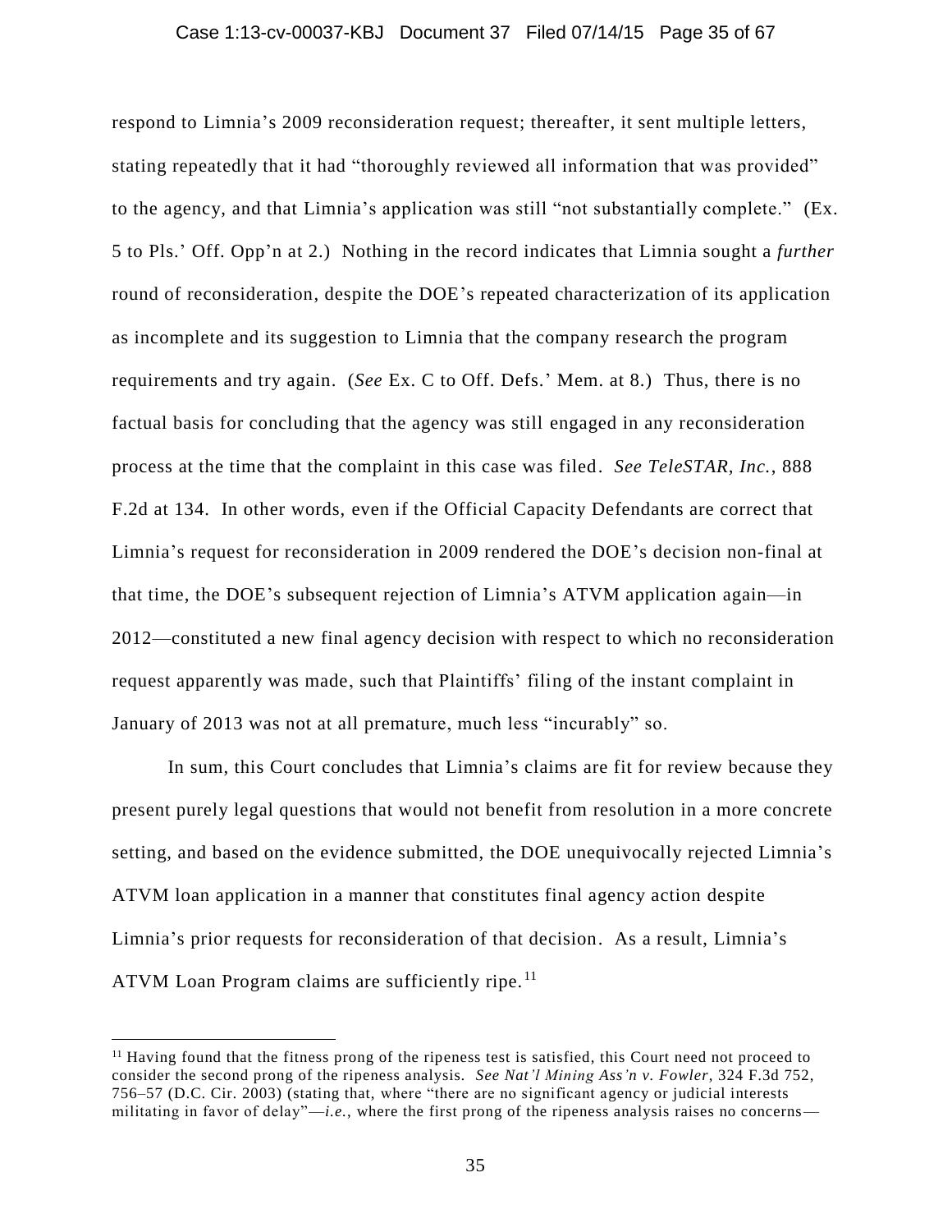respond to Limnia's 2009 reconsideration request; thereafter, it sent multiple letters, stating repeatedly that it had "thoroughly reviewed all information that was provided" to the agency, and that Limnia's application was still "not substantially complete." (Ex. 5 to Pls.' Off. Opp'n at 2.) Nothing in the record indicates that Limnia sought a *further* round of reconsideration, despite the DOE's repeated characterization of its application as incomplete and its suggestion to Limnia that the company research the program requirements and try again. (*See* Ex. C to Off. Defs.' Mem. at 8.) Thus, there is no factual basis for concluding that the agency was still engaged in any reconsideration process at the time that the complaint in this case was filed. *See TeleSTAR, Inc.*, 888 F.2d at 134. In other words, even if the Official Capacity Defendants are correct that Limnia's request for reconsideration in 2009 rendered the DOE's decision non-final at that time, the DOE's subsequent rejection of Limnia's ATVM application again—in 2012—constituted a new final agency decision with respect to which no reconsideration request apparently was made, such that Plaintiffs' filing of the instant complaint in January of 2013 was not at all premature, much less "incurably" so.

In sum, this Court concludes that Limnia's claims are fit for review because they present purely legal questions that would not benefit from resolution in a more concrete setting, and based on the evidence submitted, the DOE unequivocally rejected Limnia's ATVM loan application in a manner that constitutes final agency action despite Limnia's prior requests for reconsideration of that decision. As a result, Limnia's ATVM Loan Program claims are sufficiently ripe.[11]

---

[11] Having found that the fitness prong of the ripeness test is satisfied, this Court need not proceed to consider the second prong of the ripeness analysis. *See Nat'l Mining Ass'n v. Fowler*, 324 F.3d 752, 756–57 (D.C. Cir. 2003) (stating that, where "there are no significant agency or judicial interests militating in favor of delay"—*i.e.*, where the first prong of the ripeness analysis raises no concerns—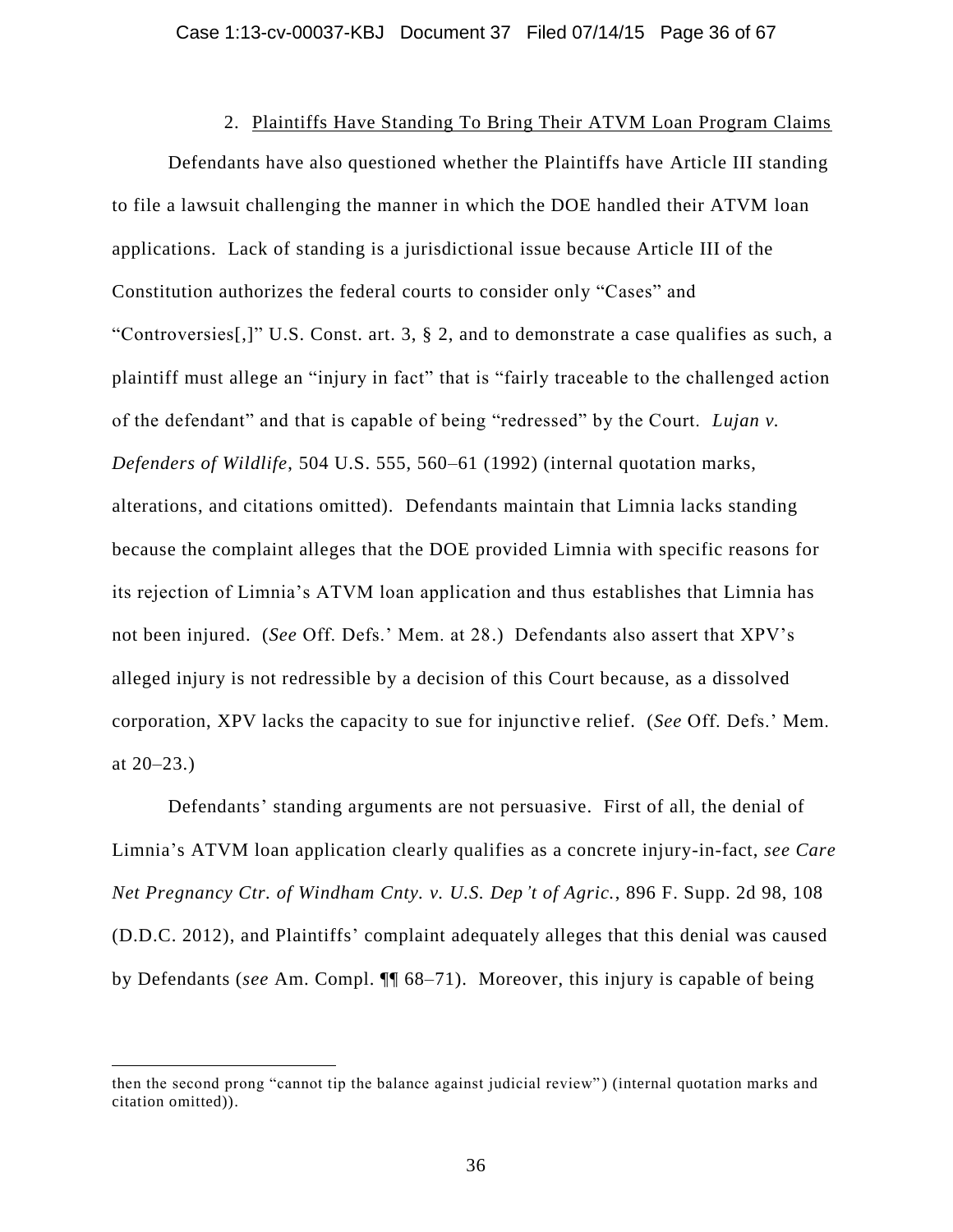2. Plaintiffs Have Standing To Bring Their ATVM Loan Program Claims

Defendants have also questioned whether the Plaintiffs have Article III standing to file a lawsuit challenging the manner in which the DOE handled their ATVM loan applications. Lack of standing is a jurisdictional issue because Article III of the Constitution authorizes the federal courts to consider only "Cases" and "Controversies[,]" U.S. Const. art. 3, § 2, and to demonstrate a case qualifies as such, a plaintiff must allege an "injury in fact" that is "fairly traceable to the challenged action of the defendant" and that is capable of being "redressed" by the Court. *Lujan v. Defenders of Wildlife*, 504 U.S. 555, 560–61 (1992) (internal quotation marks, alterations, and citations omitted). Defendants maintain that Limnia lacks standing because the complaint alleges that the DOE provided Limnia with specific reasons for its rejection of Limnia's ATVM loan application and thus establishes that Limnia has not been injured. (*See* Off. Defs.' Mem. at 28.) Defendants also assert that XPV's alleged injury is not redressible by a decision of this Court because, as a dissolved corporation, XPV lacks the capacity to sue for injunctive relief. (*See* Off. Defs.' Mem. at 20–23.)

Defendants' standing arguments are not persuasive. First of all, the denial of Limnia's ATVM loan application clearly qualifies as a concrete injury-in-fact, *see Care Net Pregnancy Ctr. of Windham Cnty. v. U.S. Dep't of Agric.*, 896 F. Supp. 2d 98, 108 (D.D.C. 2012), and Plaintiffs' complaint adequately alleges that this denial was caused by Defendants (*see* Am. Compl. ¶¶ 68–71). Moreover, this injury is capable of being

---

then the second prong "cannot tip the balance against judicial review") (internal quotation marks and citation omitted)).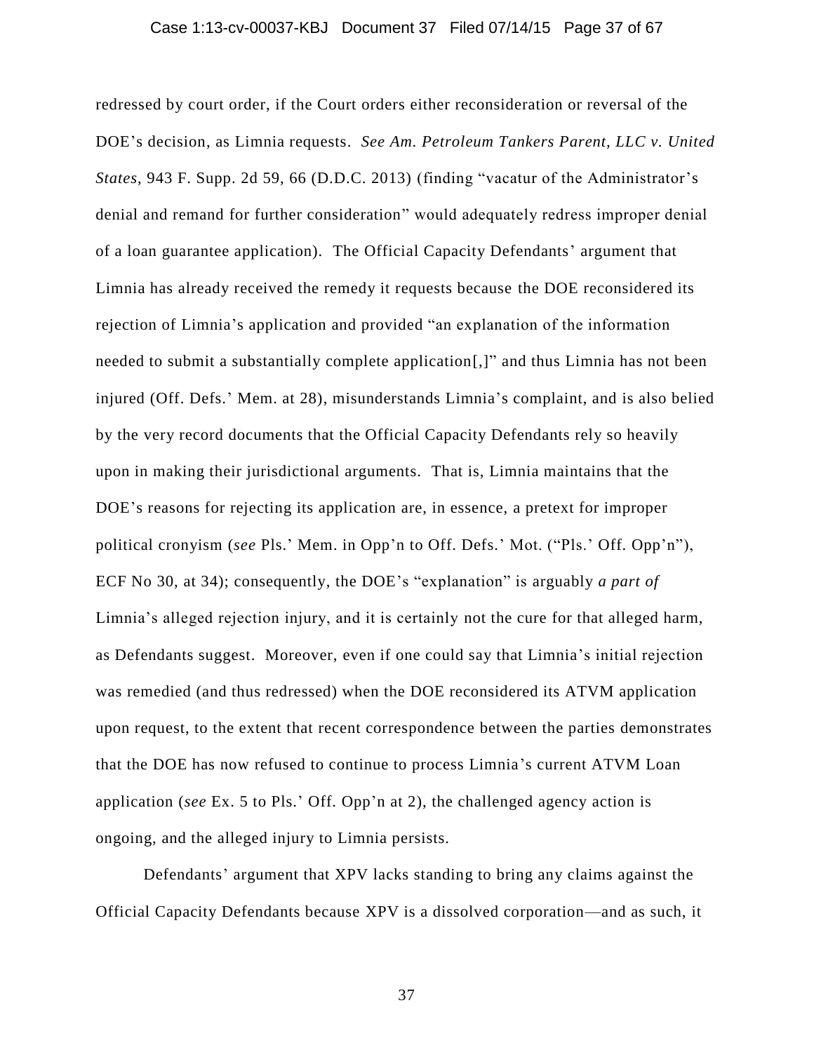redressed by court order, if the Court orders either reconsideration or reversal of the DOE's decision, as Limnia requests. *See Am. Petroleum Tankers Parent, LLC v. United States*, 943 F. Supp. 2d 59, 66 (D.D.C. 2013) (finding "vacatur of the Administrator's denial and remand for further consideration" would adequately redress improper denial of a loan guarantee application). The Official Capacity Defendants' argument that Limnia has already received the remedy it requests because the DOE reconsidered its rejection of Limnia's application and provided "an explanation of the information needed to submit a substantially complete application[,]" and thus Limnia has not been injured (Off. Defs.' Mem. at 28), misunderstands Limnia's complaint, and is also belied by the very record documents that the Official Capacity Defendants rely so heavily upon in making their jurisdictional arguments. That is, Limnia maintains that the DOE's reasons for rejecting its application are, in essence, a pretext for improper political cronyism (*see* Pls.' Mem. in Opp'n to Off. Defs.' Mot. ("Pls.' Off. Opp'n"), ECF No 30, at 34); consequently, the DOE's "explanation" is arguably *a part of* Limnia's alleged rejection injury, and it is certainly not the cure for that alleged harm, as Defendants suggest. Moreover, even if one could say that Limnia's initial rejection was remedied (and thus redressed) when the DOE reconsidered its ATVM application upon request, to the extent that recent correspondence between the parties demonstrates that the DOE has now refused to continue to process Limnia's current ATVM Loan application (*see* Ex. 5 to Pls.' Off. Opp'n at 2), the challenged agency action is ongoing, and the alleged injury to Limnia persists.

Defendants' argument that XPV lacks standing to bring any claims against the Official Capacity Defendants because XPV is a dissolved corporation—and as such, it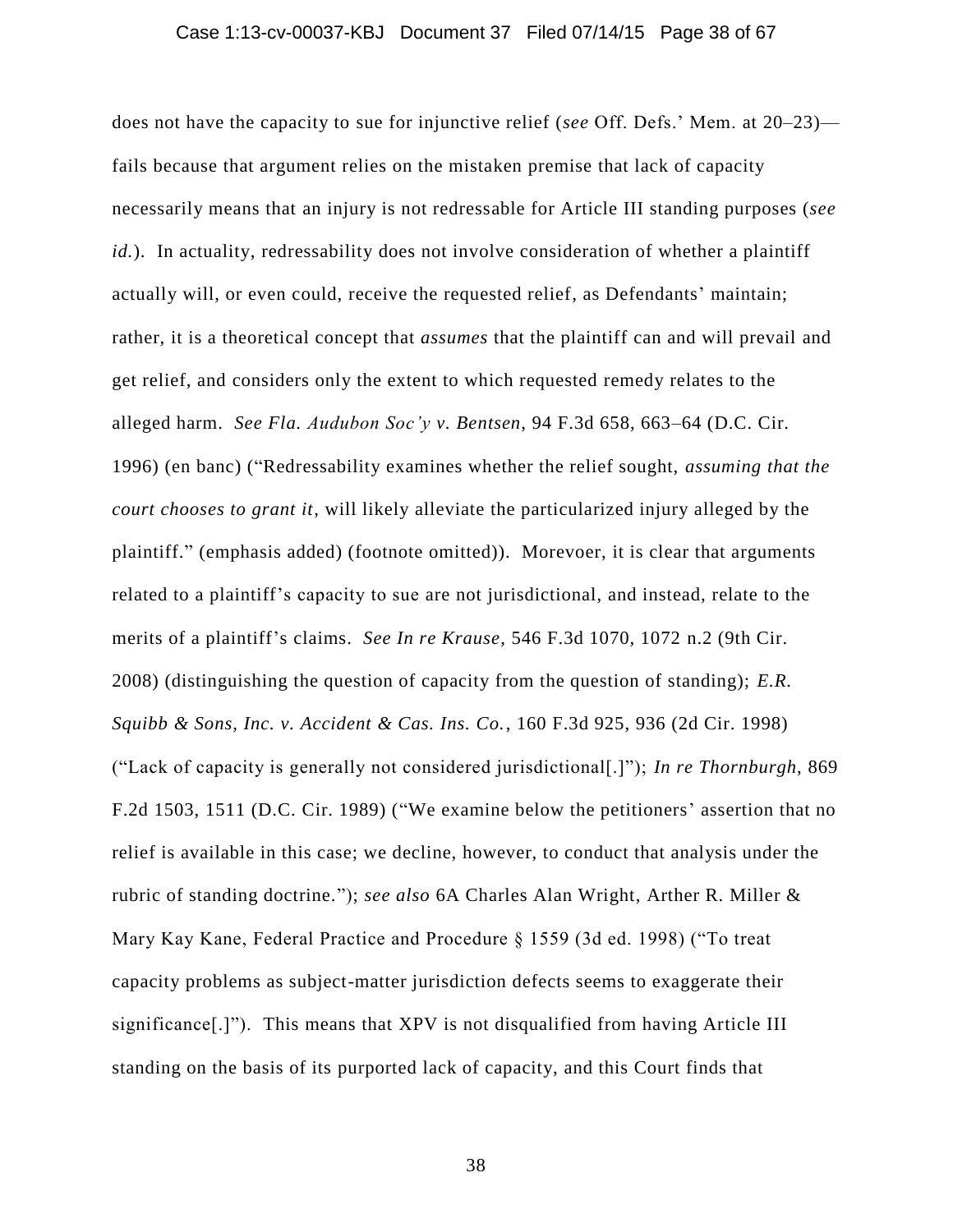does not have the capacity to sue for injunctive relief (*see* Off. Defs.' Mem. at 20–23)—fails because that argument relies on the mistaken premise that lack of capacity necessarily means that an injury is not redressable for Article III standing purposes (*see id.*). In actuality, redressability does not involve consideration of whether a plaintiff actually will, or even could, receive the requested relief, as Defendants' maintain; rather, it is a theoretical concept that *assumes* that the plaintiff can and will prevail and get relief, and considers only the extent to which requested remedy relates to the alleged harm. *See Fla. Audubon Soc'y v. Bentsen*, 94 F.3d 658, 663–64 (D.C. Cir. 1996) (en banc) ("Redressability examines whether the relief sought, *assuming that the court chooses to grant it*, will likely alleviate the particularized injury alleged by the plaintiff." (emphasis added) (footnote omitted)). Morevoer, it is clear that arguments related to a plaintiff's capacity to sue are not jurisdictional, and instead, relate to the merits of a plaintiff's claims. *See In re Krause*, 546 F.3d 1070, 1072 n.2 (9th Cir. 2008) (distinguishing the question of capacity from the question of standing); *E.R. Squibb & Sons, Inc. v. Accident & Cas. Ins. Co.*, 160 F.3d 925, 936 (2d Cir. 1998) ("Lack of capacity is generally not considered jurisdictional[.]"); *In re Thornburgh*, 869 F.2d 1503, 1511 (D.C. Cir. 1989) ("We examine below the petitioners' assertion that no relief is available in this case; we decline, however, to conduct that analysis under the rubric of standing doctrine."); *see also* 6A Charles Alan Wright, Arther R. Miller & Mary Kay Kane, Federal Practice and Procedure § 1559 (3d ed. 1998) ("To treat capacity problems as subject-matter jurisdiction defects seems to exaggerate their significance[.]"). This means that XPV is not disqualified from having Article III standing on the basis of its purported lack of capacity, and this Court finds that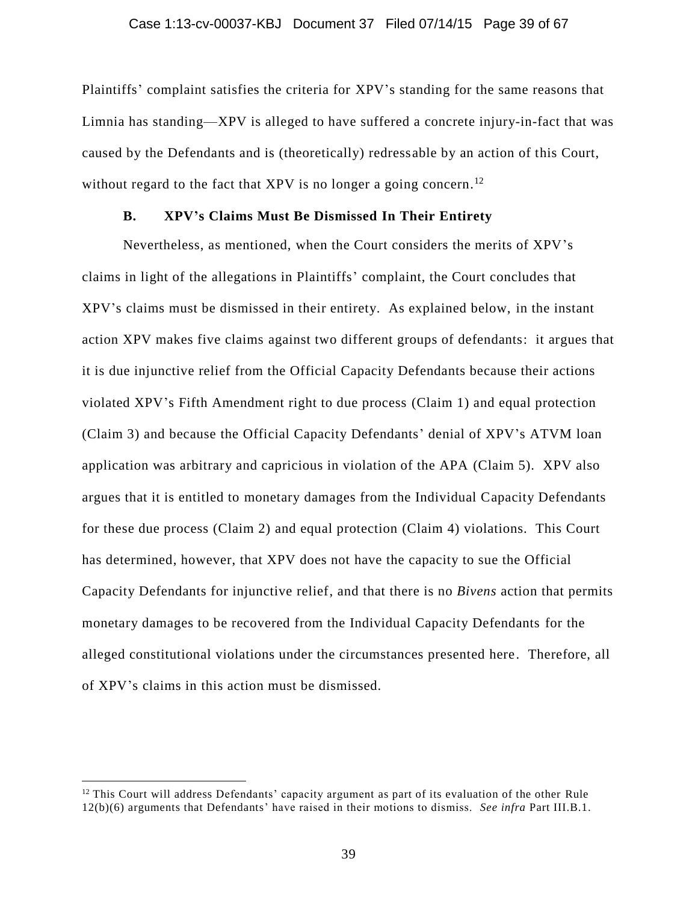Plaintiffs' complaint satisfies the criteria for XPV's standing for the same reasons that Limnia has standing—XPV is alleged to have suffered a concrete injury-in-fact that was caused by the Defendants and is (theoretically) redressable by an action of this Court, without regard to the fact that XPV is no longer a going concern.[12]

### B. XPV's Claims Must Be Dismissed In Their Entirety

Nevertheless, as mentioned, when the Court considers the merits of XPV's claims in light of the allegations in Plaintiffs' complaint, the Court concludes that XPV's claims must be dismissed in their entirety. As explained below, in the instant action XPV makes five claims against two different groups of defendants: it argues that it is due injunctive relief from the Official Capacity Defendants because their actions violated XPV's Fifth Amendment right to due process (Claim 1) and equal protection (Claim 3) and because the Official Capacity Defendants' denial of XPV's ATVM loan application was arbitrary and capricious in violation of the APA (Claim 5). XPV also argues that it is entitled to monetary damages from the Individual Capacity Defendants for these due process (Claim 2) and equal protection (Claim 4) violations. This Court has determined, however, that XPV does not have the capacity to sue the Official Capacity Defendants for injunctive relief, and that there is no *Bivens* action that permits monetary damages to be recovered from the Individual Capacity Defendants for the alleged constitutional violations under the circumstances presented here. Therefore, all of XPV's claims in this action must be dismissed.

---

[12] This Court will address Defendants' capacity argument as part of its evaluation of the other Rule 12(b)(6) arguments that Defendants' have raised in their motions to dismiss. *See infra* Part III.B.1.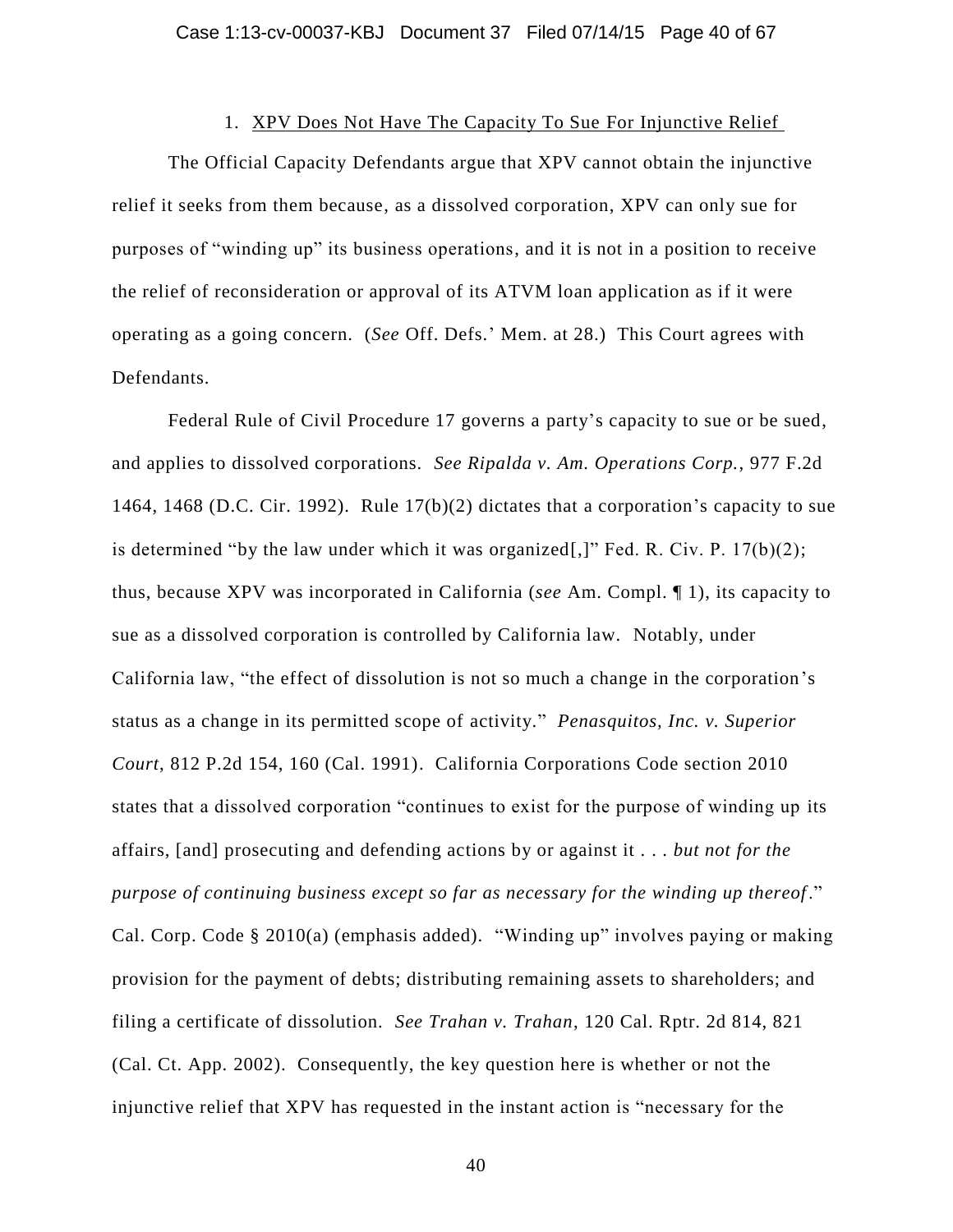1. <u>XPV Does Not Have The Capacity To Sue For Injunctive Relief</u>

The Official Capacity Defendants argue that XPV cannot obtain the injunctive relief it seeks from them because, as a dissolved corporation, XPV can only sue for purposes of "winding up" its business operations, and it is not in a position to receive the relief of reconsideration or approval of its ATVM loan application as if it were operating as a going concern. (*See* Off. Defs.' Mem. at 28.) This Court agrees with Defendants.

Federal Rule of Civil Procedure 17 governs a party's capacity to sue or be sued, and applies to dissolved corporations. *See Ripalda v. Am. Operations Corp.*, 977 F.2d 1464, 1468 (D.C. Cir. 1992). Rule 17(b)(2) dictates that a corporation's capacity to sue is determined "by the law under which it was organized[,]" Fed. R. Civ. P. 17(b)(2); thus, because XPV was incorporated in California (*see* Am. Compl. ¶ 1), its capacity to sue as a dissolved corporation is controlled by California law. Notably, under California law, "the effect of dissolution is not so much a change in the corporation's status as a change in its permitted scope of activity." *Penasquitos, Inc. v. Superior Court*, 812 P.2d 154, 160 (Cal. 1991). California Corporations Code section 2010 states that a dissolved corporation "continues to exist for the purpose of winding up its affairs, [and] prosecuting and defending actions by or against it . . . *but not for the purpose of continuing business except so far as necessary for the winding up thereof*." Cal. Corp. Code § 2010(a) (emphasis added). "Winding up" involves paying or making provision for the payment of debts; distributing remaining assets to shareholders; and filing a certificate of dissolution. *See Trahan v. Trahan*, 120 Cal. Rptr. 2d 814, 821 (Cal. Ct. App. 2002). Consequently, the key question here is whether or not the injunctive relief that XPV has requested in the instant action is "necessary for the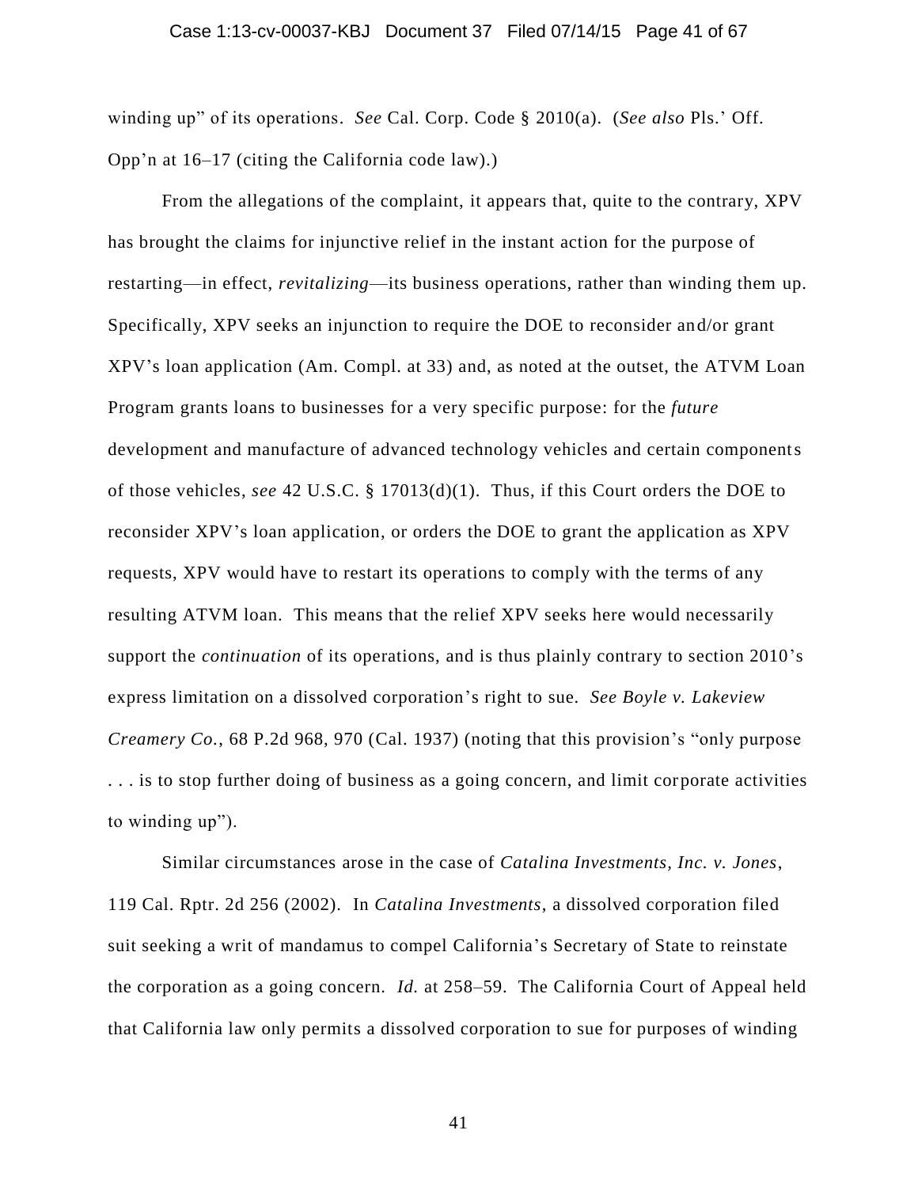winding up" of its operations. *See* Cal. Corp. Code § 2010(a). (*See also* Pls.' Off. Opp'n at 16–17 (citing the California code law).)

From the allegations of the complaint, it appears that, quite to the contrary, XPV has brought the claims for injunctive relief in the instant action for the purpose of restarting—in effect, *revitalizing*—its business operations, rather than winding them up. Specifically, XPV seeks an injunction to require the DOE to reconsider and/or grant XPV's loan application (Am. Compl. at 33) and, as noted at the outset, the ATVM Loan Program grants loans to businesses for a very specific purpose: for the *future* development and manufacture of advanced technology vehicles and certain components of those vehicles, *see* 42 U.S.C. § 17013(d)(1). Thus, if this Court orders the DOE to reconsider XPV's loan application, or orders the DOE to grant the application as XPV requests, XPV would have to restart its operations to comply with the terms of any resulting ATVM loan. This means that the relief XPV seeks here would necessarily support the *continuation* of its operations, and is thus plainly contrary to section 2010's express limitation on a dissolved corporation's right to sue. *See Boyle v. Lakeview Creamery Co.*, 68 P.2d 968, 970 (Cal. 1937) (noting that this provision's "only purpose . . . is to stop further doing of business as a going concern, and limit corporate activities to winding up").

Similar circumstances arose in the case of *Catalina Investments, Inc. v. Jones*, 119 Cal. Rptr. 2d 256 (2002). In *Catalina Investments*, a dissolved corporation filed suit seeking a writ of mandamus to compel California's Secretary of State to reinstate the corporation as a going concern. *Id.* at 258–59. The California Court of Appeal held that California law only permits a dissolved corporation to sue for purposes of winding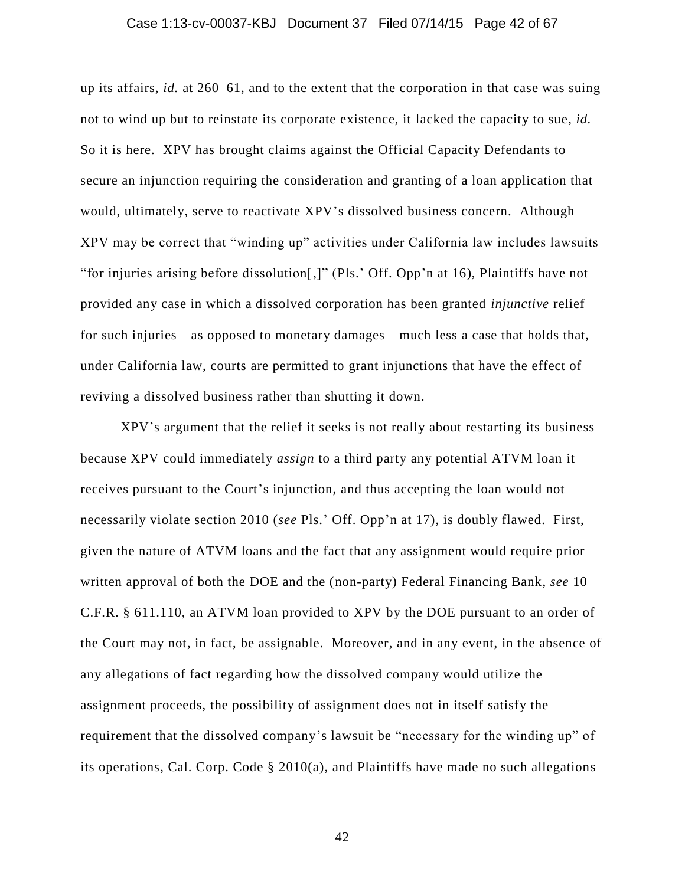up its affairs, *id.* at 260–61, and to the extent that the corporation in that case was suing not to wind up but to reinstate its corporate existence, it lacked the capacity to sue, *id.* So it is here. XPV has brought claims against the Official Capacity Defendants to secure an injunction requiring the consideration and granting of a loan application that would, ultimately, serve to reactivate XPV's dissolved business concern. Although XPV may be correct that "winding up" activities under California law includes lawsuits "for injuries arising before dissolution[,]" (Pls.' Off. Opp'n at 16), Plaintiffs have not provided any case in which a dissolved corporation has been granted *injunctive* relief for such injuries—as opposed to monetary damages—much less a case that holds that, under California law, courts are permitted to grant injunctions that have the effect of reviving a dissolved business rather than shutting it down.

XPV's argument that the relief it seeks is not really about restarting its business because XPV could immediately *assign* to a third party any potential ATVM loan it receives pursuant to the Court's injunction, and thus accepting the loan would not necessarily violate section 2010 (*see* Pls.' Off. Opp'n at 17), is doubly flawed. First, given the nature of ATVM loans and the fact that any assignment would require prior written approval of both the DOE and the (non-party) Federal Financing Bank, *see* 10 C.F.R. § 611.110, an ATVM loan provided to XPV by the DOE pursuant to an order of the Court may not, in fact, be assignable. Moreover, and in any event, in the absence of any allegations of fact regarding how the dissolved company would utilize the assignment proceeds, the possibility of assignment does not in itself satisfy the requirement that the dissolved company's lawsuit be "necessary for the winding up" of its operations, Cal. Corp. Code § 2010(a), and Plaintiffs have made no such allegations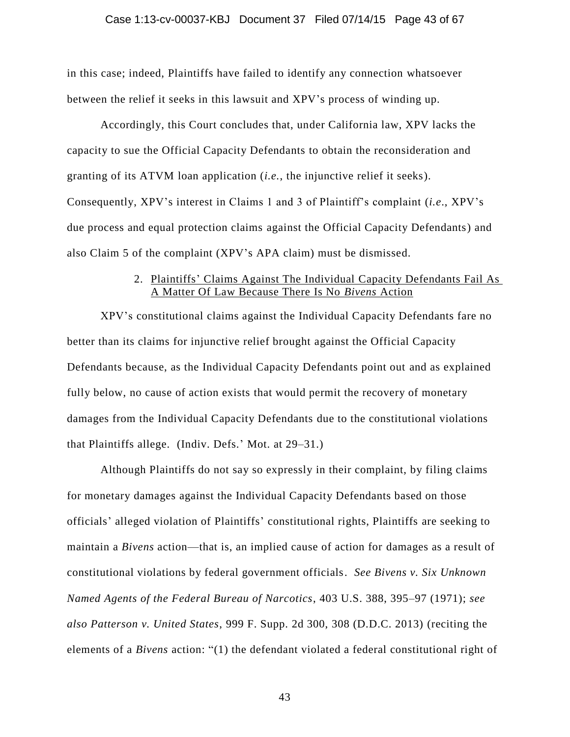in this case; indeed, Plaintiffs have failed to identify any connection whatsoever between the relief it seeks in this lawsuit and XPV's process of winding up.

Accordingly, this Court concludes that, under California law, XPV lacks the capacity to sue the Official Capacity Defendants to obtain the reconsideration and granting of its ATVM loan application (*i.e.*, the injunctive relief it seeks). Consequently, XPV's interest in Claims 1 and 3 of Plaintiff's complaint (*i.e.*, XPV's due process and equal protection claims against the Official Capacity Defendants) and also Claim 5 of the complaint (XPV's APA claim) must be dismissed.

2. <u>Plaintiffs' Claims Against The Individual Capacity Defendants Fail As A Matter Of Law Because There Is No *Bivens* Action</u>

XPV's constitutional claims against the Individual Capacity Defendants fare no better than its claims for injunctive relief brought against the Official Capacity Defendants because, as the Individual Capacity Defendants point out and as explained fully below, no cause of action exists that would permit the recovery of monetary damages from the Individual Capacity Defendants due to the constitutional violations that Plaintiffs allege. (Indiv. Defs.' Mot. at 29–31.)

Although Plaintiffs do not say so expressly in their complaint, by filing claims for monetary damages against the Individual Capacity Defendants based on those officials' alleged violation of Plaintiffs' constitutional rights, Plaintiffs are seeking to maintain a *Bivens* action—that is, an implied cause of action for damages as a result of constitutional violations by federal government officials. *See Bivens v. Six Unknown Named Agents of the Federal Bureau of Narcotics*, 403 U.S. 388, 395–97 (1971); *see also Patterson v. United States*, 999 F. Supp. 2d 300, 308 (D.D.C. 2013) (reciting the elements of a *Bivens* action: "(1) the defendant violated a federal constitutional right of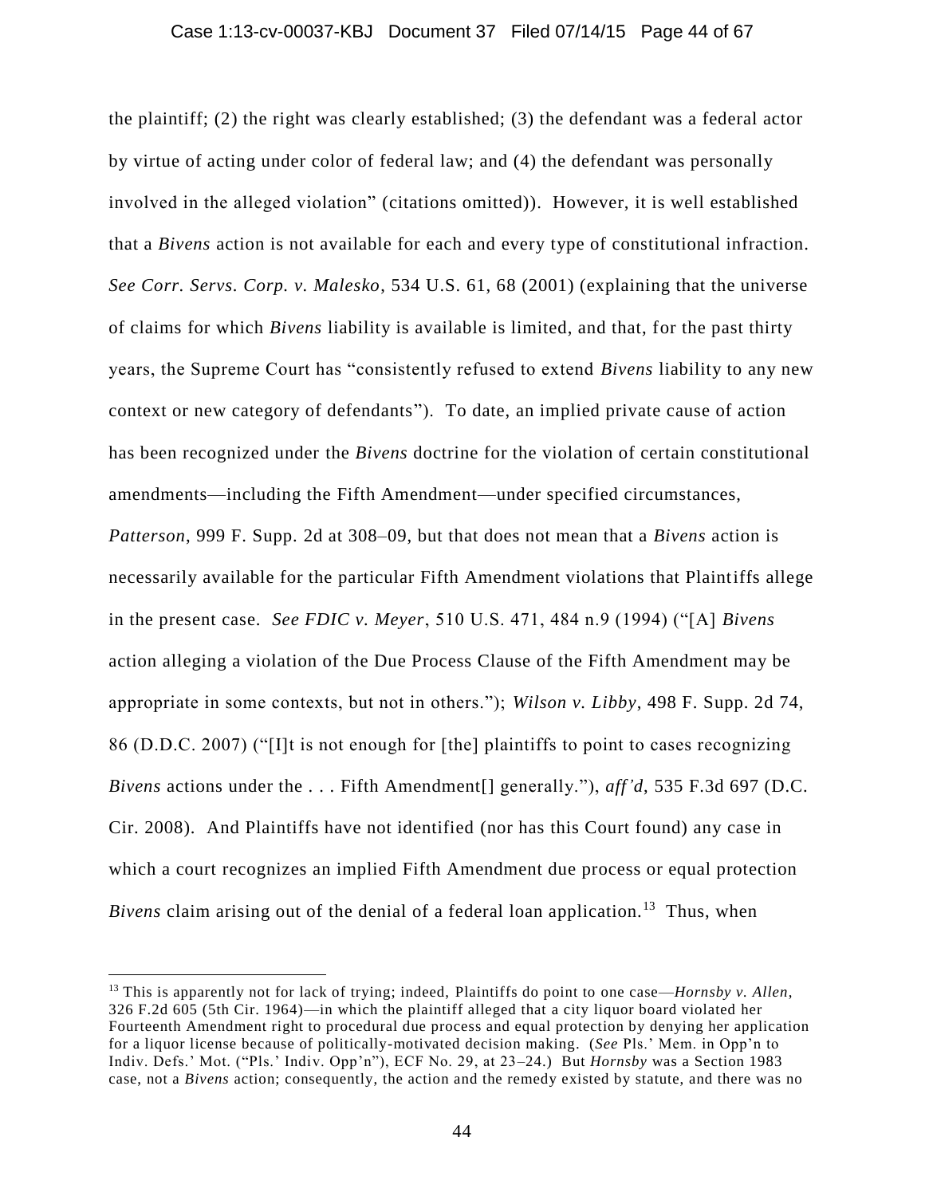the plaintiff; (2) the right was clearly established; (3) the defendant was a federal actor by virtue of acting under color of federal law; and (4) the defendant was personally involved in the alleged violation" (citations omitted)). However, it is well established that a *Bivens* action is not available for each and every type of constitutional infraction. *See Corr. Servs. Corp. v. Malesko*, 534 U.S. 61, 68 (2001) (explaining that the universe of claims for which *Bivens* liability is available is limited, and that, for the past thirty years, the Supreme Court has "consistently refused to extend *Bivens* liability to any new context or new category of defendants"). To date, an implied private cause of action has been recognized under the *Bivens* doctrine for the violation of certain constitutional amendments—including the Fifth Amendment—under specified circumstances, *Patterson*, 999 F. Supp. 2d at 308–09, but that does not mean that a *Bivens* action is necessarily available for the particular Fifth Amendment violations that Plaintiffs allege in the present case. *See FDIC v. Meyer*, 510 U.S. 471, 484 n.9 (1994) ("[A] *Bivens* action alleging a violation of the Due Process Clause of the Fifth Amendment may be appropriate in some contexts, but not in others."); *Wilson v. Libby*, 498 F. Supp. 2d 74, 86 (D.D.C. 2007) ("[I]t is not enough for [the] plaintiffs to point to cases recognizing *Bivens* actions under the . . . Fifth Amendment[] generally."), *aff'd*, 535 F.3d 697 (D.C. Cir. 2008). And Plaintiffs have not identified (nor has this Court found) any case in which a court recognizes an implied Fifth Amendment due process or equal protection *Bivens* claim arising out of the denial of a federal loan application.[13] Thus, when

[13] This is apparently not for lack of trying; indeed, Plaintiffs do point to one case—*Hornsby v. Allen*, 326 F.2d 605 (5th Cir. 1964)—in which the plaintiff alleged that a city liquor board violated her Fourteenth Amendment right to procedural due process and equal protection by denying her application for a liquor license because of politically-motivated decision making. (*See* Pls.' Mem. in Opp'n to Indiv. Defs.' Mot. ("Pls.' Indiv. Opp'n"), ECF No. 29, at 23–24.) But *Hornsby* was a Section 1983 case, not a *Bivens* action; consequently, the action and the remedy existed by statute, and there was no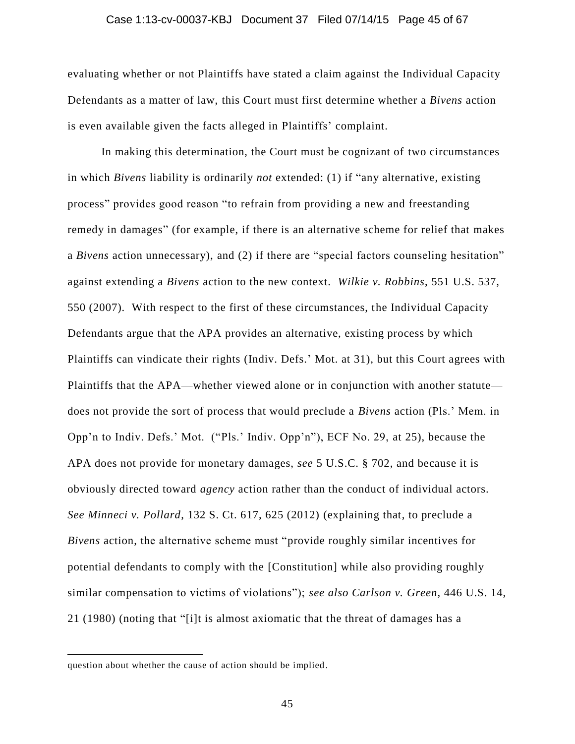evaluating whether or not Plaintiffs have stated a claim against the Individual Capacity Defendants as a matter of law, this Court must first determine whether a *Bivens* action is even available given the facts alleged in Plaintiffs' complaint.

In making this determination, the Court must be cognizant of two circumstances in which *Bivens* liability is ordinarily *not* extended: (1) if "any alternative, existing process" provides good reason "to refrain from providing a new and freestanding remedy in damages" (for example, if there is an alternative scheme for relief that makes a *Bivens* action unnecessary), and (2) if there are "special factors counseling hesitation" against extending a *Bivens* action to the new context. *Wilkie v. Robbins*, 551 U.S. 537, 550 (2007). With respect to the first of these circumstances, the Individual Capacity Defendants argue that the APA provides an alternative, existing process by which Plaintiffs can vindicate their rights (Indiv. Defs.' Mot. at 31), but this Court agrees with Plaintiffs that the APA—whether viewed alone or in conjunction with another statute—does not provide the sort of process that would preclude a *Bivens* action (Pls.' Mem. in Opp'n to Indiv. Defs.' Mot. ("Pls.' Indiv. Opp'n"), ECF No. 29, at 25), because the APA does not provide for monetary damages, *see* 5 U.S.C. § 702, and because it is obviously directed toward *agency* action rather than the conduct of individual actors. *See Minneci v. Pollard*, 132 S. Ct. 617, 625 (2012) (explaining that, to preclude a *Bivens* action, the alternative scheme must "provide roughly similar incentives for potential defendants to comply with the [Constitution] while also providing roughly similar compensation to victims of violations"); *see also Carlson v. Green*, 446 U.S. 14, 21 (1980) (noting that "[i]t is almost axiomatic that the threat of damages has a

---

question about whether the cause of action should be implied.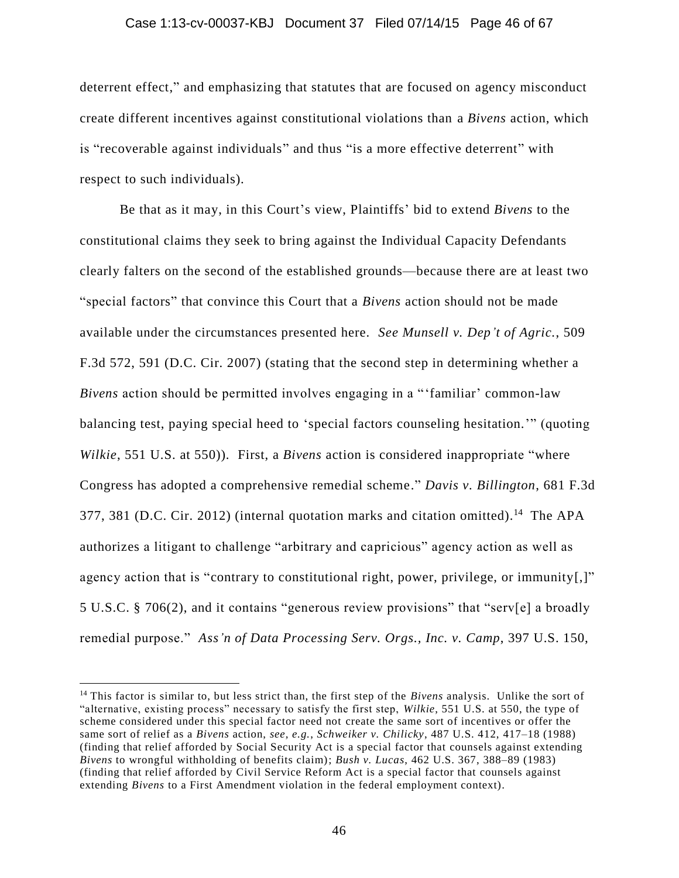deterrent effect," and emphasizing that statutes that are focused on agency misconduct create different incentives against constitutional violations than a *Bivens* action, which is "recoverable against individuals" and thus "is a more effective deterrent" with respect to such individuals).

Be that as it may, in this Court's view, Plaintiffs' bid to extend *Bivens* to the constitutional claims they seek to bring against the Individual Capacity Defendants clearly falters on the second of the established grounds—because there are at least two "special factors" that convince this Court that a *Bivens* action should not be made available under the circumstances presented here. *See Munsell v. Dep't of Agric.*, 509 F.3d 572, 591 (D.C. Cir. 2007) (stating that the second step in determining whether a *Bivens* action should be permitted involves engaging in a "'familiar' common-law balancing test, paying special heed to 'special factors counseling hesitation.'" (quoting *Wilkie*, 551 U.S. at 550)). First, a *Bivens* action is considered inappropriate "where Congress has adopted a comprehensive remedial scheme." *Davis v. Billington*, 681 F.3d 377, 381 (D.C. Cir. 2012) (internal quotation marks and citation omitted).[14] The APA authorizes a litigant to challenge "arbitrary and capricious" agency action as well as agency action that is "contrary to constitutional right, power, privilege, or immunity[,]" 5 U.S.C. § 706(2), and it contains "generous review provisions" that "serv[e] a broadly remedial purpose." *Ass'n of Data Processing Serv. Orgs., Inc. v. Camp*, 397 U.S. 150,

[14] This factor is similar to, but less strict than, the first step of the *Bivens* analysis. Unlike the sort of "alternative, existing process" necessary to satisfy the first step, *Wilkie*, 551 U.S. at 550, the type of scheme considered under this special factor need not create the same sort of incentives or offer the same sort of relief as a *Bivens* action, *see, e.g.*, *Schweiker v. Chilicky*, 487 U.S. 412, 417–18 (1988) (finding that relief afforded by Social Security Act is a special factor that counsels against extending *Bivens* to wrongful withholding of benefits claim); *Bush v. Lucas*, 462 U.S. 367, 388–89 (1983) (finding that relief afforded by Civil Service Reform Act is a special factor that counsels against extending *Bivens* to a First Amendment violation in the federal employment context).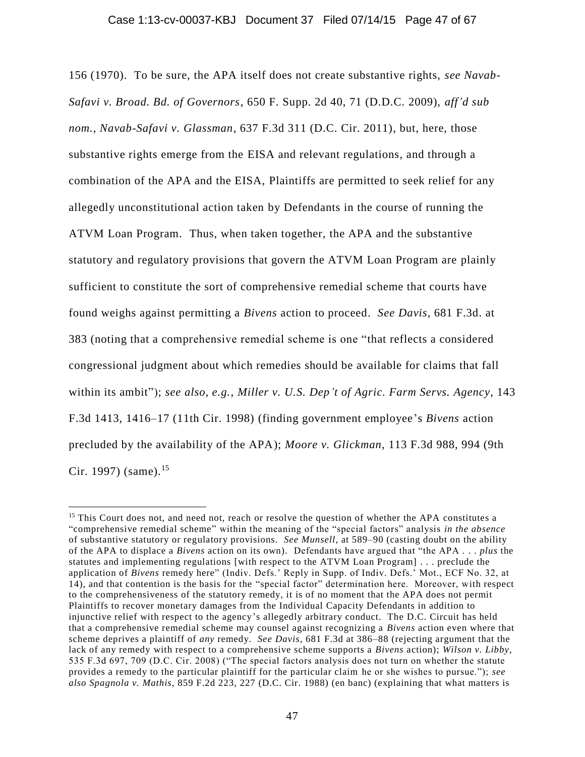156 (1970). To be sure, the APA itself does not create substantive rights, *see Navab-Safavi v. Broad. Bd. of Governors*, 650 F. Supp. 2d 40, 71 (D.D.C. 2009), *aff'd sub nom.*, *Navab-Safavi v. Glassman*, 637 F.3d 311 (D.C. Cir. 2011), but, here, those substantive rights emerge from the EISA and relevant regulations, and through a combination of the APA and the EISA, Plaintiffs are permitted to seek relief for any allegedly unconstitutional action taken by Defendants in the course of running the ATVM Loan Program. Thus, when taken together, the APA and the substantive statutory and regulatory provisions that govern the ATVM Loan Program are plainly sufficient to constitute the sort of comprehensive remedial scheme that courts have found weighs against permitting a *Bivens* action to proceed. *See Davis*, 681 F.3d. at 383 (noting that a comprehensive remedial scheme is one "that reflects a considered congressional judgment about which remedies should be available for claims that fall within its ambit"); *see also, e.g.*, *Miller v. U.S. Dep't of Agric. Farm Servs. Agency*, 143 F.3d 1413, 1416–17 (11th Cir. 1998) (finding government employee's *Bivens* action precluded by the availability of the APA); *Moore v. Glickman*, 113 F.3d 988, 994 (9th Cir. 1997) (same).[15]

[15] This Court does not, and need not, reach or resolve the question of whether the APA constitutes a "comprehensive remedial scheme" within the meaning of the "special factors" analysis *in the absence* of substantive statutory or regulatory provisions. *See Munsell*, at 589–90 (casting doubt on the ability of the APA to displace a *Bivens* action on its own). Defendants have argued that "the APA . . . *plus* the statutes and implementing regulations [with respect to the ATVM Loan Program] . . . preclude the application of *Bivens* remedy here" (Indiv. Defs.' Reply in Supp. of Indiv. Defs.' Mot., ECF No. 32, at 14), and that contention is the basis for the "special factor" determination here. Moreover, with respect to the comprehensiveness of the statutory remedy, it is of no moment that the APA does not permit Plaintiffs to recover monetary damages from the Individual Capacity Defendants in addition to injunctive relief with respect to the agency's allegedly arbitrary conduct. The D.C. Circuit has held that a comprehensive remedial scheme may counsel against recognizing a *Bivens* action even where that scheme deprives a plaintiff of *any* remedy. *See Davis*, 681 F.3d at 386–88 (rejecting argument that the lack of any remedy with respect to a comprehensive scheme supports a *Bivens* action); *Wilson v. Libby*, 535 F.3d 697, 709 (D.C. Cir. 2008) ("The special factors analysis does not turn on whether the statute provides a remedy to the particular plaintiff for the particular claim he or she wishes to pursue."); *see also Spagnola v. Mathis*, 859 F.2d 223, 227 (D.C. Cir. 1988) (en banc) (explaining that what matters is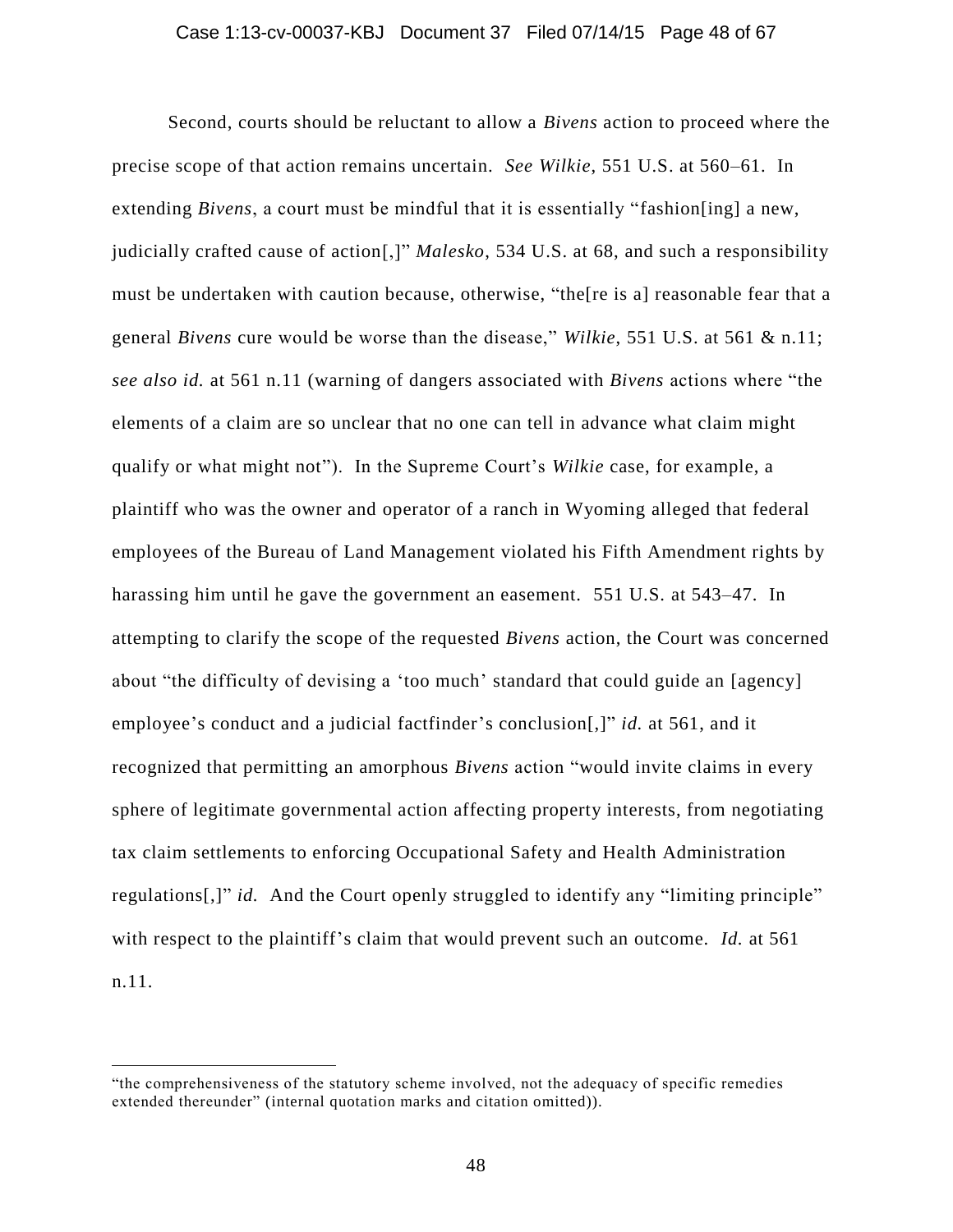Second, courts should be reluctant to allow a *Bivens* action to proceed where the precise scope of that action remains uncertain. *See Wilkie*, 551 U.S. at 560–61. In extending *Bivens*, a court must be mindful that it is essentially "fashion[ing] a new, judicially crafted cause of action[,]" *Malesko*, 534 U.S. at 68, and such a responsibility must be undertaken with caution because, otherwise, "the[re is a] reasonable fear that a general *Bivens* cure would be worse than the disease," *Wilkie*, 551 U.S. at 561 & n.11; *see also id.* at 561 n.11 (warning of dangers associated with *Bivens* actions where "the elements of a claim are so unclear that no one can tell in advance what claim might qualify or what might not"). In the Supreme Court's *Wilkie* case, for example, a plaintiff who was the owner and operator of a ranch in Wyoming alleged that federal employees of the Bureau of Land Management violated his Fifth Amendment rights by harassing him until he gave the government an easement. 551 U.S. at 543–47. In attempting to clarify the scope of the requested *Bivens* action, the Court was concerned about "the difficulty of devising a 'too much' standard that could guide an [agency] employee's conduct and a judicial factfinder's conclusion[,]" *id.* at 561, and it recognized that permitting an amorphous *Bivens* action "would invite claims in every sphere of legitimate governmental action affecting property interests, from negotiating tax claim settlements to enforcing Occupational Safety and Health Administration regulations[,]" *id.* And the Court openly struggled to identify any "limiting principle" with respect to the plaintiff's claim that would prevent such an outcome. *Id.* at 561 n.11.

---

"the comprehensiveness of the statutory scheme involved, not the adequacy of specific remedies extended thereunder" (internal quotation marks and citation omitted)).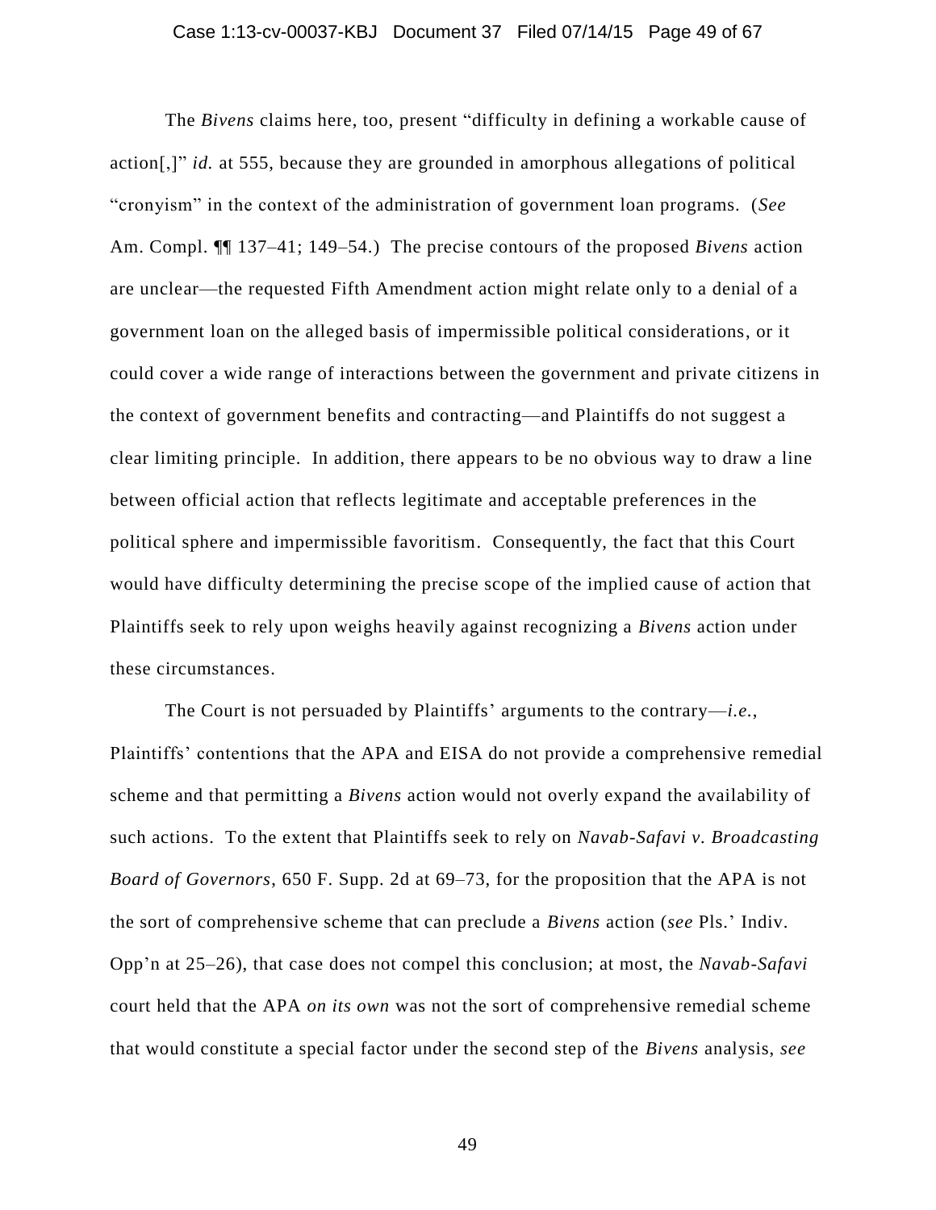The *Bivens* claims here, too, present "difficulty in defining a workable cause of action[,]" *id.* at 555, because they are grounded in amorphous allegations of political "cronyism" in the context of the administration of government loan programs. (*See* Am. Compl. ¶¶ 137–41; 149–54.) The precise contours of the proposed *Bivens* action are unclear—the requested Fifth Amendment action might relate only to a denial of a government loan on the alleged basis of impermissible political considerations, or it could cover a wide range of interactions between the government and private citizens in the context of government benefits and contracting—and Plaintiffs do not suggest a clear limiting principle. In addition, there appears to be no obvious way to draw a line between official action that reflects legitimate and acceptable preferences in the political sphere and impermissible favoritism. Consequently, the fact that this Court would have difficulty determining the precise scope of the implied cause of action that Plaintiffs seek to rely upon weighs heavily against recognizing a *Bivens* action under these circumstances.

The Court is not persuaded by Plaintiffs' arguments to the contrary—*i.e.*, Plaintiffs' contentions that the APA and EISA do not provide a comprehensive remedial scheme and that permitting a *Bivens* action would not overly expand the availability of such actions. To the extent that Plaintiffs seek to rely on *Navab-Safavi v. Broadcasting Board of Governors*, 650 F. Supp. 2d at 69–73, for the proposition that the APA is not the sort of comprehensive scheme that can preclude a *Bivens* action (*see* Pls.' Indiv. Opp'n at 25–26), that case does not compel this conclusion; at most, the *Navab-Safavi* court held that the APA *on its own* was not the sort of comprehensive remedial scheme that would constitute a special factor under the second step of the *Bivens* analysis, *see*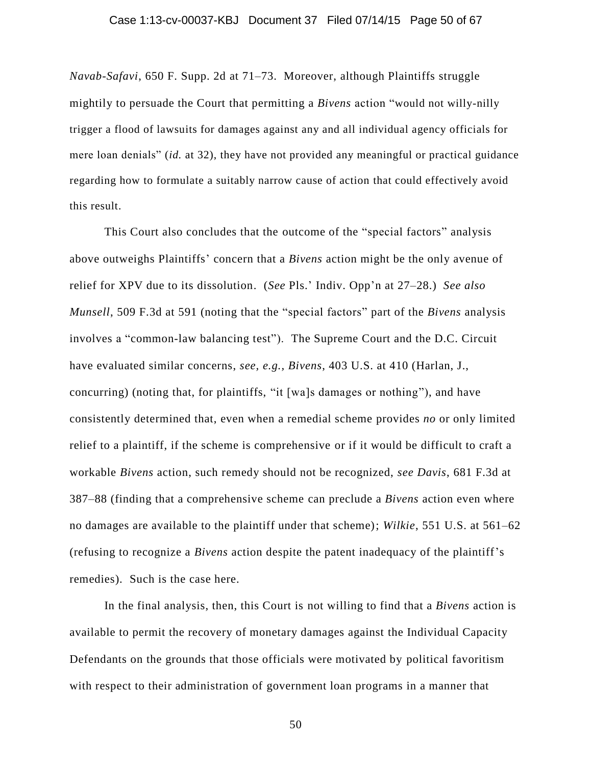*Navab-Safavi*, 650 F. Supp. 2d at 71–73. Moreover, although Plaintiffs struggle mightily to persuade the Court that permitting a *Bivens* action "would not willy-nilly trigger a flood of lawsuits for damages against any and all individual agency officials for mere loan denials" (*id.* at 32), they have not provided any meaningful or practical guidance regarding how to formulate a suitably narrow cause of action that could effectively avoid this result.

This Court also concludes that the outcome of the "special factors" analysis above outweighs Plaintiffs' concern that a *Bivens* action might be the only avenue of relief for XPV due to its dissolution. (*See* Pls.' Indiv. Opp'n at 27–28.) *See also Munsell*, 509 F.3d at 591 (noting that the "special factors" part of the *Bivens* analysis involves a "common-law balancing test"). The Supreme Court and the D.C. Circuit have evaluated similar concerns, *see, e.g., Bivens*, 403 U.S. at 410 (Harlan, J., concurring) (noting that, for plaintiffs, "it [wa]s damages or nothing"), and have consistently determined that, even when a remedial scheme provides *no* or only limited relief to a plaintiff, if the scheme is comprehensive or if it would be difficult to craft a workable *Bivens* action, such remedy should not be recognized, *see Davis*, 681 F.3d at 387–88 (finding that a comprehensive scheme can preclude a *Bivens* action even where no damages are available to the plaintiff under that scheme); *Wilkie*, 551 U.S. at 561–62 (refusing to recognize a *Bivens* action despite the patent inadequacy of the plaintiff's remedies). Such is the case here.

In the final analysis, then, this Court is not willing to find that a *Bivens* action is available to permit the recovery of monetary damages against the Individual Capacity Defendants on the grounds that those officials were motivated by political favoritism with respect to their administration of government loan programs in a manner that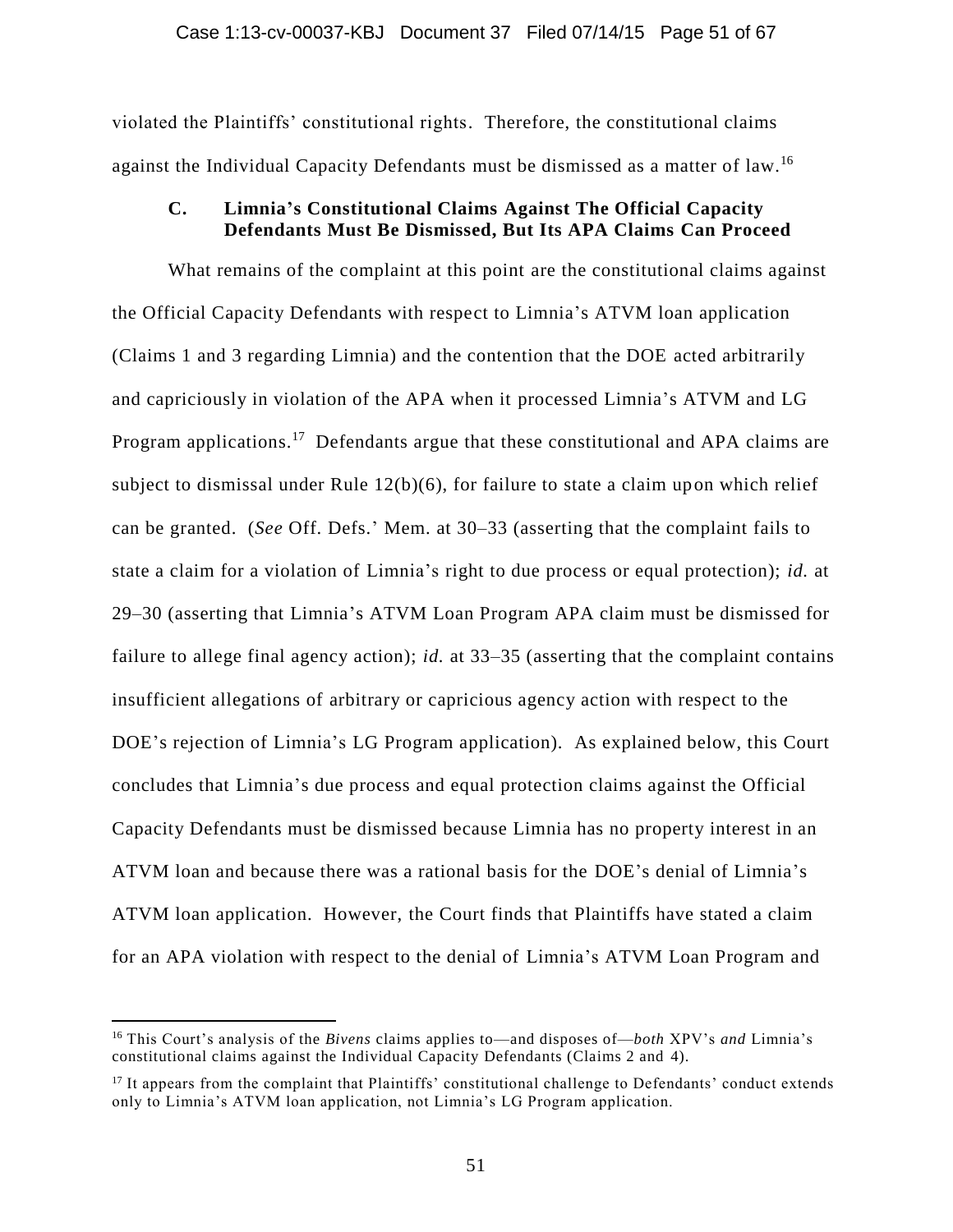violated the Plaintiffs' constitutional rights. Therefore, the constitutional claims against the Individual Capacity Defendants must be dismissed as a matter of law.[16]

### C. Limnia's Constitutional Claims Against The Official Capacity Defendants Must Be Dismissed, But Its APA Claims Can Proceed

What remains of the complaint at this point are the constitutional claims against the Official Capacity Defendants with respect to Limnia's ATVM loan application (Claims 1 and 3 regarding Limnia) and the contention that the DOE acted arbitrarily and capriciously in violation of the APA when it processed Limnia's ATVM and LG Program applications.[17] Defendants argue that these constitutional and APA claims are subject to dismissal under Rule 12(b)(6), for failure to state a claim upon which relief can be granted. (*See* Off. Defs.' Mem. at 30–33 (asserting that the complaint fails to state a claim for a violation of Limnia's right to due process or equal protection); *id.* at 29–30 (asserting that Limnia's ATVM Loan Program APA claim must be dismissed for failure to allege final agency action); *id.* at 33–35 (asserting that the complaint contains insufficient allegations of arbitrary or capricious agency action with respect to the DOE's rejection of Limnia's LG Program application). As explained below, this Court concludes that Limnia's due process and equal protection claims against the Official Capacity Defendants must be dismissed because Limnia has no property interest in an ATVM loan and because there was a rational basis for the DOE's denial of Limnia's ATVM loan application. However, the Court finds that Plaintiffs have stated a claim for an APA violation with respect to the denial of Limnia's ATVM Loan Program and

---

[16] This Court's analysis of the *Bivens* claims applies to—and disposes of—*both* XPV's *and* Limnia's constitutional claims against the Individual Capacity Defendants (Claims 2 and 4).

[17] It appears from the complaint that Plaintiffs' constitutional challenge to Defendants' conduct extends only to Limnia's ATVM loan application, not Limnia's LG Program application.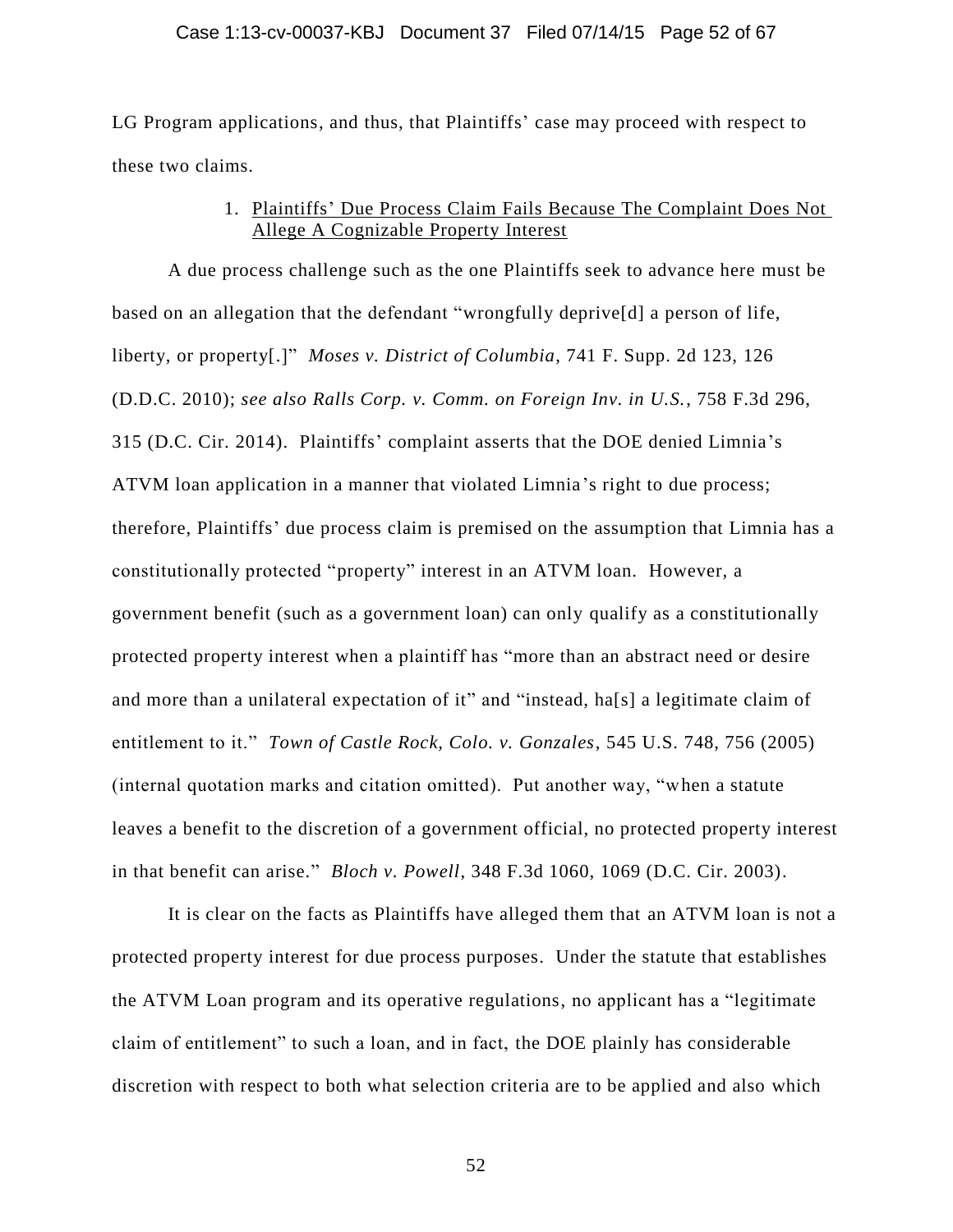LG Program applications, and thus, that Plaintiffs' case may proceed with respect to these two claims.

1. <u>Plaintiffs' Due Process Claim Fails Because The Complaint Does Not Allege A Cognizable Property Interest</u>

A due process challenge such as the one Plaintiffs seek to advance here must be based on an allegation that the defendant "wrongfully deprive[d] a person of life, liberty, or property[.]" *Moses v. District of Columbia*, 741 F. Supp. 2d 123, 126 (D.D.C. 2010); *see also Ralls Corp. v. Comm. on Foreign Inv. in U.S.*, 758 F.3d 296, 315 (D.C. Cir. 2014). Plaintiffs' complaint asserts that the DOE denied Limnia's ATVM loan application in a manner that violated Limnia's right to due process; therefore, Plaintiffs' due process claim is premised on the assumption that Limnia has a constitutionally protected "property" interest in an ATVM loan. However, a government benefit (such as a government loan) can only qualify as a constitutionally protected property interest when a plaintiff has "more than an abstract need or desire and more than a unilateral expectation of it" and "instead, ha[s] a legitimate claim of entitlement to it." *Town of Castle Rock, Colo. v. Gonzales*, 545 U.S. 748, 756 (2005) (internal quotation marks and citation omitted). Put another way, "when a statute leaves a benefit to the discretion of a government official, no protected property interest in that benefit can arise." *Bloch v. Powell*, 348 F.3d 1060, 1069 (D.C. Cir. 2003).

It is clear on the facts as Plaintiffs have alleged them that an ATVM loan is not a protected property interest for due process purposes. Under the statute that establishes the ATVM Loan program and its operative regulations, no applicant has a "legitimate claim of entitlement" to such a loan, and in fact, the DOE plainly has considerable discretion with respect to both what selection criteria are to be applied and also which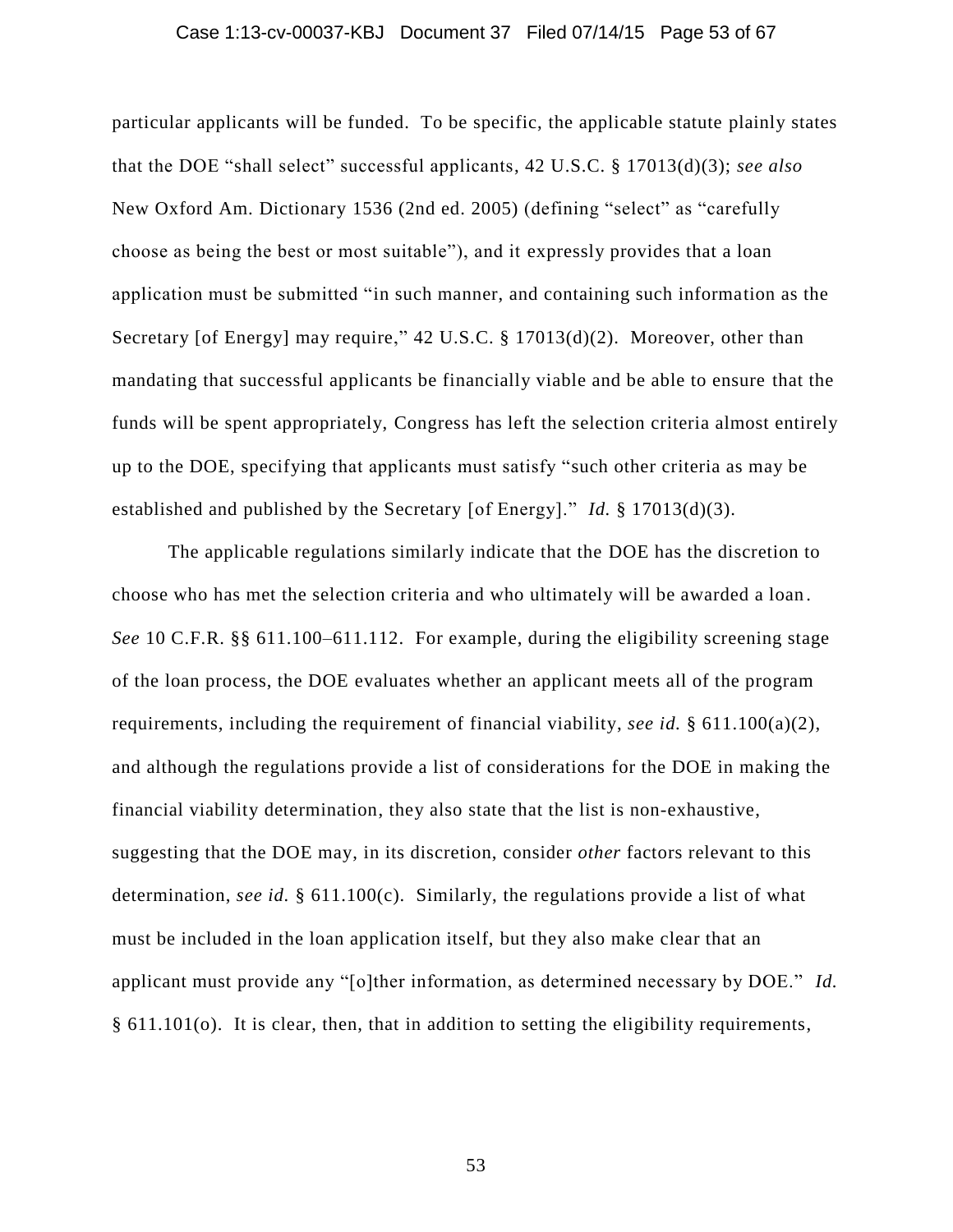particular applicants will be funded. To be specific, the applicable statute plainly states that the DOE "shall select" successful applicants, 42 U.S.C. § 17013(d)(3); *see also* New Oxford Am. Dictionary 1536 (2nd ed. 2005) (defining "select" as "carefully choose as being the best or most suitable"), and it expressly provides that a loan application must be submitted "in such manner, and containing such information as the Secretary [of Energy] may require," 42 U.S.C. § 17013(d)(2). Moreover, other than mandating that successful applicants be financially viable and be able to ensure that the funds will be spent appropriately, Congress has left the selection criteria almost entirely up to the DOE, specifying that applicants must satisfy "such other criteria as may be established and published by the Secretary [of Energy]." *Id.* § 17013(d)(3).

The applicable regulations similarly indicate that the DOE has the discretion to choose who has met the selection criteria and who ultimately will be awarded a loan. *See* 10 C.F.R. §§ 611.100–611.112. For example, during the eligibility screening stage of the loan process, the DOE evaluates whether an applicant meets all of the program requirements, including the requirement of financial viability, *see id.* § 611.100(a)(2), and although the regulations provide a list of considerations for the DOE in making the financial viability determination, they also state that the list is non-exhaustive, suggesting that the DOE may, in its discretion, consider *other* factors relevant to this determination, *see id.* § 611.100(c). Similarly, the regulations provide a list of what must be included in the loan application itself, but they also make clear that an applicant must provide any "[o]ther information, as determined necessary by DOE." *Id.* § 611.101(o). It is clear, then, that in addition to setting the eligibility requirements,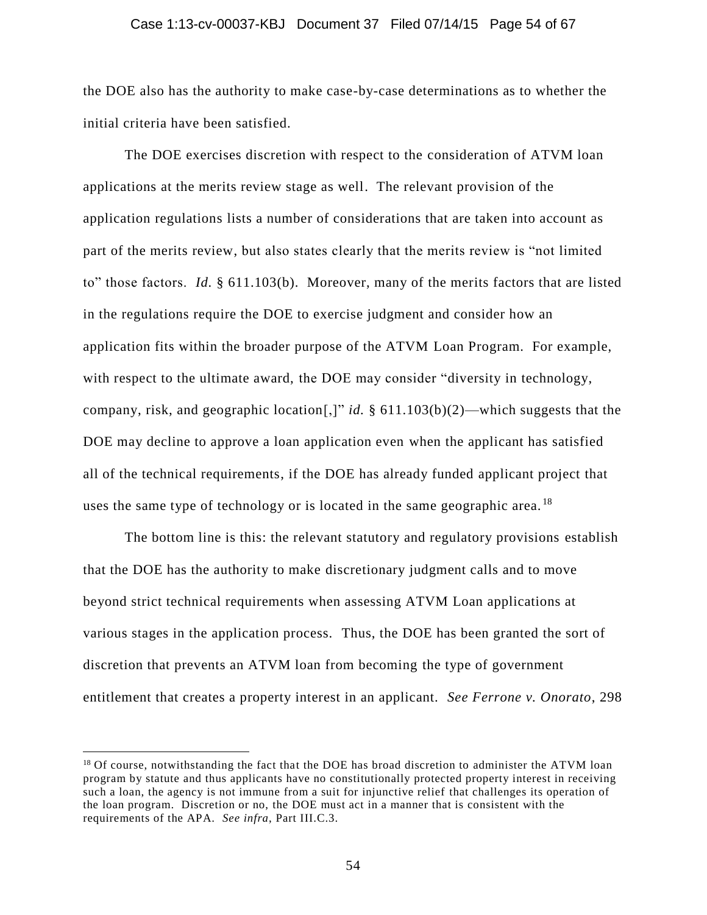the DOE also has the authority to make case-by-case determinations as to whether the initial criteria have been satisfied.

The DOE exercises discretion with respect to the consideration of ATVM loan applications at the merits review stage as well. The relevant provision of the application regulations lists a number of considerations that are taken into account as part of the merits review, but also states clearly that the merits review is "not limited to" those factors. *Id.* § 611.103(b). Moreover, many of the merits factors that are listed in the regulations require the DOE to exercise judgment and consider how an application fits within the broader purpose of the ATVM Loan Program. For example, with respect to the ultimate award, the DOE may consider "diversity in technology, company, risk, and geographic location[,]" *id.* § 611.103(b)(2)—which suggests that the DOE may decline to approve a loan application even when the applicant has satisfied all of the technical requirements, if the DOE has already funded applicant project that uses the same type of technology or is located in the same geographic area.[18]

The bottom line is this: the relevant statutory and regulatory provisions establish that the DOE has the authority to make discretionary judgment calls and to move beyond strict technical requirements when assessing ATVM Loan applications at various stages in the application process. Thus, the DOE has been granted the sort of discretion that prevents an ATVM loan from becoming the type of government entitlement that creates a property interest in an applicant. *See Ferrone v. Onorato*, 298

---

[18] Of course, notwithstanding the fact that the DOE has broad discretion to administer the ATVM loan program by statute and thus applicants have no constitutionally protected property interest in receiving such a loan, the agency is not immune from a suit for injunctive relief that challenges its operation of the loan program. Discretion or no, the DOE must act in a manner that is consistent with the requirements of the APA. *See infra*, Part III.C.3.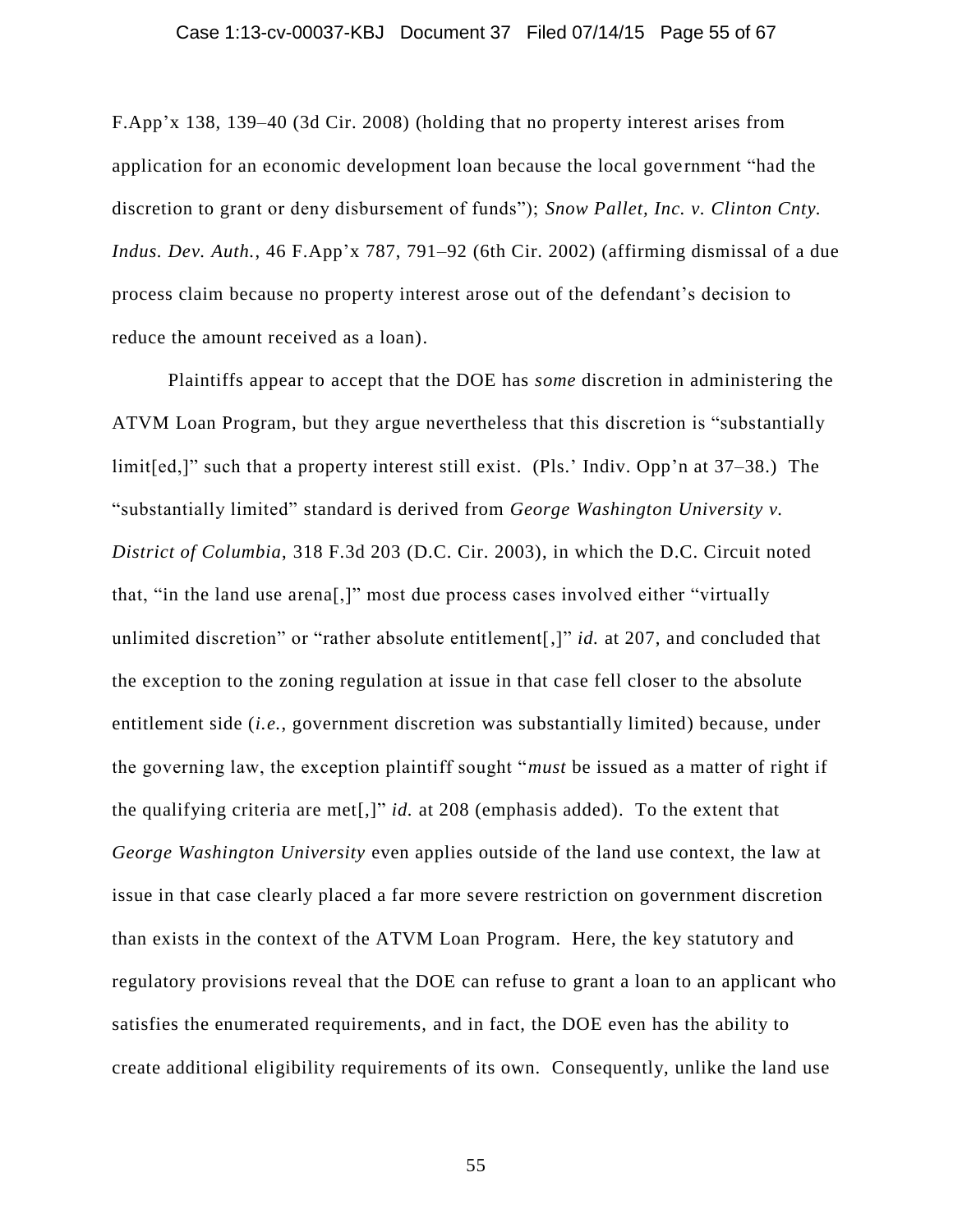F.App'x 138, 139–40 (3d Cir. 2008) (holding that no property interest arises from application for an economic development loan because the local government "had the discretion to grant or deny disbursement of funds"); *Snow Pallet, Inc. v. Clinton Cnty. Indus. Dev. Auth.*, 46 F.App'x 787, 791–92 (6th Cir. 2002) (affirming dismissal of a due process claim because no property interest arose out of the defendant's decision to reduce the amount received as a loan).

Plaintiffs appear to accept that the DOE has *some* discretion in administering the ATVM Loan Program, but they argue nevertheless that this discretion is "substantially limit[ed,]" such that a property interest still exist. (Pls.' Indiv. Opp'n at 37–38.) The "substantially limited" standard is derived from *George Washington University v. District of Columbia*, 318 F.3d 203 (D.C. Cir. 2003), in which the D.C. Circuit noted that, "in the land use arena[,]" most due process cases involved either "virtually unlimited discretion" or "rather absolute entitlement[,]" *id.* at 207, and concluded that the exception to the zoning regulation at issue in that case fell closer to the absolute entitlement side (*i.e.*, government discretion was substantially limited) because, under the governing law, the exception plaintiff sought "*must* be issued as a matter of right if the qualifying criteria are met[,]" *id.* at 208 (emphasis added). To the extent that *George Washington University* even applies outside of the land use context, the law at issue in that case clearly placed a far more severe restriction on government discretion than exists in the context of the ATVM Loan Program. Here, the key statutory and regulatory provisions reveal that the DOE can refuse to grant a loan to an applicant who satisfies the enumerated requirements, and in fact, the DOE even has the ability to create additional eligibility requirements of its own. Consequently, unlike the land use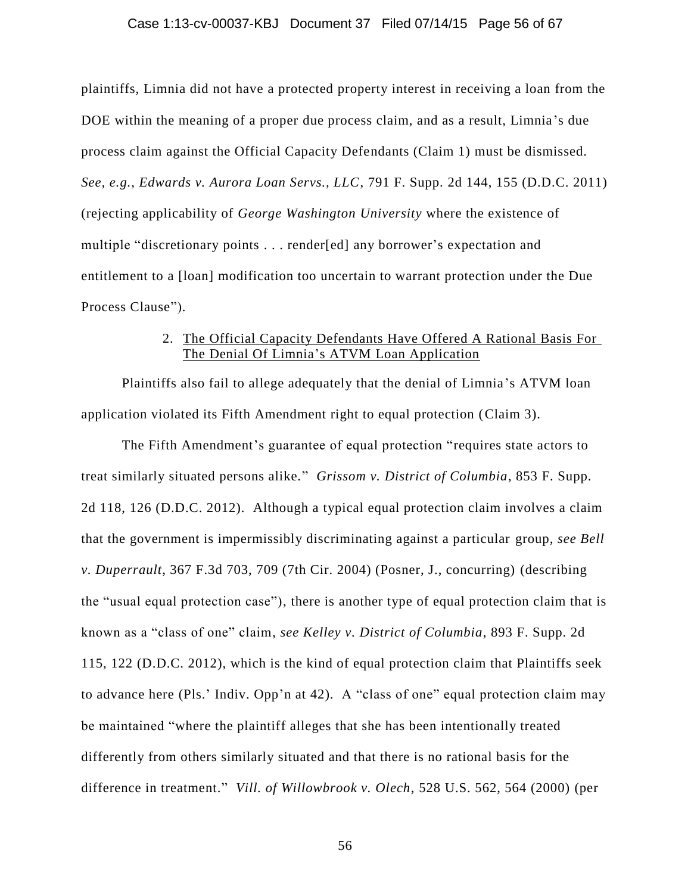plaintiffs, Limnia did not have a protected property interest in receiving a loan from the DOE within the meaning of a proper due process claim, and as a result, Limnia's due process claim against the Official Capacity Defendants (Claim 1) must be dismissed. *See, e.g.*, *Edwards v. Aurora Loan Servs., LLC*, 791 F. Supp. 2d 144, 155 (D.D.C. 2011) (rejecting applicability of *George Washington University* where the existence of multiple "discretionary points . . . render[ed] any borrower's expectation and entitlement to a [loan] modification too uncertain to warrant protection under the Due Process Clause").

2. The Official Capacity Defendants Have Offered A Rational Basis For The Denial Of Limnia's ATVM Loan Application

Plaintiffs also fail to allege adequately that the denial of Limnia's ATVM loan application violated its Fifth Amendment right to equal protection (Claim 3).

The Fifth Amendment's guarantee of equal protection "requires state actors to treat similarly situated persons alike." *Grissom v. District of Columbia*, 853 F. Supp. 2d 118, 126 (D.D.C. 2012). Although a typical equal protection claim involves a claim that the government is impermissibly discriminating against a particular group, *see Bell v. Duperrault*, 367 F.3d 703, 709 (7th Cir. 2004) (Posner, J., concurring) (describing the "usual equal protection case"), there is another type of equal protection claim that is known as a "class of one" claim, *see Kelley v. District of Columbia*, 893 F. Supp. 2d 115, 122 (D.D.C. 2012), which is the kind of equal protection claim that Plaintiffs seek to advance here (Pls.' Indiv. Opp'n at 42). A "class of one" equal protection claim may be maintained "where the plaintiff alleges that she has been intentionally treated differently from others similarly situated and that there is no rational basis for the difference in treatment." *Vill. of Willowbrook v. Olech*, 528 U.S. 562, 564 (2000) (per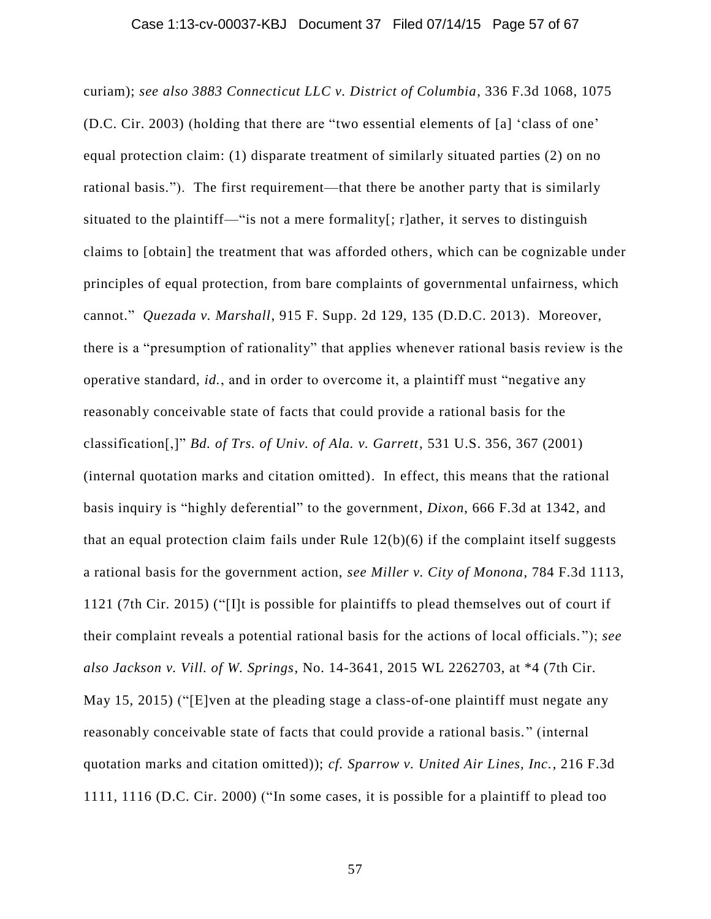curiam); *see also 3883 Connecticut LLC v. District of Columbia*, 336 F.3d 1068, 1075 (D.C. Cir. 2003) (holding that there are "two essential elements of [a] 'class of one' equal protection claim: (1) disparate treatment of similarly situated parties (2) on no rational basis."). The first requirement—that there be another party that is similarly situated to the plaintiff—"is not a mere formality[; r]ather, it serves to distinguish claims to [obtain] the treatment that was afforded others, which can be cognizable under principles of equal protection, from bare complaints of governmental unfairness, which cannot." *Quezada v. Marshall*, 915 F. Supp. 2d 129, 135 (D.D.C. 2013). Moreover, there is a "presumption of rationality" that applies whenever rational basis review is the operative standard, *id.*, and in order to overcome it, a plaintiff must "negative any reasonably conceivable state of facts that could provide a rational basis for the classification[,]" *Bd. of Trs. of Univ. of Ala. v. Garrett*, 531 U.S. 356, 367 (2001) (internal quotation marks and citation omitted). In effect, this means that the rational basis inquiry is "highly deferential" to the government, *Dixon*, 666 F.3d at 1342, and that an equal protection claim fails under Rule 12(b)(6) if the complaint itself suggests a rational basis for the government action, *see Miller v. City of Monona*, 784 F.3d 1113, 1121 (7th Cir. 2015) ("[I]t is possible for plaintiffs to plead themselves out of court if their complaint reveals a potential rational basis for the actions of local officials."); *see also Jackson v. Vill. of W. Springs*, No. 14-3641, 2015 WL 2262703, at *4 (7th Cir. May 15, 2015) ("[E]ven at the pleading stage a class-of-one plaintiff must negate any reasonably conceivable state of facts that could provide a rational basis." (internal quotation marks and citation omitted)); *cf. Sparrow v. United Air Lines, Inc.*, 216 F.3d 1111, 1116 (D.C. Cir. 2000) ("In some cases, it is possible for a plaintiff to plead too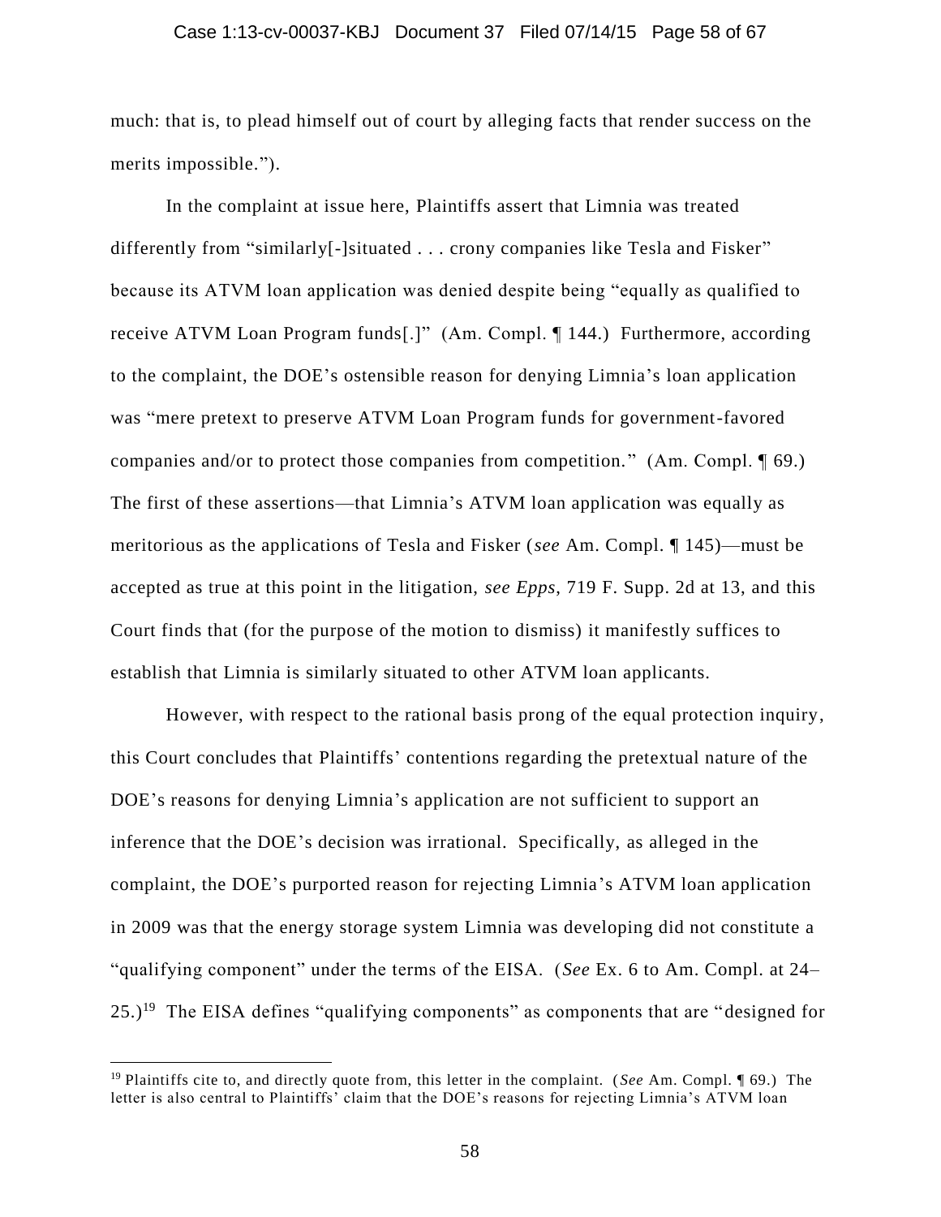much: that is, to plead himself out of court by alleging facts that render success on the merits impossible.").

In the complaint at issue here, Plaintiffs assert that Limnia was treated differently from "similarly[-]situated . . . crony companies like Tesla and Fisker" because its ATVM loan application was denied despite being "equally as qualified to receive ATVM Loan Program funds[.]" (Am. Compl. ¶ 144.) Furthermore, according to the complaint, the DOE's ostensible reason for denying Limnia's loan application was "mere pretext to preserve ATVM Loan Program funds for government-favored companies and/or to protect those companies from competition." (Am. Compl. ¶ 69.) The first of these assertions—that Limnia's ATVM loan application was equally as meritorious as the applications of Tesla and Fisker (*see* Am. Compl. ¶ 145)—must be accepted as true at this point in the litigation, *see Epps*, 719 F. Supp. 2d at 13, and this Court finds that (for the purpose of the motion to dismiss) it manifestly suffices to establish that Limnia is similarly situated to other ATVM loan applicants.

However, with respect to the rational basis prong of the equal protection inquiry, this Court concludes that Plaintiffs' contentions regarding the pretextual nature of the DOE's reasons for denying Limnia's application are not sufficient to support an inference that the DOE's decision was irrational. Specifically, as alleged in the complaint, the DOE's purported reason for rejecting Limnia's ATVM loan application in 2009 was that the energy storage system Limnia was developing did not constitute a "qualifying component" under the terms of the EISA. (*See* Ex. 6 to Am. Compl. at 24–25.)[19] The EISA defines "qualifying components" as components that are "designed for

[19] Plaintiffs cite to, and directly quote from, this letter in the complaint. (*See* Am. Compl. ¶ 69.) The letter is also central to Plaintiffs' claim that the DOE's reasons for rejecting Limnia's ATVM loan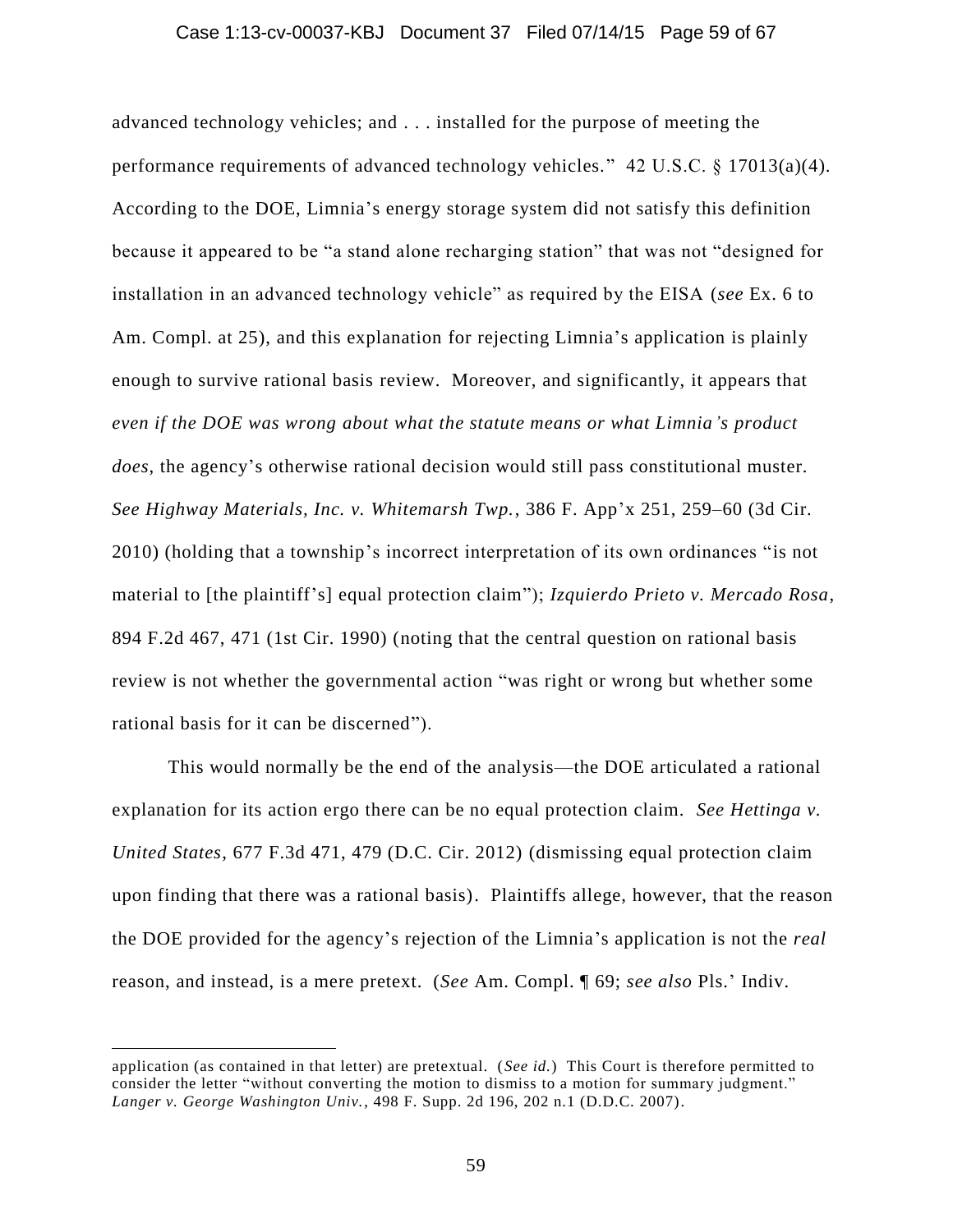advanced technology vehicles; and . . . installed for the purpose of meeting the performance requirements of advanced technology vehicles." 42 U.S.C. § 17013(a)(4). According to the DOE, Limnia's energy storage system did not satisfy this definition because it appeared to be "a stand alone recharging station" that was not "designed for installation in an advanced technology vehicle" as required by the EISA (*see* Ex. 6 to Am. Compl. at 25), and this explanation for rejecting Limnia's application is plainly enough to survive rational basis review. Moreover, and significantly, it appears that *even if the DOE was wrong about what the statute means or what Limnia's product does*, the agency's otherwise rational decision would still pass constitutional muster. *See Highway Materials, Inc. v. Whitemarsh Twp.*, 386 F. App'x 251, 259–60 (3d Cir. 2010) (holding that a township's incorrect interpretation of its own ordinances "is not material to [the plaintiff's] equal protection claim"); *Izquierdo Prieto v. Mercado Rosa*, 894 F.2d 467, 471 (1st Cir. 1990) (noting that the central question on rational basis review is not whether the governmental action "was right or wrong but whether some rational basis for it can be discerned").

This would normally be the end of the analysis—the DOE articulated a rational explanation for its action ergo there can be no equal protection claim. *See Hettinga v. United States*, 677 F.3d 471, 479 (D.C. Cir. 2012) (dismissing equal protection claim upon finding that there was a rational basis). Plaintiffs allege, however, that the reason the DOE provided for the agency's rejection of the Limnia's application is not the *real* reason, and instead, is a mere pretext. (*See* Am. Compl. ¶ 69; *see also* Pls.' Indiv.

---

application (as contained in that letter) are pretextual. (*See id.*) This Court is therefore permitted to consider the letter "without converting the motion to dismiss to a motion for summary judgment." *Langer v. George Washington Univ.*, 498 F. Supp. 2d 196, 202 n.1 (D.D.C. 2007).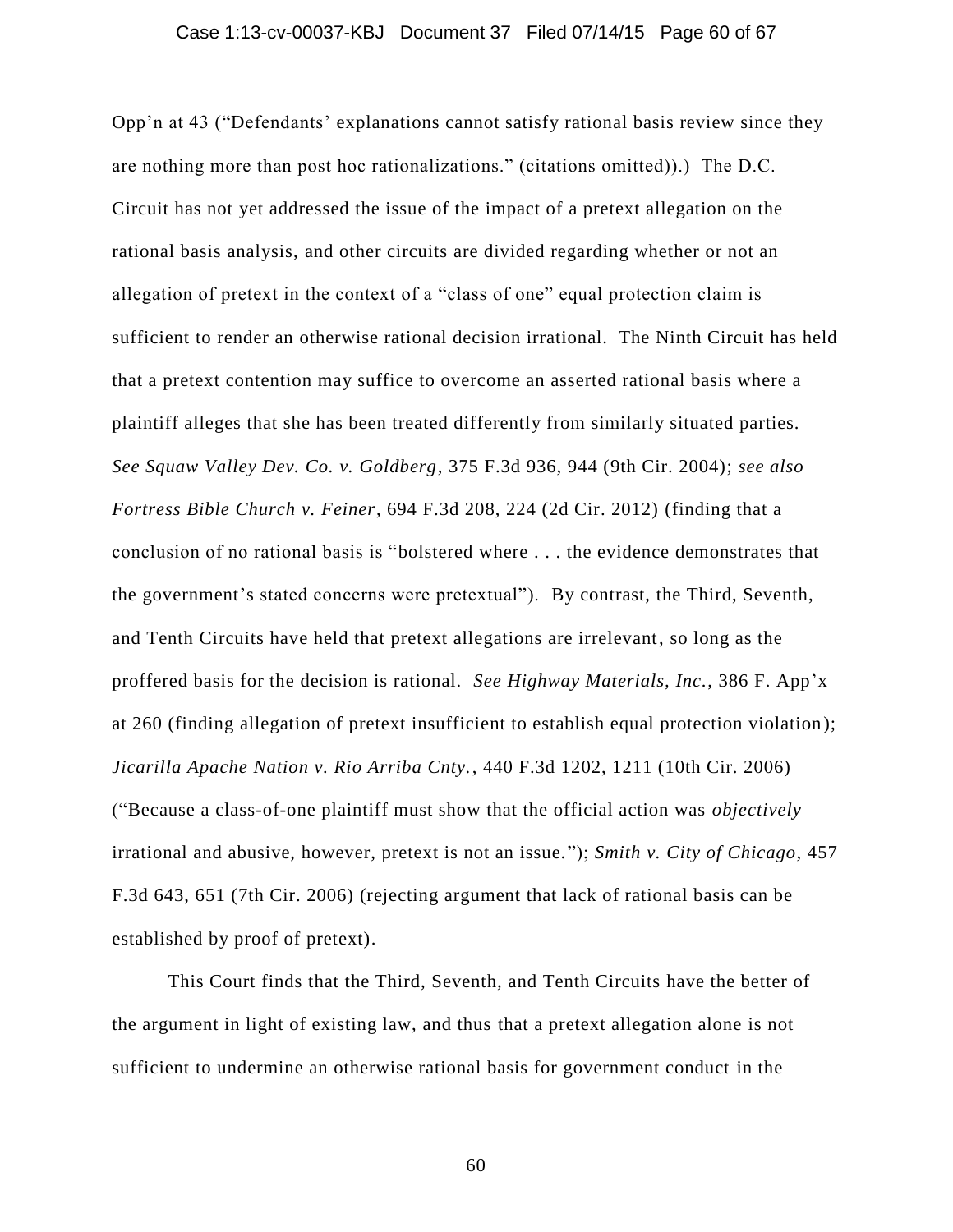Opp'n at 43 ("Defendants' explanations cannot satisfy rational basis review since they are nothing more than post hoc rationalizations." (citations omitted)).) The D.C. Circuit has not yet addressed the issue of the impact of a pretext allegation on the rational basis analysis, and other circuits are divided regarding whether or not an allegation of pretext in the context of a "class of one" equal protection claim is sufficient to render an otherwise rational decision irrational. The Ninth Circuit has held that a pretext contention may suffice to overcome an asserted rational basis where a plaintiff alleges that she has been treated differently from similarly situated parties. *See Squaw Valley Dev. Co. v. Goldberg*, 375 F.3d 936, 944 (9th Cir. 2004); *see also Fortress Bible Church v. Feiner*, 694 F.3d 208, 224 (2d Cir. 2012) (finding that a conclusion of no rational basis is "bolstered where . . . the evidence demonstrates that the government's stated concerns were pretextual"). By contrast, the Third, Seventh, and Tenth Circuits have held that pretext allegations are irrelevant, so long as the proffered basis for the decision is rational. *See Highway Materials, Inc.*, 386 F. App'x at 260 (finding allegation of pretext insufficient to establish equal protection violation); *Jicarilla Apache Nation v. Rio Arriba Cnty.*, 440 F.3d 1202, 1211 (10th Cir. 2006) ("Because a class-of-one plaintiff must show that the official action was *objectively* irrational and abusive, however, pretext is not an issue."); *Smith v. City of Chicago*, 457 F.3d 643, 651 (7th Cir. 2006) (rejecting argument that lack of rational basis can be established by proof of pretext).

This Court finds that the Third, Seventh, and Tenth Circuits have the better of the argument in light of existing law, and thus that a pretext allegation alone is not sufficient to undermine an otherwise rational basis for government conduct in the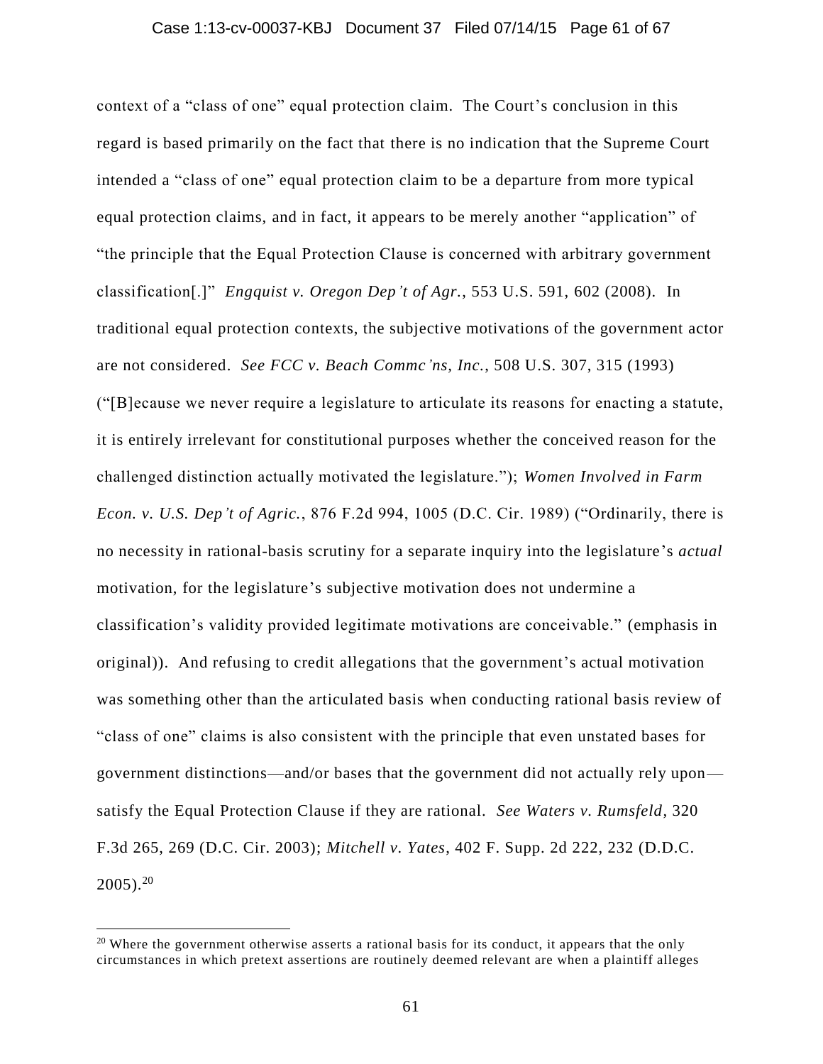context of a "class of one" equal protection claim. The Court's conclusion in this regard is based primarily on the fact that there is no indication that the Supreme Court intended a "class of one" equal protection claim to be a departure from more typical equal protection claims, and in fact, it appears to be merely another "application" of "the principle that the Equal Protection Clause is concerned with arbitrary government classification[.]" *Engquist v. Oregon Dep't of Agr.*, 553 U.S. 591, 602 (2008). In traditional equal protection contexts, the subjective motivations of the government actor are not considered. *See FCC v. Beach Commc'ns, Inc.*, 508 U.S. 307, 315 (1993) ("[B]ecause we never require a legislature to articulate its reasons for enacting a statute, it is entirely irrelevant for constitutional purposes whether the conceived reason for the challenged distinction actually motivated the legislature."); *Women Involved in Farm Econ. v. U.S. Dep't of Agric.*, 876 F.2d 994, 1005 (D.C. Cir. 1989) ("Ordinarily, there is no necessity in rational-basis scrutiny for a separate inquiry into the legislature's *actual* motivation, for the legislature's subjective motivation does not undermine a classification's validity provided legitimate motivations are conceivable." (emphasis in original)). And refusing to credit allegations that the government's actual motivation was something other than the articulated basis when conducting rational basis review of "class of one" claims is also consistent with the principle that even unstated bases for government distinctions—and/or bases that the government did not actually rely upon—satisfy the Equal Protection Clause if they are rational. *See Waters v. Rumsfeld*, 320 F.3d 265, 269 (D.C. Cir. 2003); *Mitchell v. Yates*, 402 F. Supp. 2d 222, 232 (D.D.C. 2005).[20]

---

[20] Where the government otherwise asserts a rational basis for its conduct, it appears that the only circumstances in which pretext assertions are routinely deemed relevant are when a plaintiff alleges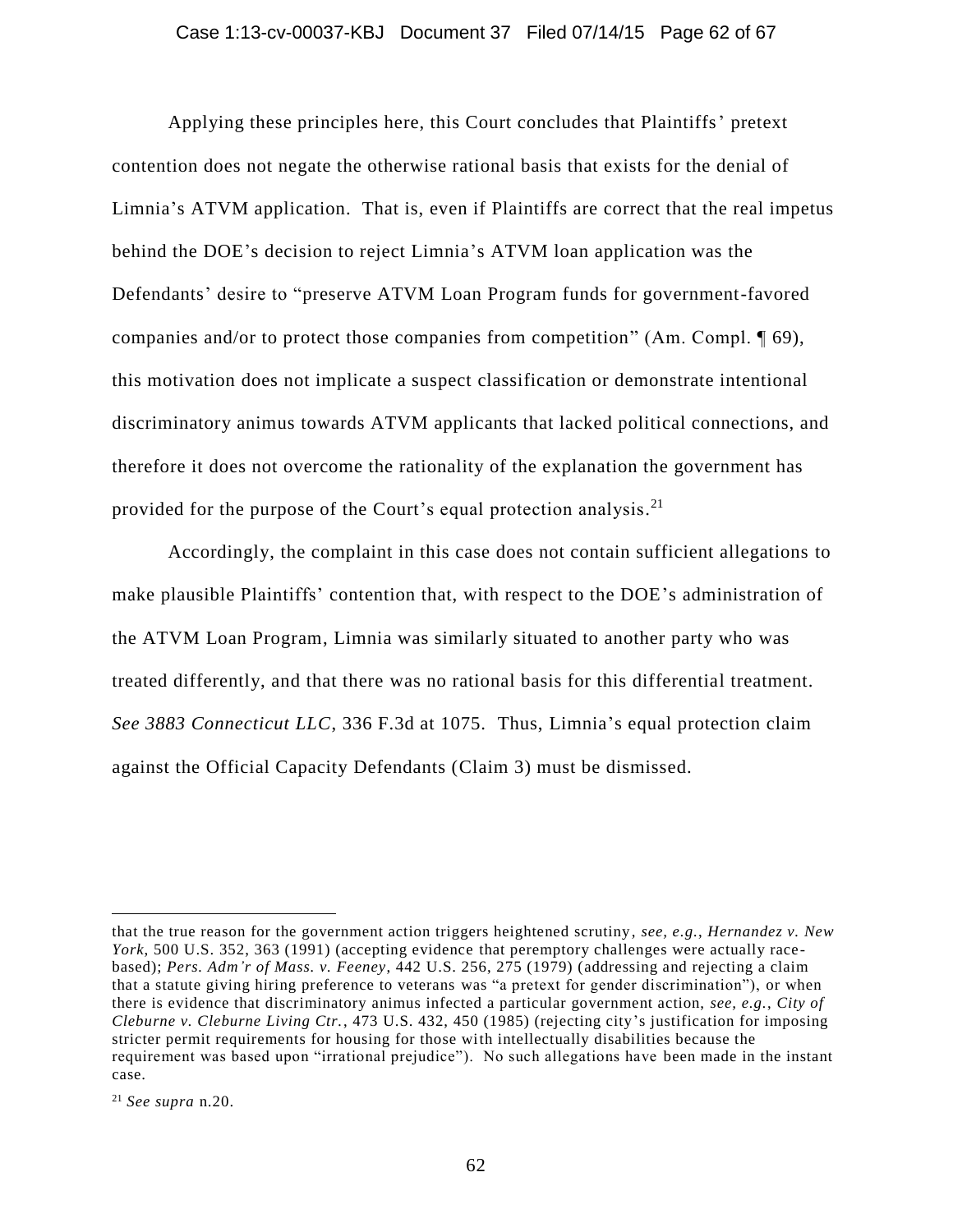Applying these principles here, this Court concludes that Plaintiffs' pretext contention does not negate the otherwise rational basis that exists for the denial of Limnia's ATVM application. That is, even if Plaintiffs are correct that the real impetus behind the DOE's decision to reject Limnia's ATVM loan application was the Defendants' desire to "preserve ATVM Loan Program funds for government-favored companies and/or to protect those companies from competition" (Am. Compl. ¶ 69), this motivation does not implicate a suspect classification or demonstrate intentional discriminatory animus towards ATVM applicants that lacked political connections, and therefore it does not overcome the rationality of the explanation the government has provided for the purpose of the Court's equal protection analysis.[21]

Accordingly, the complaint in this case does not contain sufficient allegations to make plausible Plaintiffs' contention that, with respect to the DOE's administration of the ATVM Loan Program, Limnia was similarly situated to another party who was treated differently, and that there was no rational basis for this differential treatment. *See 3883 Connecticut LLC*, 336 F.3d at 1075. Thus, Limnia's equal protection claim against the Official Capacity Defendants (Claim 3) must be dismissed.

---

that the true reason for the government action triggers heightened scrutiny, *see, e.g.*, *Hernandez v. New York*, 500 U.S. 352, 363 (1991) (accepting evidence that peremptory challenges were actually race-based); *Pers. Adm'r of Mass. v. Feeney*, 442 U.S. 256, 275 (1979) (addressing and rejecting a claim that a statute giving hiring preference to veterans was "a pretext for gender discrimination"), or when there is evidence that discriminatory animus infected a particular government action, *see, e.g.*, *City of Cleburne v. Cleburne Living Ctr.*, 473 U.S. 432, 450 (1985) (rejecting city's justification for imposing stricter permit requirements for housing for those with intellectually disabilities because the requirement was based upon "irrational prejudice"). No such allegations have been made in the instant case.

[21] *See supra* n.20.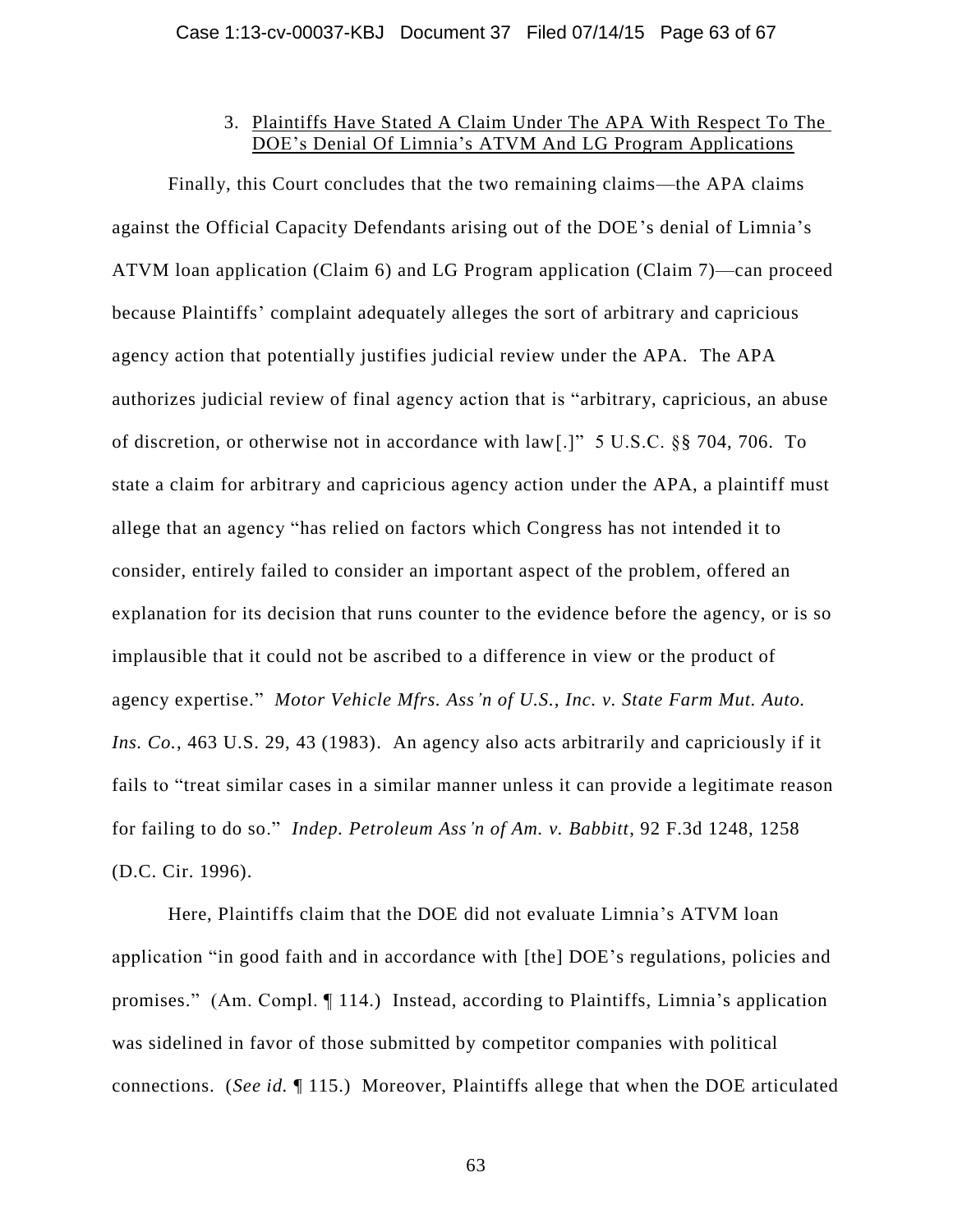### 3. Plaintiffs Have Stated A Claim Under The APA With Respect To The DOE's Denial Of Limnia's ATVM And LG Program Applications

Finally, this Court concludes that the two remaining claims—the APA claims against the Official Capacity Defendants arising out of the DOE's denial of Limnia's ATVM loan application (Claim 6) and LG Program application (Claim 7)—can proceed because Plaintiffs' complaint adequately alleges the sort of arbitrary and capricious agency action that potentially justifies judicial review under the APA. The APA authorizes judicial review of final agency action that is "arbitrary, capricious, an abuse of discretion, or otherwise not in accordance with law[.]" 5 U.S.C. §§ 704, 706. To state a claim for arbitrary and capricious agency action under the APA, a plaintiff must allege that an agency "has relied on factors which Congress has not intended it to consider, entirely failed to consider an important aspect of the problem, offered an explanation for its decision that runs counter to the evidence before the agency, or is so implausible that it could not be ascribed to a difference in view or the product of agency expertise." *Motor Vehicle Mfrs. Ass'n of U.S., Inc. v. State Farm Mut. Auto. Ins. Co.*, 463 U.S. 29, 43 (1983). An agency also acts arbitrarily and capriciously if it fails to "treat similar cases in a similar manner unless it can provide a legitimate reason for failing to do so." *Indep. Petroleum Ass'n of Am. v. Babbitt*, 92 F.3d 1248, 1258 (D.C. Cir. 1996).

Here, Plaintiffs claim that the DOE did not evaluate Limnia's ATVM loan application "in good faith and in accordance with [the] DOE's regulations, policies and promises." (Am. Compl. ¶ 114.) Instead, according to Plaintiffs, Limnia's application was sidelined in favor of those submitted by competitor companies with political connections. (*See id.* ¶ 115.) Moreover, Plaintiffs allege that when the DOE articulated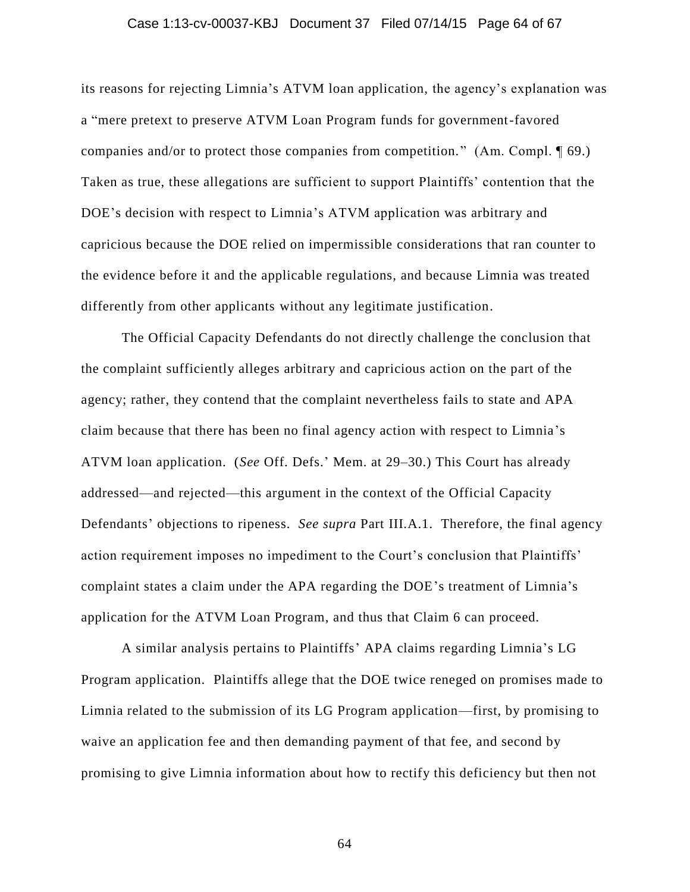its reasons for rejecting Limnia's ATVM loan application, the agency's explanation was a "mere pretext to preserve ATVM Loan Program funds for government-favored companies and/or to protect those companies from competition." (Am. Compl. ¶ 69.) Taken as true, these allegations are sufficient to support Plaintiffs' contention that the DOE's decision with respect to Limnia's ATVM application was arbitrary and capricious because the DOE relied on impermissible considerations that ran counter to the evidence before it and the applicable regulations, and because Limnia was treated differently from other applicants without any legitimate justification.

The Official Capacity Defendants do not directly challenge the conclusion that the complaint sufficiently alleges arbitrary and capricious action on the part of the agency; rather, they contend that the complaint nevertheless fails to state and APA claim because that there has been no final agency action with respect to Limnia's ATVM loan application. (*See* Off. Defs.' Mem. at 29–30.) This Court has already addressed—and rejected—this argument in the context of the Official Capacity Defendants' objections to ripeness. *See supra* Part III.A.1. Therefore, the final agency action requirement imposes no impediment to the Court's conclusion that Plaintiffs' complaint states a claim under the APA regarding the DOE's treatment of Limnia's application for the ATVM Loan Program, and thus that Claim 6 can proceed.

A similar analysis pertains to Plaintiffs' APA claims regarding Limnia's LG Program application. Plaintiffs allege that the DOE twice reneged on promises made to Limnia related to the submission of its LG Program application—first, by promising to waive an application fee and then demanding payment of that fee, and second by promising to give Limnia information about how to rectify this deficiency but then not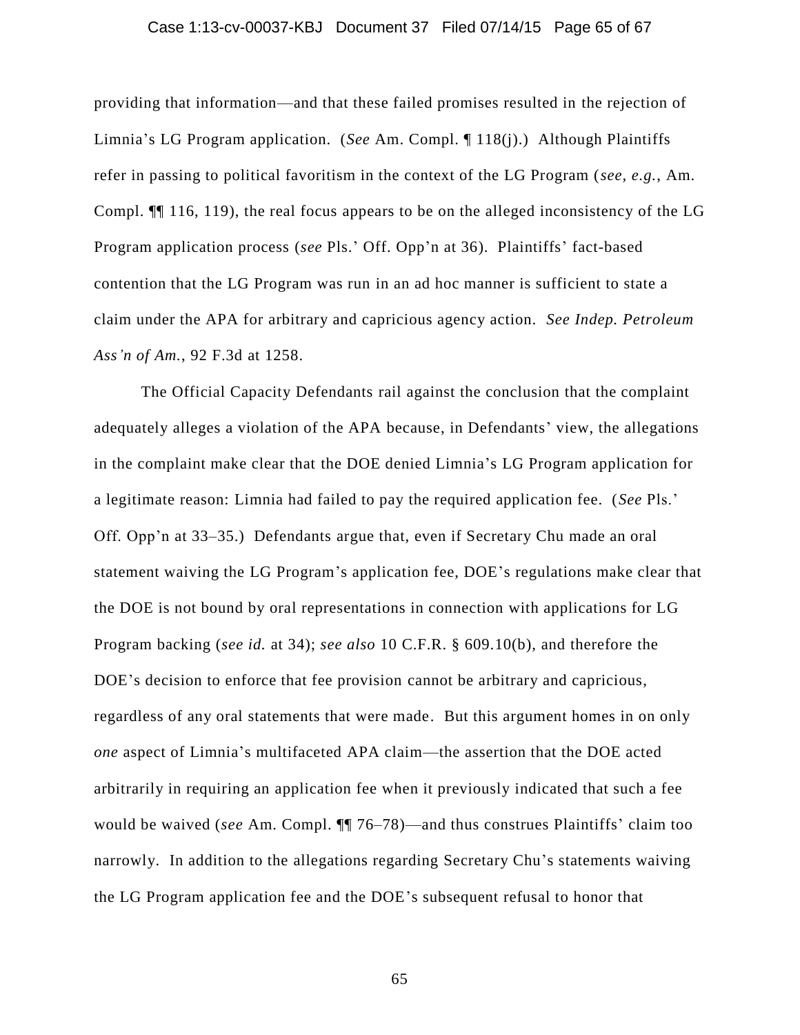providing that information—and that these failed promises resulted in the rejection of Limnia's LG Program application. (*See* Am. Compl. ¶ 118(j).) Although Plaintiffs refer in passing to political favoritism in the context of the LG Program (*see, e.g.*, Am. Compl. ¶¶ 116, 119), the real focus appears to be on the alleged inconsistency of the LG Program application process (*see* Pls.' Off. Opp'n at 36). Plaintiffs' fact-based contention that the LG Program was run in an ad hoc manner is sufficient to state a claim under the APA for arbitrary and capricious agency action. *See Indep. Petroleum Ass'n of Am.*, 92 F.3d at 1258.

The Official Capacity Defendants rail against the conclusion that the complaint adequately alleges a violation of the APA because, in Defendants' view, the allegations in the complaint make clear that the DOE denied Limnia's LG Program application for a legitimate reason: Limnia had failed to pay the required application fee. (*See* Pls.' Off. Opp'n at 33–35.) Defendants argue that, even if Secretary Chu made an oral statement waiving the LG Program's application fee, DOE's regulations make clear that the DOE is not bound by oral representations in connection with applications for LG Program backing (*see id.* at 34); *see also* 10 C.F.R. § 609.10(b), and therefore the DOE's decision to enforce that fee provision cannot be arbitrary and capricious, regardless of any oral statements that were made. But this argument homes in on only *one* aspect of Limnia's multifaceted APA claim—the assertion that the DOE acted arbitrarily in requiring an application fee when it previously indicated that such a fee would be waived (*see* Am. Compl. ¶¶ 76–78)—and thus construes Plaintiffs' claim too narrowly. In addition to the allegations regarding Secretary Chu's statements waiving the LG Program application fee and the DOE's subsequent refusal to honor that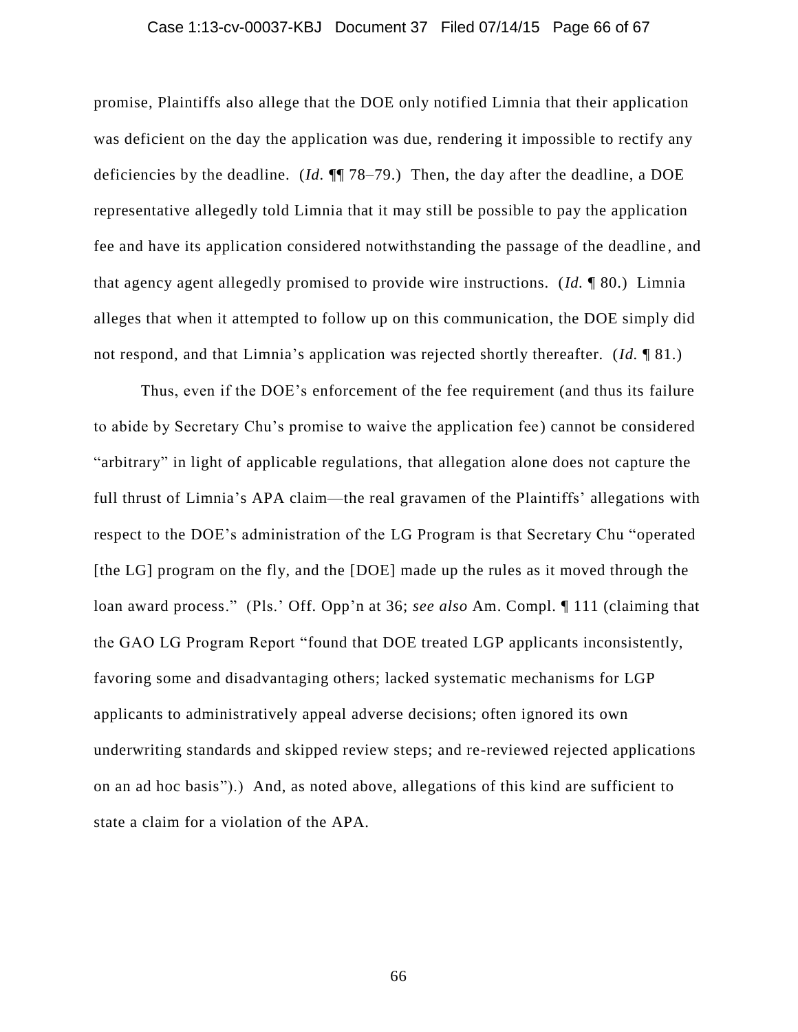promise, Plaintiffs also allege that the DOE only notified Limnia that their application was deficient on the day the application was due, rendering it impossible to rectify any deficiencies by the deadline. (*Id.* ¶¶ 78–79.) Then, the day after the deadline, a DOE representative allegedly told Limnia that it may still be possible to pay the application fee and have its application considered notwithstanding the passage of the deadline, and that agency agent allegedly promised to provide wire instructions. (*Id.* ¶ 80.) Limnia alleges that when it attempted to follow up on this communication, the DOE simply did not respond, and that Limnia's application was rejected shortly thereafter. (*Id.* ¶ 81.)

Thus, even if the DOE's enforcement of the fee requirement (and thus its failure to abide by Secretary Chu's promise to waive the application fee) cannot be considered "arbitrary" in light of applicable regulations, that allegation alone does not capture the full thrust of Limnia's APA claim—the real gravamen of the Plaintiffs' allegations with respect to the DOE's administration of the LG Program is that Secretary Chu "operated [the LG] program on the fly, and the [DOE] made up the rules as it moved through the loan award process." (Pls.' Off. Opp'n at 36; *see also* Am. Compl. ¶ 111 (claiming that the GAO LG Program Report "found that DOE treated LGP applicants inconsistently, favoring some and disadvantaging others; lacked systematic mechanisms for LGP applicants to administratively appeal adverse decisions; often ignored its own underwriting standards and skipped review steps; and re-reviewed rejected applications on an ad hoc basis").) And, as noted above, allegations of this kind are sufficient to state a claim for a violation of the APA.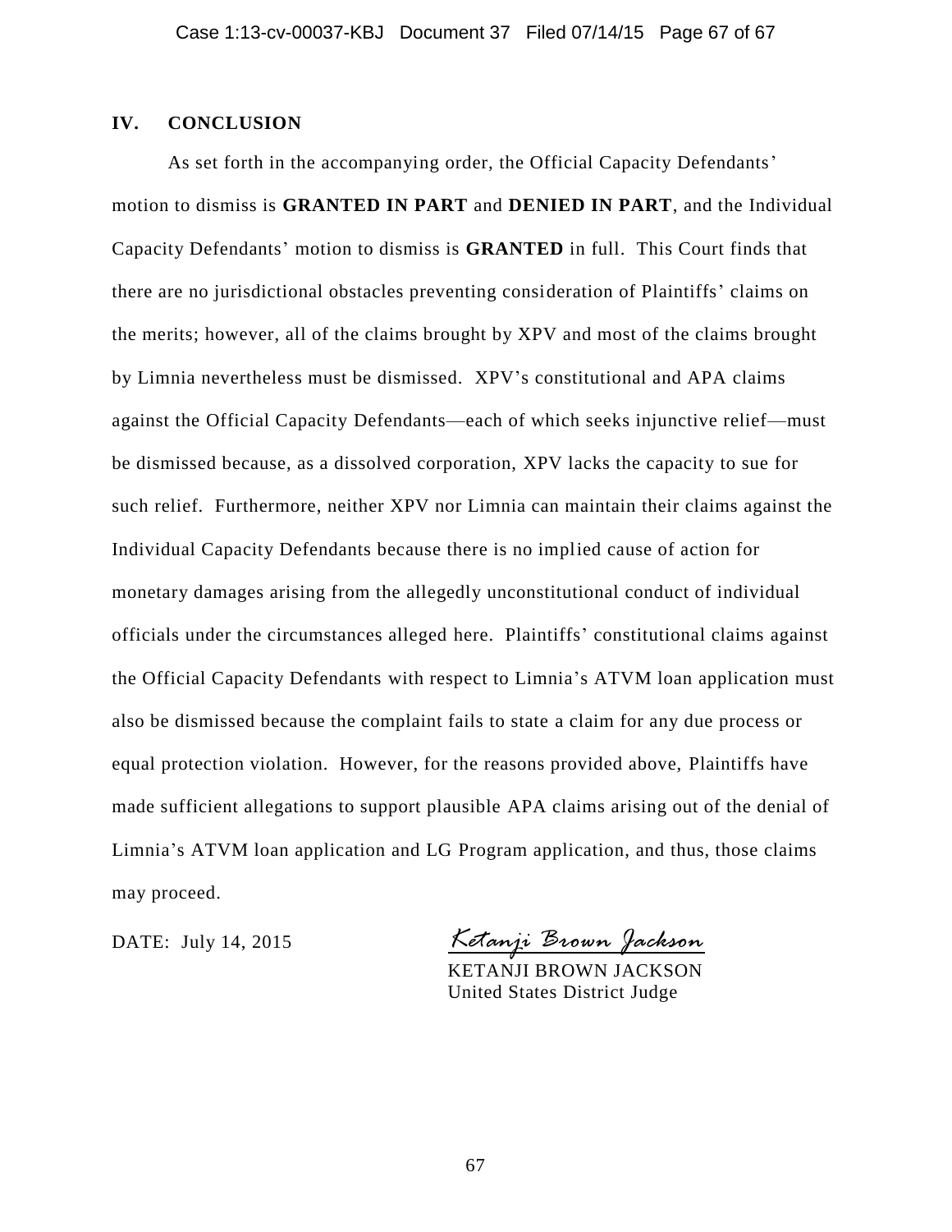## IV. CONCLUSION

As set forth in the accompanying order, the Official Capacity Defendants' motion to dismiss is **GRANTED IN PART** and **DENIED IN PART**, and the Individual Capacity Defendants' motion to dismiss is **GRANTED** in full. This Court finds that there are no jurisdictional obstacles preventing consideration of Plaintiffs' claims on the merits; however, all of the claims brought by XPV and most of the claims brought by Limnia nevertheless must be dismissed. XPV's constitutional and APA claims against the Official Capacity Defendants—each of which seeks injunctive relief—must be dismissed because, as a dissolved corporation, XPV lacks the capacity to sue for such relief. Furthermore, neither XPV nor Limnia can maintain their claims against the Individual Capacity Defendants because there is no implied cause of action for monetary damages arising from the allegedly unconstitutional conduct of individual officials under the circumstances alleged here. Plaintiffs' constitutional claims against the Official Capacity Defendants with respect to Limnia's ATVM loan application must also be dismissed because the complaint fails to state a claim for any due process or equal protection violation. However, for the reasons provided above, Plaintiffs have made sufficient allegations to support plausible APA claims arising out of the denial of Limnia's ATVM loan application and LG Program application, and thus, those claims may proceed.

DATE: July 14, 2015

*Ketanji Brown Jackson*
KETANJI BROWN JACKSON
United States District Judge